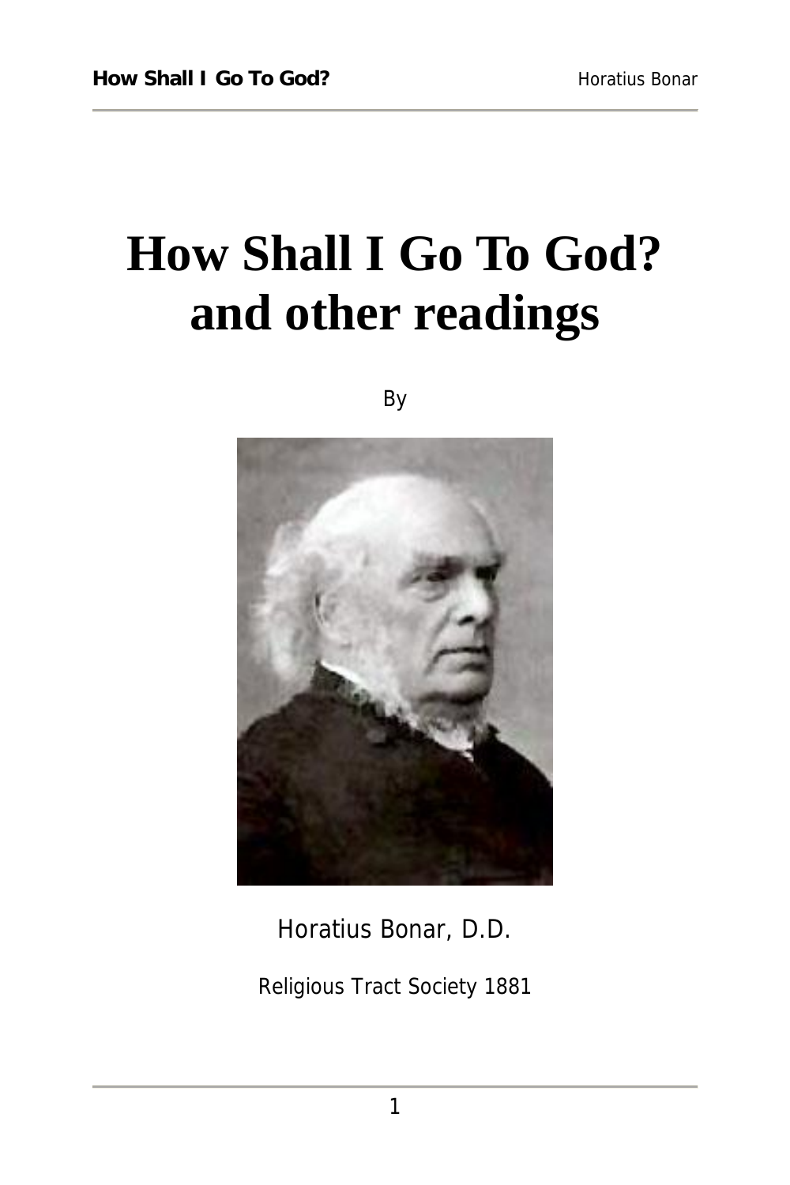# How Shall I Go To God? and other readings

By

Horatius Bonar, D.D.

Religious Tract Society 1881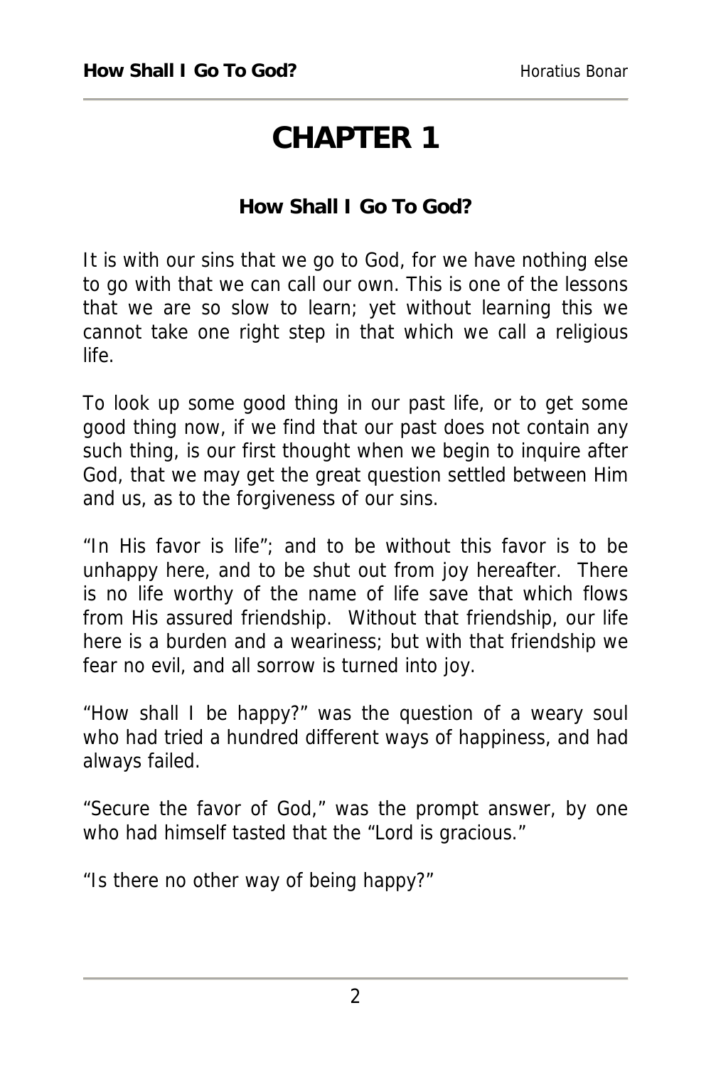# CHAPTER 1

### How Shall I Go To God?

It is with our sins that we go to God, for we have nothing else to go with that we can call our own. This is one of the lessons that we are so slow to learn; yet without learning this we cannot take one right step in that which we call a religious life.

To look up some good thing in our past life, or to get some good thing now, if we find that our past does not contain any such thing, is our first thought when we begin to inquire after God, that we may get the great question settled between Him and us, as to the forgiveness of our sins.

"In His favor is life"; and to be without this favor is to be unhappy here, and to be shut out from joy hereafter. There is no life worthy of the name of life save that which flows from His assured friendship. Without that friendship, our life here is a burden and a weariness; but with that friendship we fear no evil, and all sorrow is turned into joy.

"How shall I be happy?" was the question of a weary soul who had tried a hundred different ways of happiness, and had always failed.

"Secure the favor of God," was the prompt answer, by one who had himself tasted that the "Lord is gracious."

"Is there no other way of being happy?"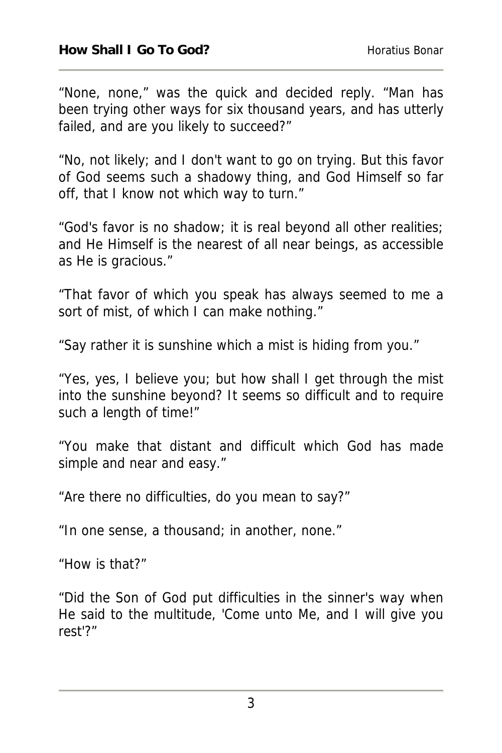"None, none," was the quick and decided reply. "Man has been trying other ways for six thousand years, and has utterly failed, and are you likely to succeed?"

"No, not likely; and I don't want to go on trying. But this favor of God seems such a shadowy thing, and God Himself so far off, that I know not which way to turn."

"God's favor is no shadow; it is real beyond all other realities; and He Himself is the nearest of all near beings, as accessible as He is gracious."

"That favor of which you speak has always seemed to me a sort of mist, of which I can make nothing."

"Say rather it is sunshine which a mist is hiding from you."

"Yes, yes, I believe you; but how shall I get through the mist into the sunshine beyond? It seems so difficult and to require such a length of time!"

"You make that distant and difficult which God has made simple and near and easy."

"Are there no difficulties, do you mean to say?"

"In one sense, a thousand; in another, none."

"How is that?"

"Did the Son of God put difficulties in the sinner's way when He said to the multitude, 'Come unto Me, and I will give you rest'?"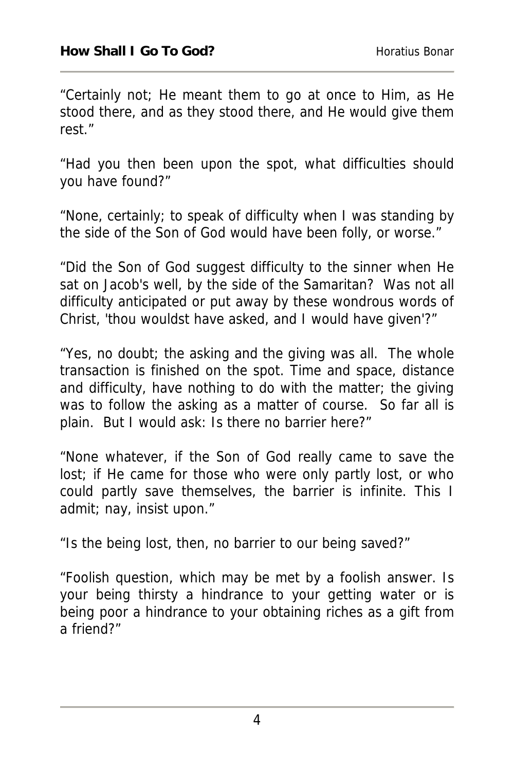“Certainly not; He meant them to go at once to Him, as He stood there, and as they stood there, and He would give them rest.”

“Had you then been upon the spot, what difficulties should you have found?”

“None, certainly; to speak of difficulty when I was standing by the side of the Son of God would have been folly, or worse.”

“Did the Son of God suggest difficulty to the sinner when He sat on Jacob's well, by the side of the Samaritan? Was not all difficulty anticipated or put away by these wondrous words of Christ, 'thou wouldst have asked, and I would have given'?”

“Yes, no doubt; the asking and the giving was all. The whole transaction is finished on the spot. Time and space, distance and difficulty, have nothing to do with the matter; the giving was to follow the asking as a matter of course. So far all is plain. But I would ask: Is there no barrier here?”

“None whatever, if the Son of God really came to save the lost; if He came for those who were only partly lost, or who could partly save themselves, the barrier is infinite. This I admit; nay, insist upon.”

“Is the being lost, then, no barrier to our being saved?”

“Foolish question, which may be met by a foolish answer. Is your being thirsty a hindrance to your getting water or is being poor a hindrance to your obtaining riches as a gift from a friend?”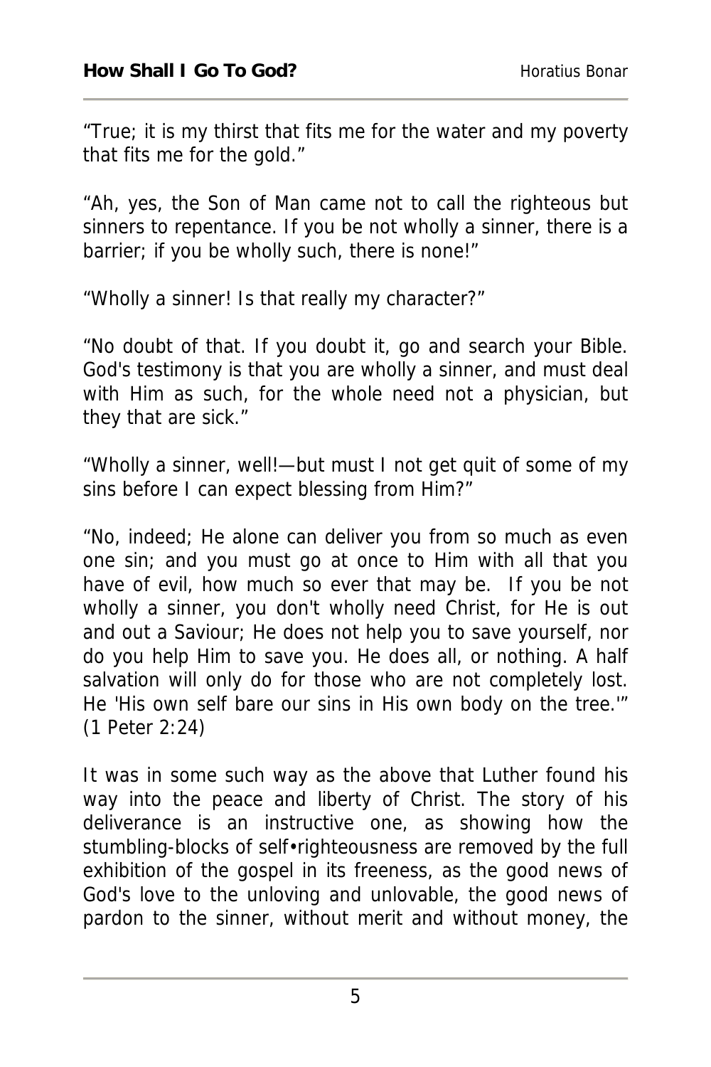"True; it is my thirst that fits me for the water and my poverty that fits me for the gold."

"Ah, yes, the Son of Man came not to call the righteous but sinners to repentance. If you be not wholly a sinner, there is a barrier; if you be wholly such, there is none!"

"Wholly a sinner! Is that really my character?"

"No doubt of that. If you doubt it, go and search your Bible. God's testimony is that you are wholly a sinner, and must deal with Him as such, for the whole need not a physician, but they that are sick."

"Wholly a sinner, well!—but must I not get quit of some of my sins before I can expect blessing from Him?"

"No, indeed; He alone can deliver you from so much as even one sin; and you must go at once to Him with all that you have of evil, how much so ever that may be. If you be not wholly a sinner, you don't wholly need Christ, for He is out and out a Saviour; He does not help you to save yourself, nor do you help Him to save you. He does all, or nothing. A half salvation will only do for those who are not completely lost. He 'His own self bare our sins in His own body on the tree.'" (1 Peter 2:24)

It was in some such way as the above that Luther found his way into the peace and liberty of Christ. The story of his deliverance is an instructive one, as showing how the stumbling-blocks of self•righteousness are removed by the full exhibition of the gospel in its freeness, as the good news of God's love to the unloving and unlovable, the good news of pardon to the sinner, without merit and without money, the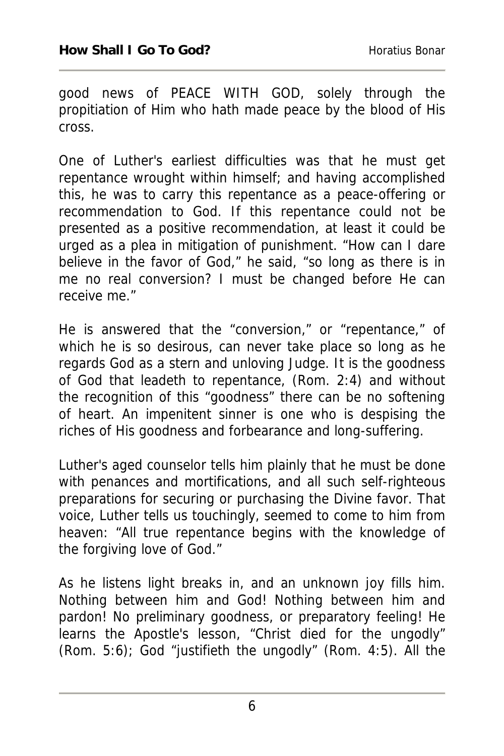good news of PEACE WITH GOD, solely through the propitiation of Him who hath made peace by the blood of His cross.

One of Luther's earliest difficulties was that he must get repentance wrought within himself; and having accomplished this, he was to carry this repentance as a peace-offering or recommendation to God. If this repentance could not be presented as a positive recommendation, at least it could be urged as a plea in mitigation of punishment. "How can I dare believe in the favor of God," he said, "so long as there is in me no real conversion? I must be changed before He can receive me."

He is answered that the "conversion," or "repentance," of which he is so desirous, can never take place so long as he regards God as a stern and unloving Judge. It is the goodness of God that leadeth to repentance, (Rom. 2:4) and without the recognition of this "goodness" there can be no softening of heart. An impenitent sinner is one who is despising the riches of His goodness and forbearance and long-suffering.

Luther's aged counselor tells him plainly that he must be done with penances and mortifications, and all such self-righteous preparations for securing or purchasing the Divine favor. That voice, Luther tells us touchingly, seemed to come to him from heaven: "All true repentance begins with the knowledge of the forgiving love of God."

As he listens light breaks in, and an unknown joy fills him. Nothing between him and God! Nothing between him and pardon! No preliminary goodness, or preparatory feeling! He learns the Apostle's lesson, "Christ died for the ungodly" (Rom. 5:6); God "justifieth the ungodly" (Rom. 4:5). All the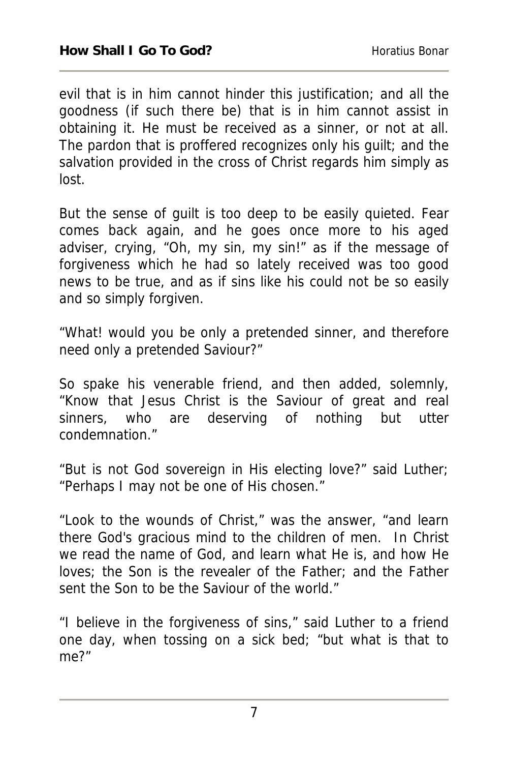evil that is in him cannot hinder this justification; and all the goodness (if such there be) that is in him cannot assist in obtaining it. He must be received as a sinner, or not at all. The pardon that is proffered recognizes only his guilt; and the salvation provided in the cross of Christ regards him simply as lost.

But the sense of guilt is too deep to be easily quieted. Fear comes back again, and he goes once more to his aged adviser, crying, "Oh, my sin, my sin!" as if the message of forgiveness which he had so lately received was too good news to be true, and as if sins like his could not be so easily and so simply forgiven.

"What! would you be only a pretended sinner, and therefore need only a pretended Saviour?"

So spake his venerable friend, and then added, solemnly, "Know that Jesus Christ is the Saviour of great and real sinners, who are deserving of nothing but utter condemnation."

"But is not God sovereign in His electing love?" said Luther; "Perhaps I may not be one of His chosen."

"Look to the wounds of Christ," was the answer, "and learn there God's gracious mind to the children of men. In Christ we read the name of God, and learn what He is, and how He loves; the Son is the revealer of the Father; and the Father sent the Son to be the Saviour of the world."

"I believe in the forgiveness of sins," said Luther to a friend one day, when tossing on a sick bed; "but what is that to me?"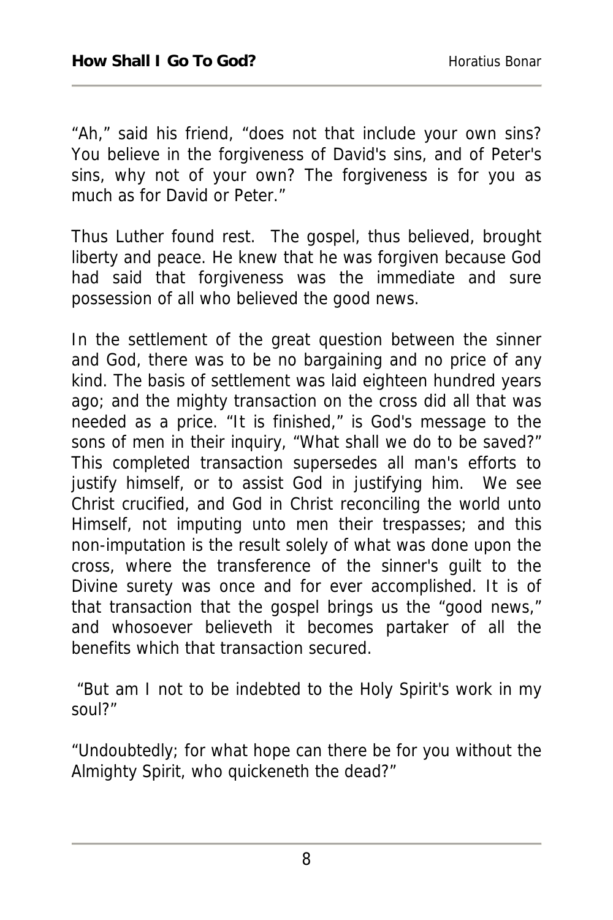"Ah," said his friend, "does not that include your own sins? You believe in the forgiveness of David's sins, and of Peter's sins, why not of your own? The forgiveness is for you as much as for David or Peter."

Thus Luther found rest. The gospel, thus believed, brought liberty and peace. He knew that he was forgiven because God had said that forgiveness was the immediate and sure possession of all who believed the good news.

In the settlement of the great question between the sinner and God, there was to be no bargaining and no price of any kind. The basis of settlement was laid eighteen hundred years ago; and the mighty transaction on the cross did all that was needed as a price. "It is finished," is God's message to the sons of men in their inquiry, "What shall we do to be saved?" This completed transaction supersedes all man's efforts to justify himself, or to assist God in justifying him. We see Christ crucified, and God in Christ reconciling the world unto Himself, not imputing unto men their trespasses; and this non-imputation is the result solely of what was done upon the cross, where the transference of the sinner's guilt to the Divine surety was once and for ever accomplished. It is of that transaction that the gospel brings us the "good news," and whosoever believeth it becomes partaker of all the benefits which that transaction secured.

"But am I not to be indebted to the Holy Spirit's work in my soul?"

"Undoubtedly; for what hope can there be for you without the Almighty Spirit, who quickeneth the dead?"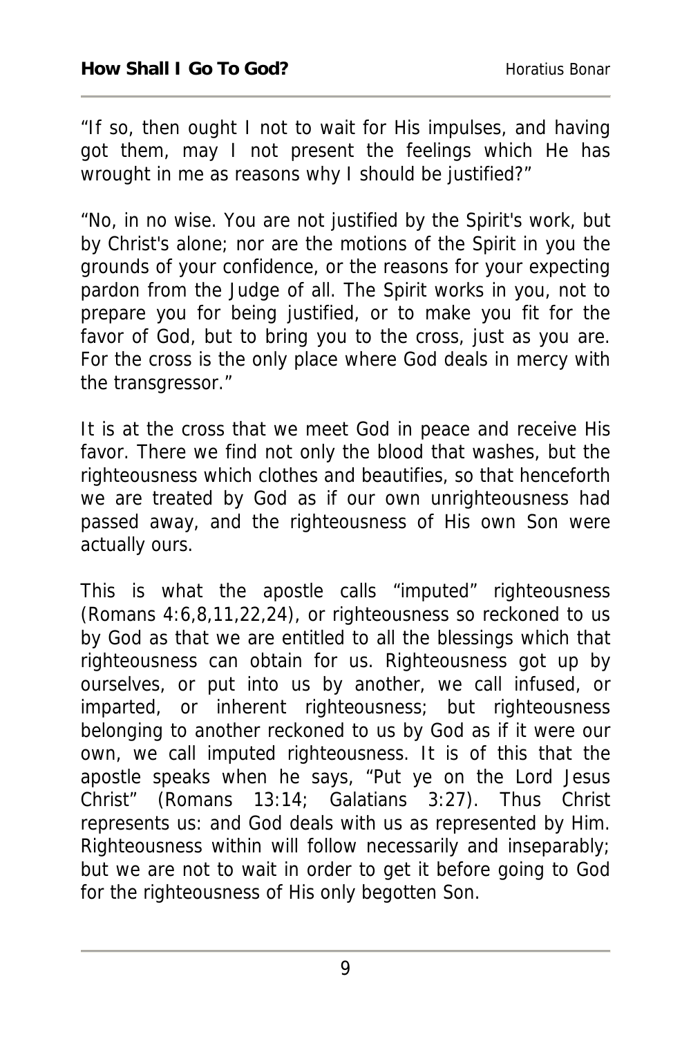"If so, then ought I not to wait for His impulses, and having got them, may I not present the feelings which He has wrought in me as reasons why I should be justified?"

"No, in no wise. You are not justified by the Spirit's work, but by Christ's alone; nor are the motions of the Spirit in you the grounds of your confidence, or the reasons for your expecting pardon from the Judge of all. The Spirit works in you, not to prepare you for being justified, or to make you fit for the favor of God, but to bring you to the cross, just as you are. For the cross is the only place where God deals in mercy with the transgressor."

It is at the cross that we meet God in peace and receive His favor. There we find not only the blood that washes, but the righteousness which clothes and beautifies, so that henceforth we are treated by God as if our own unrighteousness had passed away, and the righteousness of His own Son were actually ours.

This is what the apostle calls "imputed" righteousness (Romans 4:6,8,11,22,24), or righteousness so reckoned to us by God as that we are entitled to all the blessings which that righteousness can obtain for us. Righteousness got up by ourselves, or put into us by another, we call infused, or imparted, or inherent righteousness; but righteousness belonging to another reckoned to us by God as if it were our own, we call imputed righteousness. It is of this that the apostle speaks when he says, "Put ye on the Lord Jesus Christ" (Romans 13:14; Galatians 3:27). Thus Christ represents us: and God deals with us as represented by Him. Righteousness within will follow necessarily and inseparably; but we are not to wait in order to get it before going to God for the righteousness of His only begotten Son.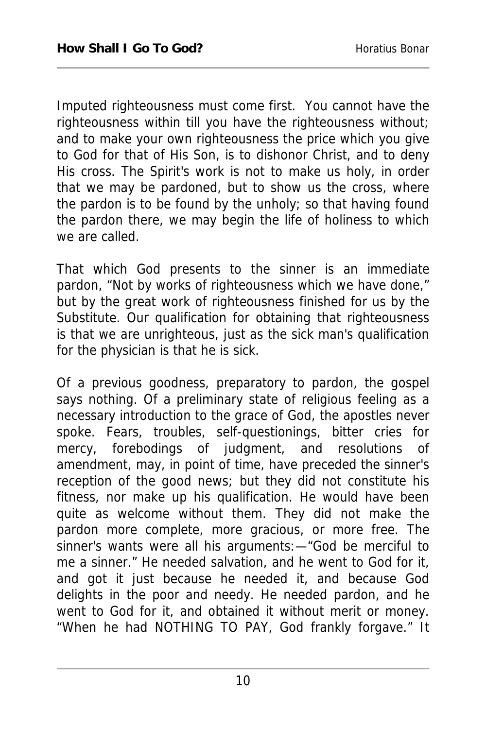Imputed righteousness must come first. You cannot have the righteousness within till you have the righteousness without; and to make your own righteousness the price which you give to God for that of His Son, is to dishonor Christ, and to deny His cross. The Spirit's work is not to make us holy, in order that we may be pardoned, but to show us the cross, where the pardon is to be found by the unholy; so that having found the pardon there, we may begin the life of holiness to which we are called.

That which God presents to the sinner is an immediate pardon, "Not by works of righteousness which we have done," but by the great work of righteousness finished for us by the Substitute. Our qualification for obtaining that righteousness is that we are unrighteous, just as the sick man's qualification for the physician is that he is sick.

Of a previous goodness, preparatory to pardon, the gospel says nothing. Of a preliminary state of religious feeling as a necessary introduction to the grace of God, the apostles never spoke. Fears, troubles, self-questionings, bitter cries for mercy, forebodings of judgment, and resolutions of amendment, may, in point of time, have preceded the sinner's reception of the good news; but they did not constitute his fitness, nor make up his qualification. He would have been quite as welcome without them. They did not make the pardon more complete, more gracious, or more free. The sinner's wants were all his arguments:—"God be merciful to me a sinner." He needed salvation, and he went to God for it, and got it just because he needed it, and because God delights in the poor and needy. He needed pardon, and he went to God for it, and obtained it without merit or money. "When he had NOTHING TO PAY, God frankly forgave." It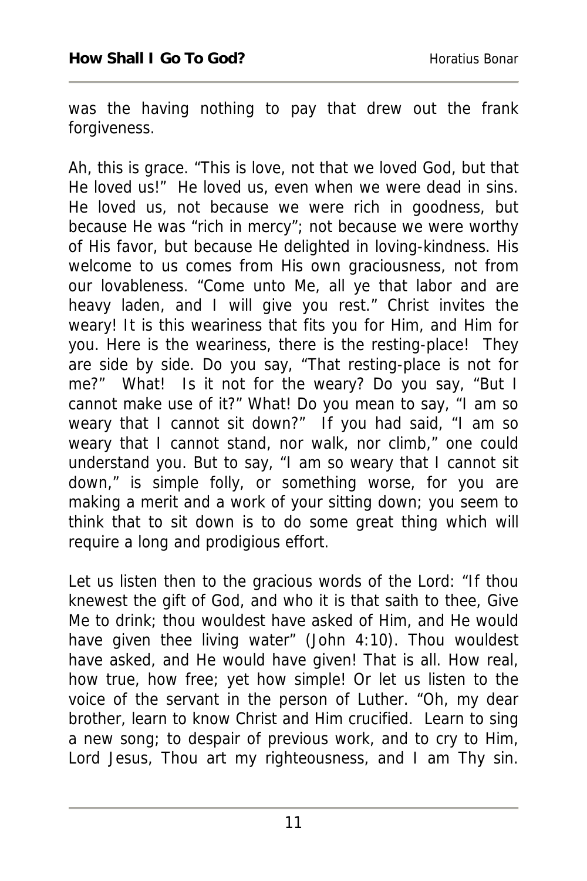was the having nothing to pay that drew out the frank forgiveness.

Ah, this is grace. "This is love, not that we loved God, but that He loved us!" He loved us, even when we were dead in sins. He loved us, not because we were rich in goodness, but because He was "rich in mercy"; not because we were worthy of His favor, but because He delighted in loving-kindness. His welcome to us comes from His own graciousness, not from our lovableness. "Come unto Me, all ye that labor and are heavy laden, and I will give you rest." Christ invites the weary! It is this weariness that fits you for Him, and Him for you. Here is the weariness, there is the resting-place! They are side by side. Do you say, "That resting-place is not for me?" What! Is it not for the weary? Do you say, "But I cannot make use of it?" What! Do you mean to say, "I am so weary that I cannot sit down?" If you had said, "I am so weary that I cannot stand, nor walk, nor climb," one could understand you. But to say, "I am so weary that I cannot sit down," is simple folly, or something worse, for you are making a merit and a work of your sitting down; you seem to think that to sit down is to do some great thing which will require a long and prodigious effort.

Let us listen then to the gracious words of the Lord: "If thou knewest the gift of God, and who it is that saith to thee, Give Me to drink; thou wouldest have asked of Him, and He would have given thee living water" (John 4:10). Thou wouldest have asked, and He would have given! That is all. How real, how true, how free; yet how simple! Or let us listen to the voice of the servant in the person of Luther. "Oh, my dear brother, learn to know Christ and Him crucified. Learn to sing a new song; to despair of previous work, and to cry to Him, Lord Jesus, Thou art my righteousness, and I am Thy sin.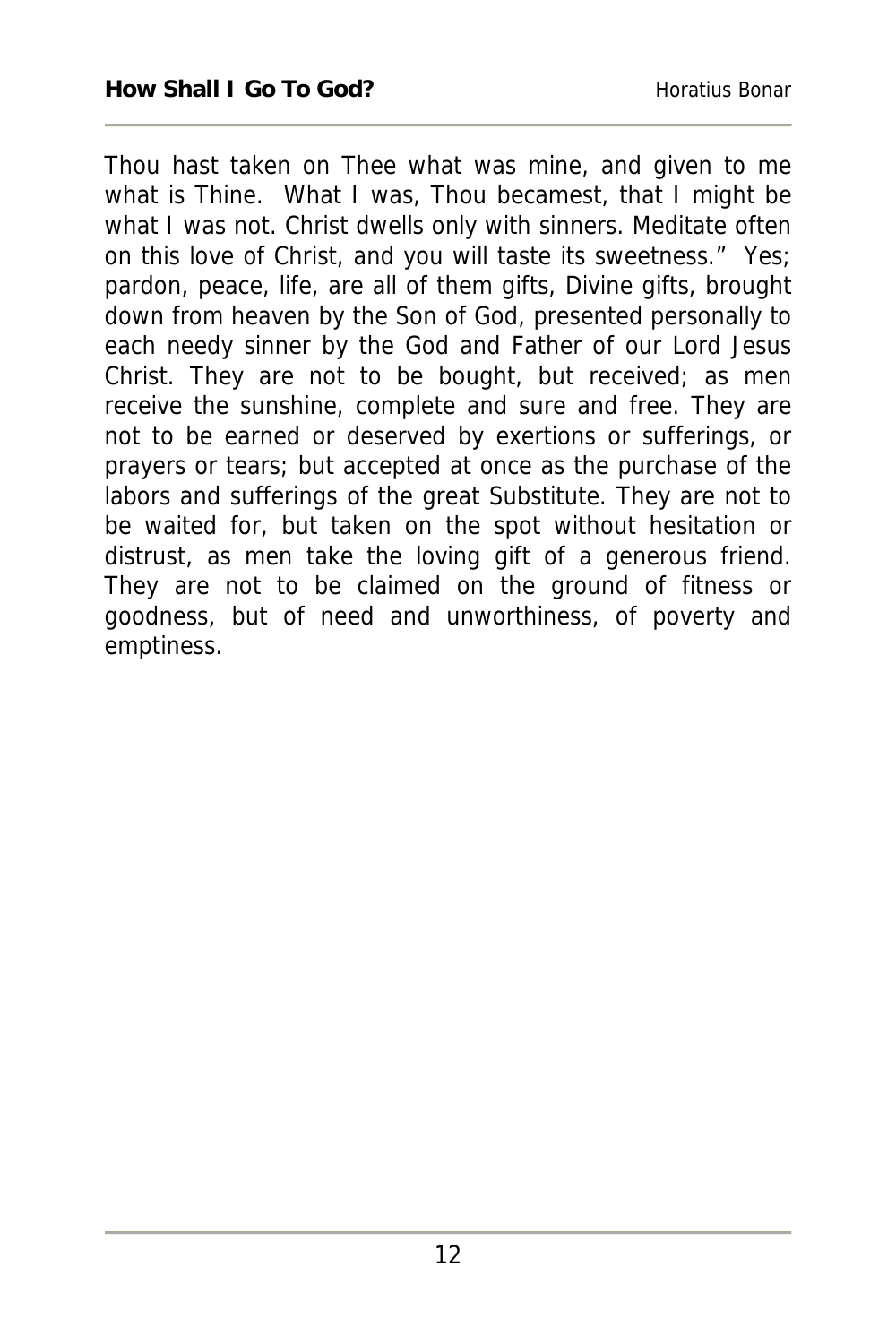Thou hast taken on Thee what was mine, and given to me what is Thine. What I was, Thou becamest, that I might be what I was not. Christ dwells only with sinners. Meditate often on this love of Christ, and you will taste its sweetness." Yes; pardon, peace, life, are all of them gifts, Divine gifts, brought down from heaven by the Son of God, presented personally to each needy sinner by the God and Father of our Lord Jesus Christ. They are not to be bought, but received; as men receive the sunshine, complete and sure and free. They are not to be earned or deserved by exertions or sufferings, or prayers or tears; but accepted at once as the purchase of the labors and sufferings of the great Substitute. They are not to be waited for, but taken on the spot without hesitation or distrust, as men take the loving gift of a generous friend. They are not to be claimed on the ground of fitness or goodness, but of need and unworthiness, of poverty and emptiness.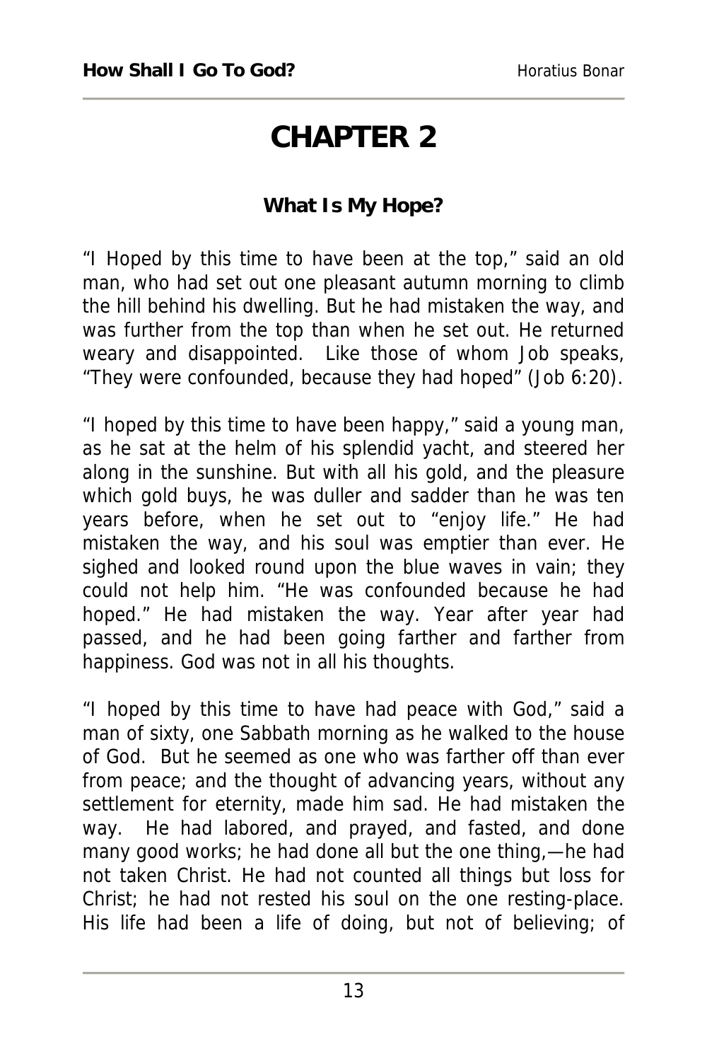# CHAPTER 2

**What Is My Hope?**

"I Hoped by this time to have been at the top," said an old man, who had set out one pleasant autumn morning to climb the hill behind his dwelling. But he had mistaken the way, and was further from the top than when he set out. He returned weary and disappointed. Like those of whom Job speaks, "They were confounded, because they had hoped" (Job 6:20).

"I hoped by this time to have been happy," said a young man, as he sat at the helm of his splendid yacht, and steered her along in the sunshine. But with all his gold, and the pleasure which gold buys, he was duller and sadder than he was ten years before, when he set out to "enjoy life." He had mistaken the way, and his soul was emptier than ever. He sighed and looked round upon the blue waves in vain; they could not help him. "He was confounded because he had hoped." He had mistaken the way. Year after year had passed, and he had been going farther and farther from happiness. God was not in all his thoughts.

"I hoped by this time to have had peace with God," said a man of sixty, one Sabbath morning as he walked to the house of God. But he seemed as one who was farther off than ever from peace; and the thought of advancing years, without any settlement for eternity, made him sad. He had mistaken the way. He had labored, and prayed, and fasted, and done many good works; he had done all but the one thing,—he had not taken Christ. He had not counted all things but loss for Christ; he had not rested his soul on the one resting-place. His life had been a life of doing, but not of believing; of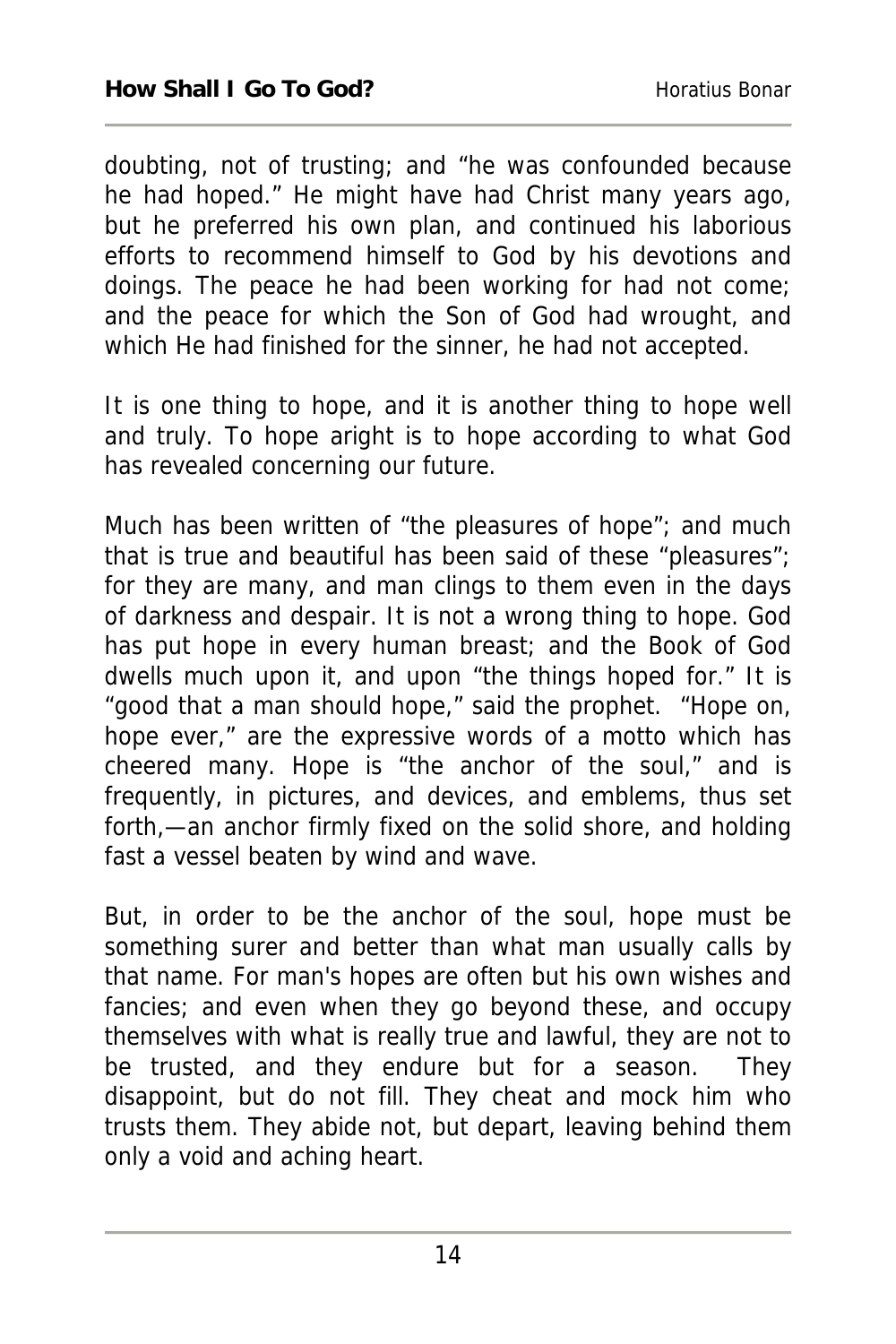doubting, not of trusting; and "he was confounded because he had hoped." He might have had Christ many years ago, but he preferred his own plan, and continued his laborious efforts to recommend himself to God by his devotions and doings. The peace he had been working for had not come; and the peace for which the Son of God had wrought, and which He had finished for the sinner, he had not accepted.

It is one thing to hope, and it is another thing to hope well and truly. To hope aright is to hope according to what God has revealed concerning our future.

Much has been written of "the pleasures of hope"; and much that is true and beautiful has been said of these "pleasures"; for they are many, and man clings to them even in the days of darkness and despair. It is not a wrong thing to hope. God has put hope in every human breast; and the Book of God dwells much upon it, and upon "the things hoped for." It is "good that a man should hope," said the prophet. "Hope on, hope ever," are the expressive words of a motto which has cheered many. Hope is "the anchor of the soul," and is frequently, in pictures, and devices, and emblems, thus set forth,—an anchor firmly fixed on the solid shore, and holding fast a vessel beaten by wind and wave.

But, in order to be the anchor of the soul, hope must be something surer and better than what man usually calls by that name. For man's hopes are often but his own wishes and fancies; and even when they go beyond these, and occupy themselves with what is really true and lawful, they are not to be trusted, and they endure but for a season. They disappoint, but do not fill. They cheat and mock him who trusts them. They abide not, but depart, leaving behind them only a void and aching heart.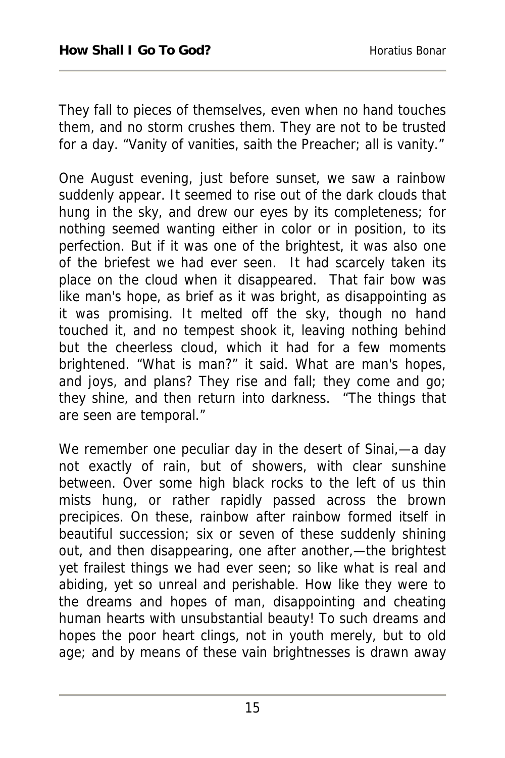They fall to pieces of themselves, even when no hand touches them, and no storm crushes them. They are not to be trusted for a day. "Vanity of vanities, saith the Preacher; all is vanity."

One August evening, just before sunset, we saw a rainbow suddenly appear. It seemed to rise out of the dark clouds that hung in the sky, and drew our eyes by its completeness; for nothing seemed wanting either in color or in position, to its perfection. But if it was one of the brightest, it was also one of the briefest we had ever seen. It had scarcely taken its place on the cloud when it disappeared. That fair bow was like man's hope, as brief as it was bright, as disappointing as it was promising. It melted off the sky, though no hand touched it, and no tempest shook it, leaving nothing behind but the cheerless cloud, which it had for a few moments brightened. "What is man?" it said. What are man's hopes, and joys, and plans? They rise and fall; they come and go; they shine, and then return into darkness. "The things that are seen are temporal."

We remember one peculiar day in the desert of Sinai,—a day not exactly of rain, but of showers, with clear sunshine between. Over some high black rocks to the left of us thin mists hung, or rather rapidly passed across the brown precipices. On these, rainbow after rainbow formed itself in beautiful succession; six or seven of these suddenly shining out, and then disappearing, one after another,—the brightest yet frailest things we had ever seen; so like what is real and abiding, yet so unreal and perishable. How like they were to the dreams and hopes of man, disappointing and cheating human hearts with unsubstantial beauty! To such dreams and hopes the poor heart clings, not in youth merely, but to old age; and by means of these vain brightnesses is drawn away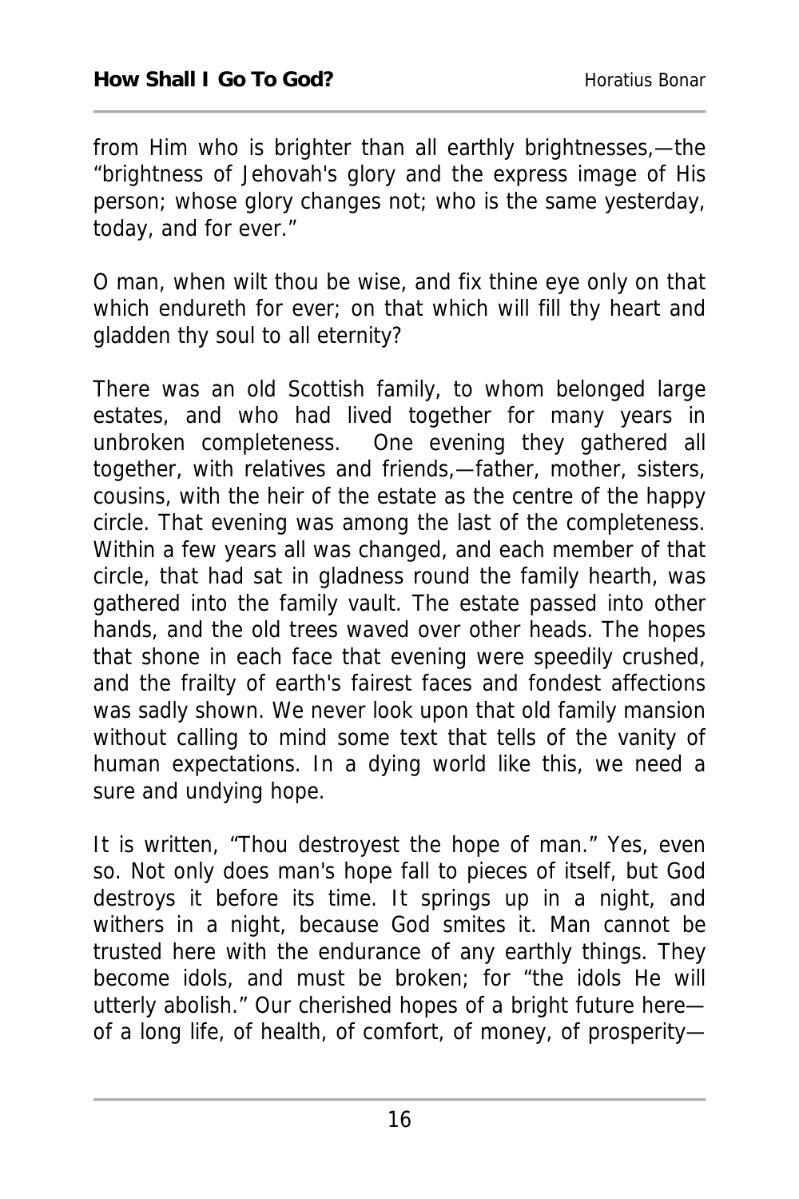from Him who is brighter than all earthly brightnesses,—the "brightness of Jehovah's glory and the express image of His person; whose glory changes not; who is the same yesterday, today, and for ever."

O man, when wilt thou be wise, and fix thine eye only on that which endureth for ever; on that which will fill thy heart and gladden thy soul to all eternity?

There was an old Scottish family, to whom belonged large estates, and who had lived together for many years in unbroken completeness. One evening they gathered all together, with relatives and friends,—father, mother, sisters, cousins, with the heir of the estate as the centre of the happy circle. That evening was among the last of the completeness. Within a few years all was changed, and each member of that circle, that had sat in gladness round the family hearth, was gathered into the family vault. The estate passed into other hands, and the old trees waved over other heads. The hopes that shone in each face that evening were speedily crushed, and the frailty of earth's fairest faces and fondest affections was sadly shown. We never look upon that old family mansion without calling to mind some text that tells of the vanity of human expectations. In a dying world like this, we need a sure and undying hope.

It is written, "Thou destroyest the hope of man." Yes, even so. Not only does man's hope fall to pieces of itself, but God destroys it before its time. It springs up in a night, and withers in a night, because God smites it. Man cannot be trusted here with the endurance of any earthly things. They become idols, and must be broken; for "the idols He will utterly abolish." Our cherished hopes of a bright future here—of a long life, of health, of comfort, of money, of prosperity—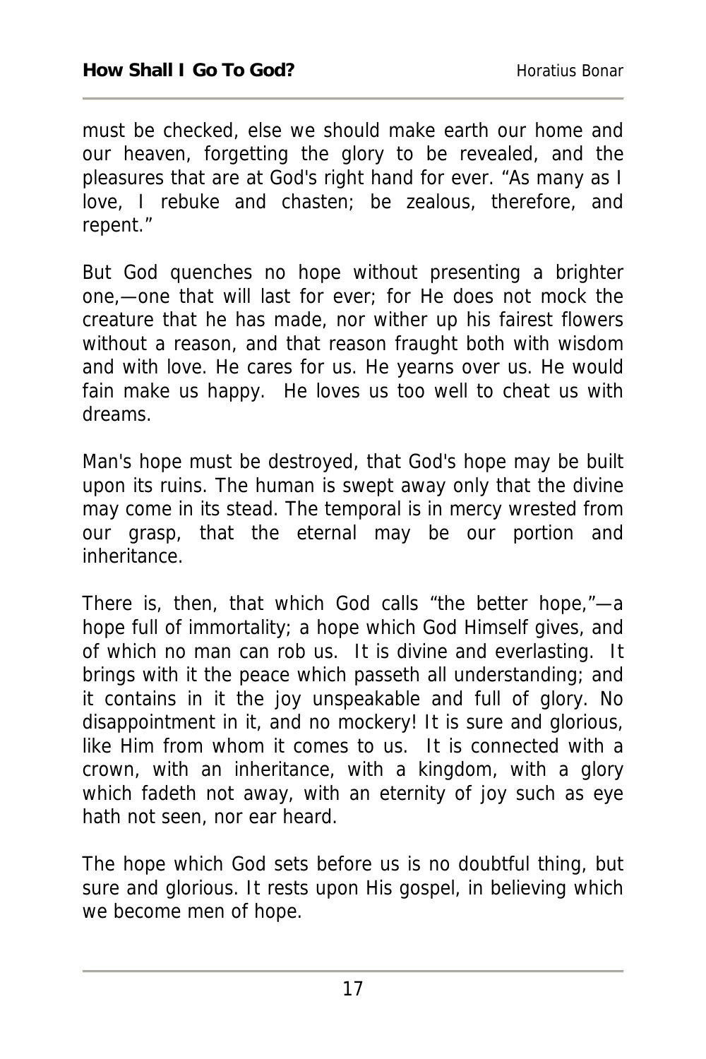must be checked, else we should make earth our home and our heaven, forgetting the glory to be revealed, and the pleasures that are at God's right hand for ever. “As many as I love, I rebuke and chasten; be zealous, therefore, and repent.”

But God quenches no hope without presenting a brighter one,—one that will last for ever; for He does not mock the creature that he has made, nor wither up his fairest flowers without a reason, and that reason fraught both with wisdom and with love. He cares for us. He yearns over us. He would fain make us happy. He loves us too well to cheat us with dreams.

Man's hope must be destroyed, that God's hope may be built upon its ruins. The human is swept away only that the divine may come in its stead. The temporal is in mercy wrested from our grasp, that the eternal may be our portion and inheritance.

There is, then, that which God calls “the better hope,”—a hope full of immortality; a hope which God Himself gives, and of which no man can rob us. It is divine and everlasting. It brings with it the peace which passeth all understanding; and it contains in it the joy unspeakable and full of glory. No disappointment in it, and no mockery! It is sure and glorious, like Him from whom it comes to us. It is connected with a crown, with an inheritance, with a kingdom, with a glory which fadeth not away, with an eternity of joy such as eye hath not seen, nor ear heard.

The hope which God sets before us is no doubtful thing, but sure and glorious. It rests upon His gospel, in believing which we become men of hope.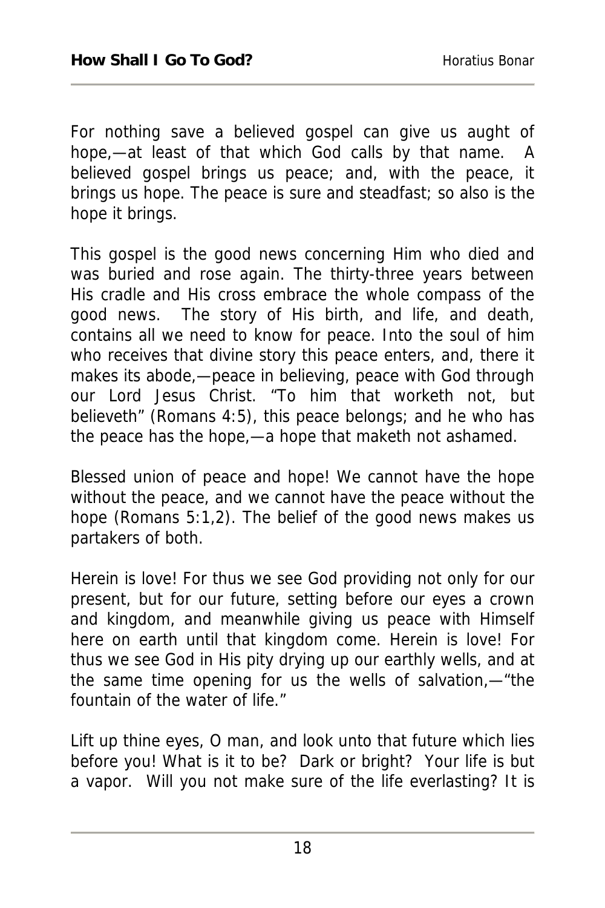For nothing save a believed gospel can give us aught of hope,—at least of that which God calls by that name. A believed gospel brings us peace; and, with the peace, it brings us hope. The peace is sure and steadfast; so also is the hope it brings.

This gospel is the good news concerning Him who died and was buried and rose again. The thirty-three years between His cradle and His cross embrace the whole compass of the good news. The story of His birth, and life, and death, contains all we need to know for peace. Into the soul of him who receives that divine story this peace enters, and, there it makes its abode,—peace in believing, peace with God through our Lord Jesus Christ. "To him that worketh not, but believeth" (Romans 4:5), this peace belongs; and he who has the peace has the hope,—a hope that maketh not ashamed.

Blessed union of peace and hope! We cannot have the hope without the peace, and we cannot have the peace without the hope (Romans 5:1,2). The belief of the good news makes us partakers of both.

Herein is love! For thus we see God providing not only for our present, but for our future, setting before our eyes a crown and kingdom, and meanwhile giving us peace with Himself here on earth until that kingdom come. Herein is love! For thus we see God in His pity drying up our earthly wells, and at the same time opening for us the wells of salvation,—"the fountain of the water of life."

Lift up thine eyes, O man, and look unto that future which lies before you! What is it to be? Dark or bright? Your life is but a vapor. Will you not make sure of the life everlasting? It is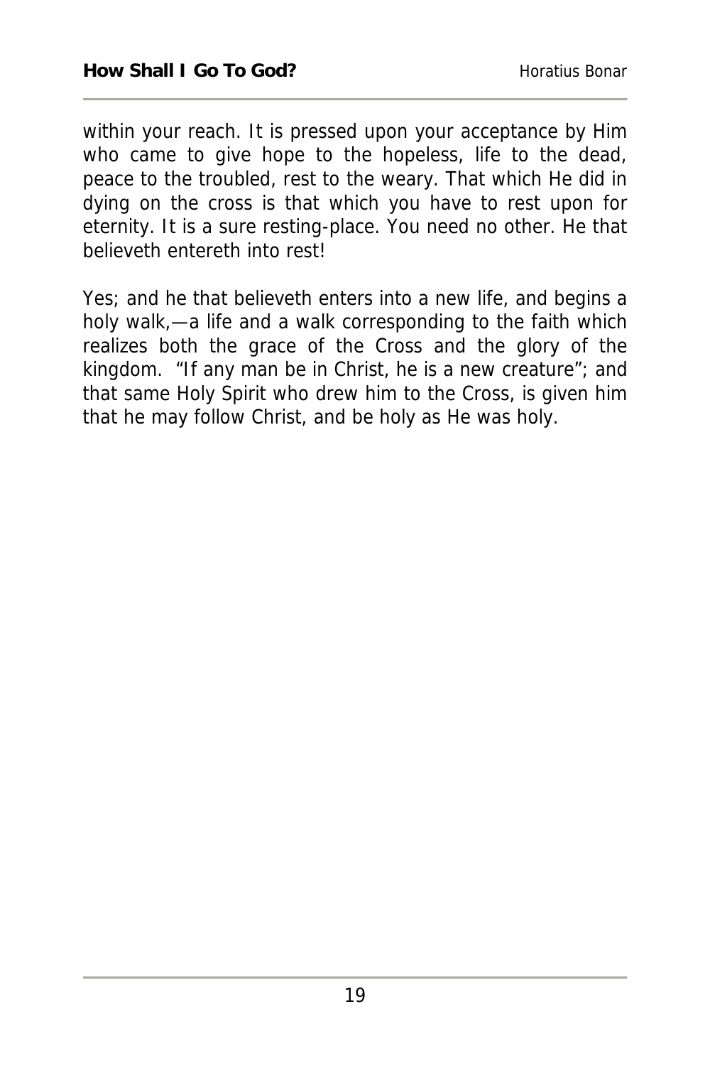within your reach. It is pressed upon your acceptance by Him who came to give hope to the hopeless, life to the dead, peace to the troubled, rest to the weary. That which He did in dying on the cross is that which you have to rest upon for eternity. It is a sure resting-place. You need no other. He that believeth entereth into rest!

Yes; and he that believeth enters into a new life, and begins a holy walk,—a life and a walk corresponding to the faith which realizes both the grace of the Cross and the glory of the kingdom. "If any man be in Christ, he is a new creature"; and that same Holy Spirit who drew him to the Cross, is given him that he may follow Christ, and be holy as He was holy.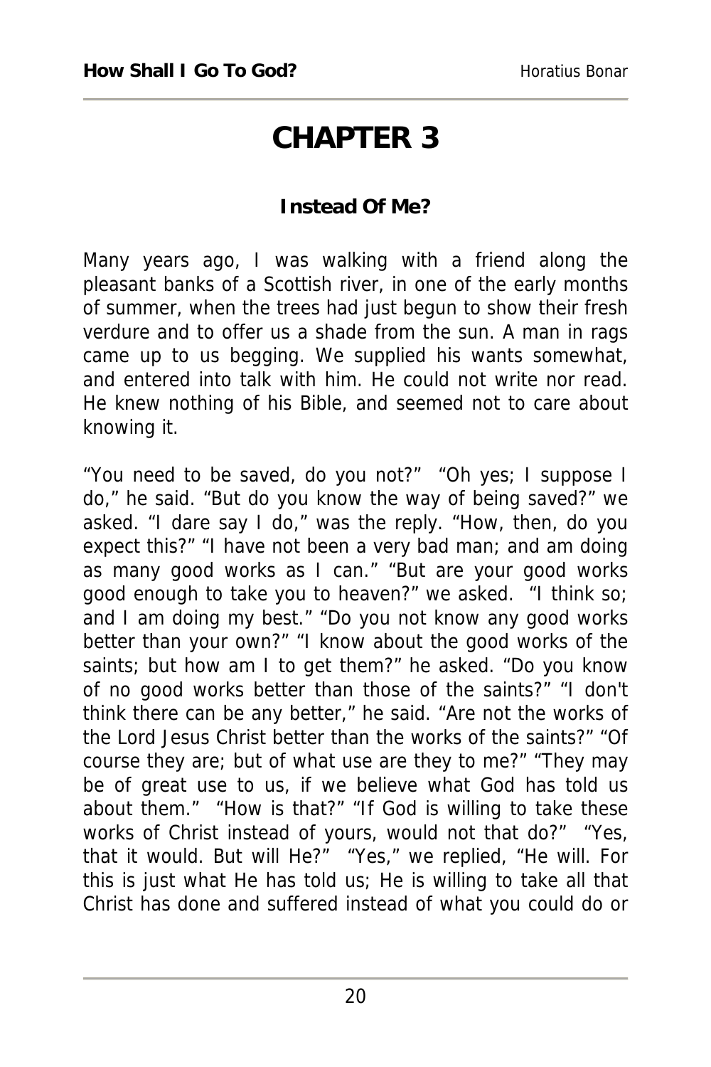# CHAPTER 3

**Instead Of Me?**

Many years ago, I was walking with a friend along the pleasant banks of a Scottish river, in one of the early months of summer, when the trees had just begun to show their fresh verdure and to offer us a shade from the sun. A man in rags came up to us begging. We supplied his wants somewhat, and entered into talk with him. He could not write nor read. He knew nothing of his Bible, and seemed not to care about knowing it.

"You need to be saved, do you not?" "Oh yes; I suppose I do," he said. "But do you know the way of being saved?" we asked. "I dare say I do," was the reply. "How, then, do you expect this?" "I have not been a very bad man; and am doing as many good works as I can." "But are your good works good enough to take you to heaven?" we asked. "I think so; and I am doing my best." "Do you not know any good works better than your own?" "I know about the good works of the saints; but how am I to get them?" he asked. "Do you know of no good works better than those of the saints?" "I don't think there can be any better," he said. "Are not the works of the Lord Jesus Christ better than the works of the saints?" "Of course they are; but of what use are they to me?" "They may be of great use to us, if we believe what God has told us about them." "How is that?" "If God is willing to take these works of Christ instead of yours, would not that do?" "Yes, that it would. But will He?" "Yes," we replied, "He will. For this is just what He has told us; He is willing to take all that Christ has done and suffered instead of what you could do or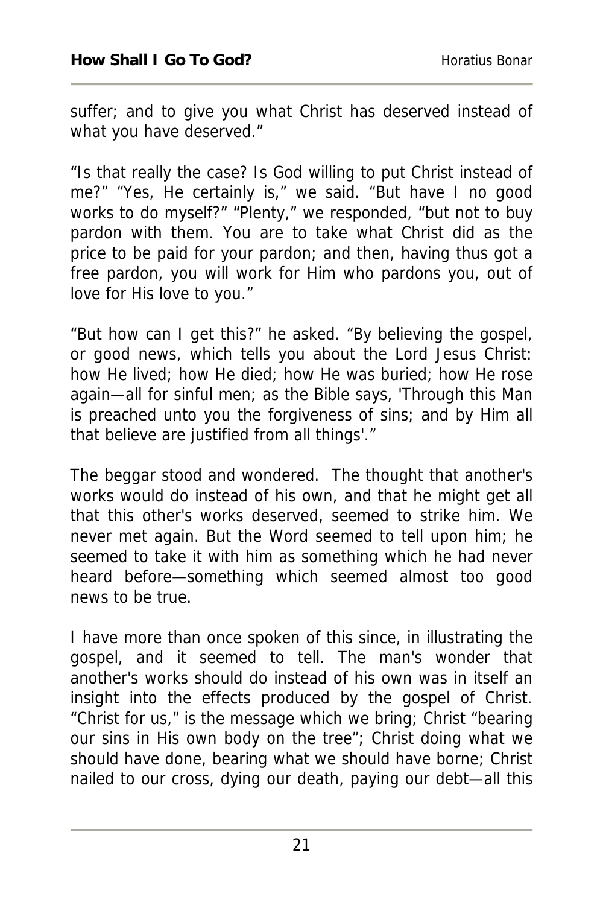suffer; and to give you what Christ has deserved instead of what you have deserved."

"Is that really the case? Is God willing to put Christ instead of me?" "Yes, He certainly is," we said. "But have I no good works to do myself?" "Plenty," we responded, "but not to buy pardon with them. You are to take what Christ did as the price to be paid for your pardon; and then, having thus got a free pardon, you will work for Him who pardons you, out of love for His love to you."

"But how can I get this?" he asked. "By believing the gospel, or good news, which tells you about the Lord Jesus Christ: how He lived; how He died; how He was buried; how He rose again—all for sinful men; as the Bible says, 'Through this Man is preached unto you the forgiveness of sins; and by Him all that believe are justified from all things'."

The beggar stood and wondered. The thought that another's works would do instead of his own, and that he might get all that this other's works deserved, seemed to strike him. We never met again. But the Word seemed to tell upon him; he seemed to take it with him as something which he had never heard before—something which seemed almost too good news to be true.

I have more than once spoken of this since, in illustrating the gospel, and it seemed to tell. The man's wonder that another's works should do instead of his own was in itself an insight into the effects produced by the gospel of Christ. "Christ for us," is the message which we bring; Christ "bearing our sins in His own body on the tree"; Christ doing what we should have done, bearing what we should have borne; Christ nailed to our cross, dying our death, paying our debt—all this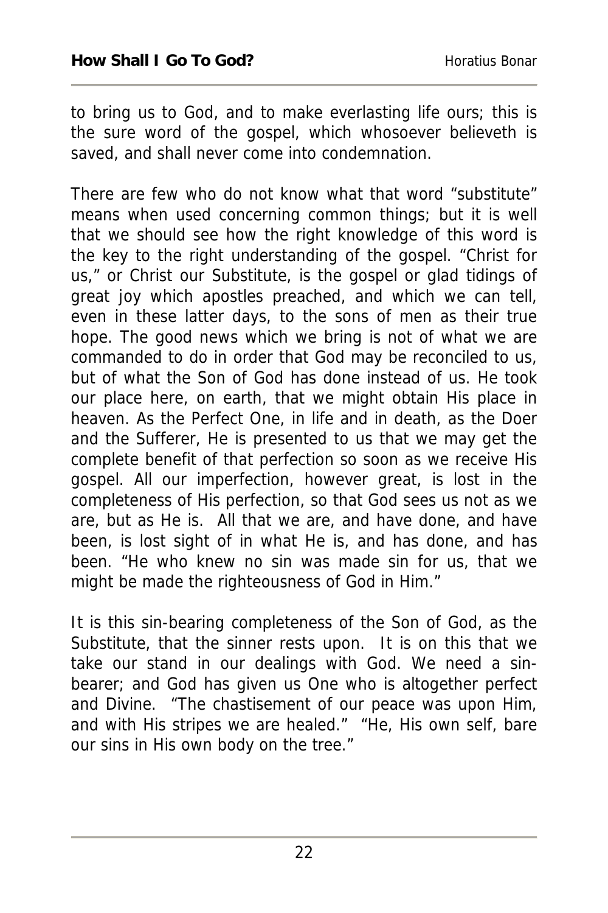to bring us to God, and to make everlasting life ours; this is the sure word of the gospel, which whosoever believeth is saved, and shall never come into condemnation.

There are few who do not know what that word "substitute" means when used concerning common things; but it is well that we should see how the right knowledge of this word is the key to the right understanding of the gospel. "Christ for us," or Christ our Substitute, is the gospel or glad tidings of great joy which apostles preached, and which we can tell, even in these latter days, to the sons of men as their true hope. The good news which we bring is not of what we are commanded to do in order that God may be reconciled to us, but of what the Son of God has done instead of us. He took our place here, on earth, that we might obtain His place in heaven. As the Perfect One, in life and in death, as the Doer and the Sufferer, He is presented to us that we may get the complete benefit of that perfection so soon as we receive His gospel. All our imperfection, however great, is lost in the completeness of His perfection, so that God sees us not as we are, but as He is. All that we are, and have done, and have been, is lost sight of in what He is, and has done, and has been. "He who knew no sin was made sin for us, that we might be made the righteousness of God in Him."

It is this sin-bearing completeness of the Son of God, as the Substitute, that the sinner rests upon. It is on this that we take our stand in our dealings with God. We need a sin-bearer; and God has given us One who is altogether perfect and Divine. "The chastisement of our peace was upon Him, and with His stripes we are healed." "He, His own self, bare our sins in His own body on the tree."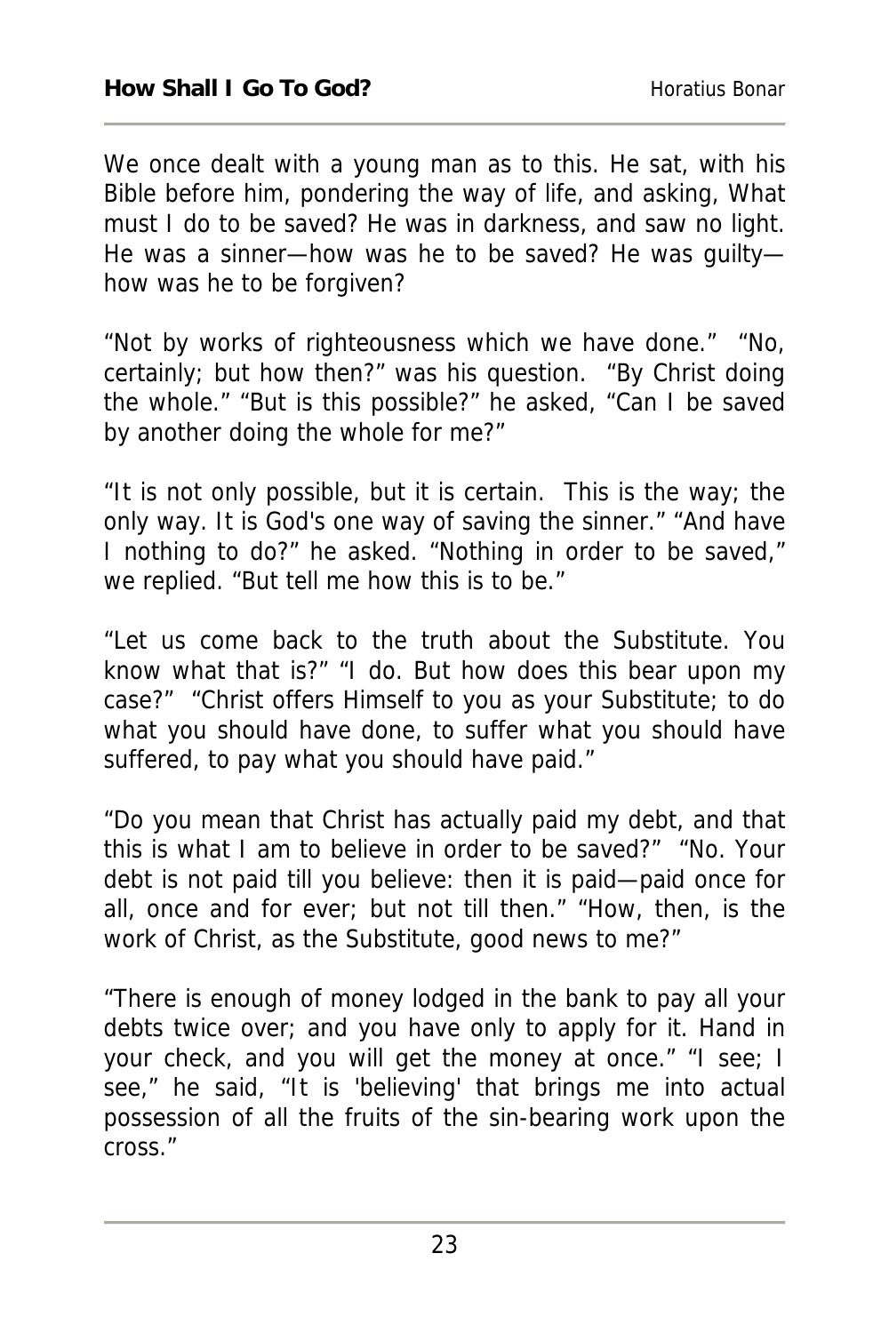We once dealt with a young man as to this. He sat, with his Bible before him, pondering the way of life, and asking, What must I do to be saved? He was in darkness, and saw no light. He was a sinner—how was he to be saved? He was guilty—how was he to be forgiven?

"Not by works of righteousness which we have done." "No, certainly; but how then?" was his question. "By Christ doing the whole." "But is this possible?" he asked, "Can I be saved by another doing the whole for me?"

"It is not only possible, but it is certain. This is the way; the only way. It is God's one way of saving the sinner." "And have I nothing to do?" he asked. "Nothing in order to be saved," we replied. "But tell me how this is to be."

"Let us come back to the truth about the Substitute. You know what that is?" "I do. But how does this bear upon my case?" "Christ offers Himself to you as your Substitute; to do what you should have done, to suffer what you should have suffered, to pay what you should have paid."

"Do you mean that Christ has actually paid my debt, and that this is what I am to believe in order to be saved?" "No. Your debt is not paid till you believe: then it is paid—paid once for all, once and for ever; but not till then." "How, then, is the work of Christ, as the Substitute, good news to me?"

"There is enough of money lodged in the bank to pay all your debts twice over; and you have only to apply for it. Hand in your check, and you will get the money at once." "I see; I see," he said, "It is 'believing' that brings me into actual possession of all the fruits of the sin-bearing work upon the cross."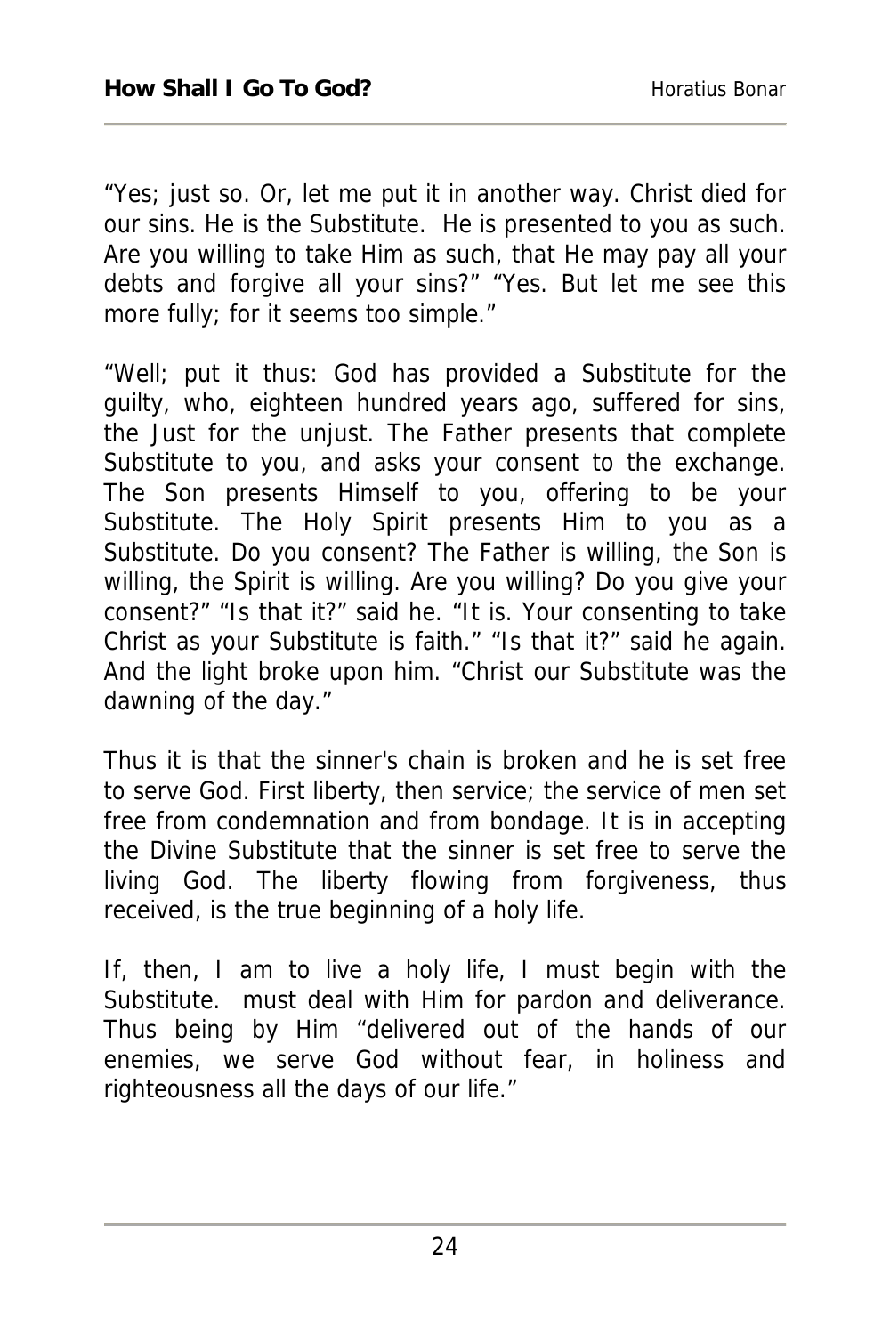"Yes; just so. Or, let me put it in another way. Christ died for our sins. He is the Substitute. He is presented to you as such. Are you willing to take Him as such, that He may pay all your debts and forgive all your sins?" "Yes. But let me see this more fully; for it seems too simple."

"Well; put it thus: God has provided a Substitute for the guilty, who, eighteen hundred years ago, suffered for sins, the Just for the unjust. The Father presents that complete Substitute to you, and asks your consent to the exchange. The Son presents Himself to you, offering to be your Substitute. The Holy Spirit presents Him to you as a Substitute. Do you consent? The Father is willing, the Son is willing, the Spirit is willing. Are you willing? Do you give your consent?" "Is that it?" said he. "It is. Your consenting to take Christ as your Substitute is faith." "Is that it?" said he again. And the light broke upon him. "Christ our Substitute was the dawning of the day."

Thus it is that the sinner's chain is broken and he is set free to serve God. First liberty, then service; the service of men set free from condemnation and from bondage. It is in accepting the Divine Substitute that the sinner is set free to serve the living God. The liberty flowing from forgiveness, thus received, is the true beginning of a holy life.

If, then, I am to live a holy life, I must begin with the Substitute. must deal with Him for pardon and deliverance. Thus being by Him "delivered out of the hands of our enemies, we serve God without fear, in holiness and righteousness all the days of our life."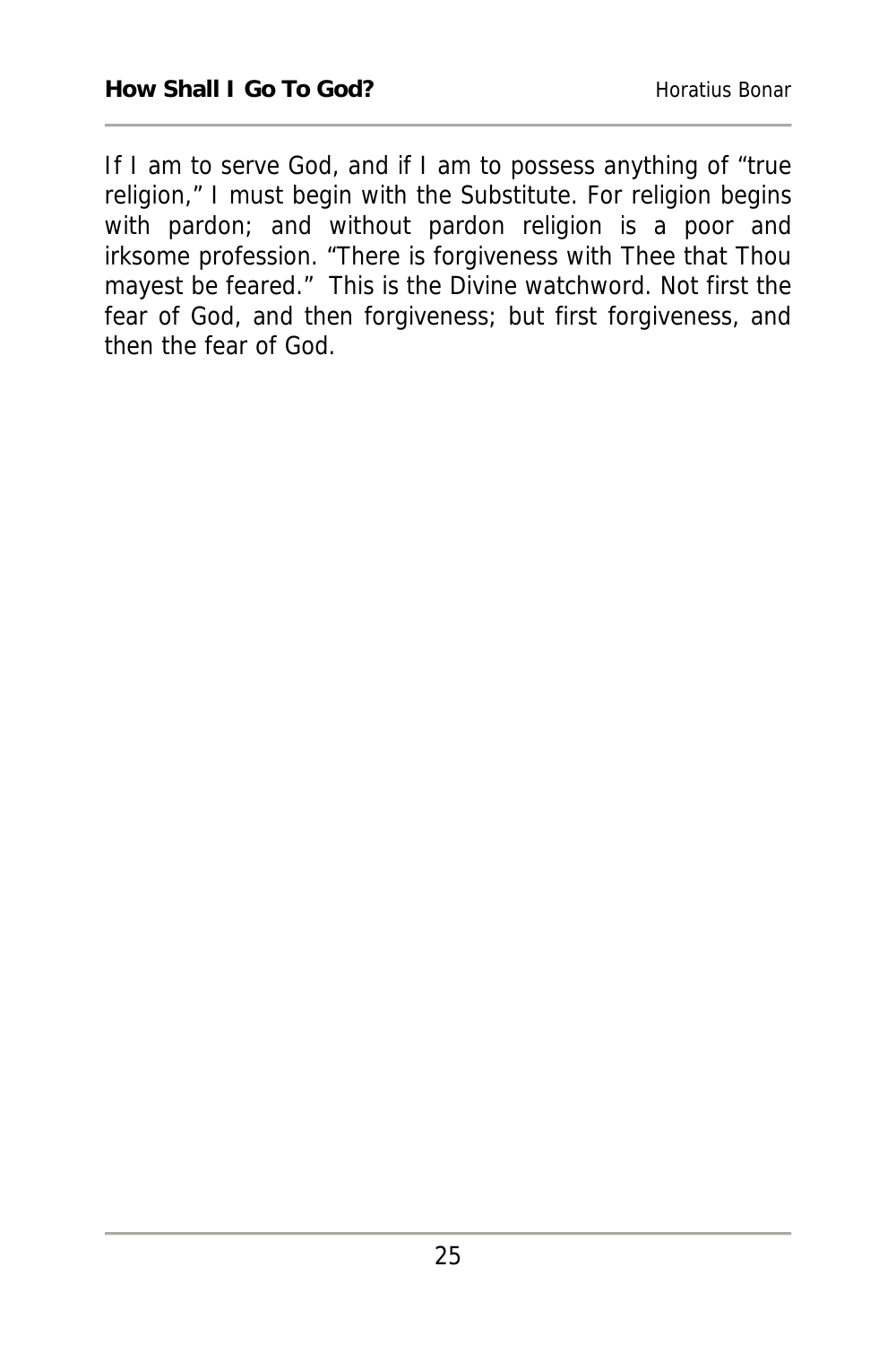If I am to serve God, and if I am to possess anything of "true religion," I must begin with the Substitute. For religion begins with pardon; and without pardon religion is a poor and irksome profession. "There is forgiveness with Thee that Thou mayest be feared." This is the Divine watchword. Not first the fear of God, and then forgiveness; but first forgiveness, and then the fear of God.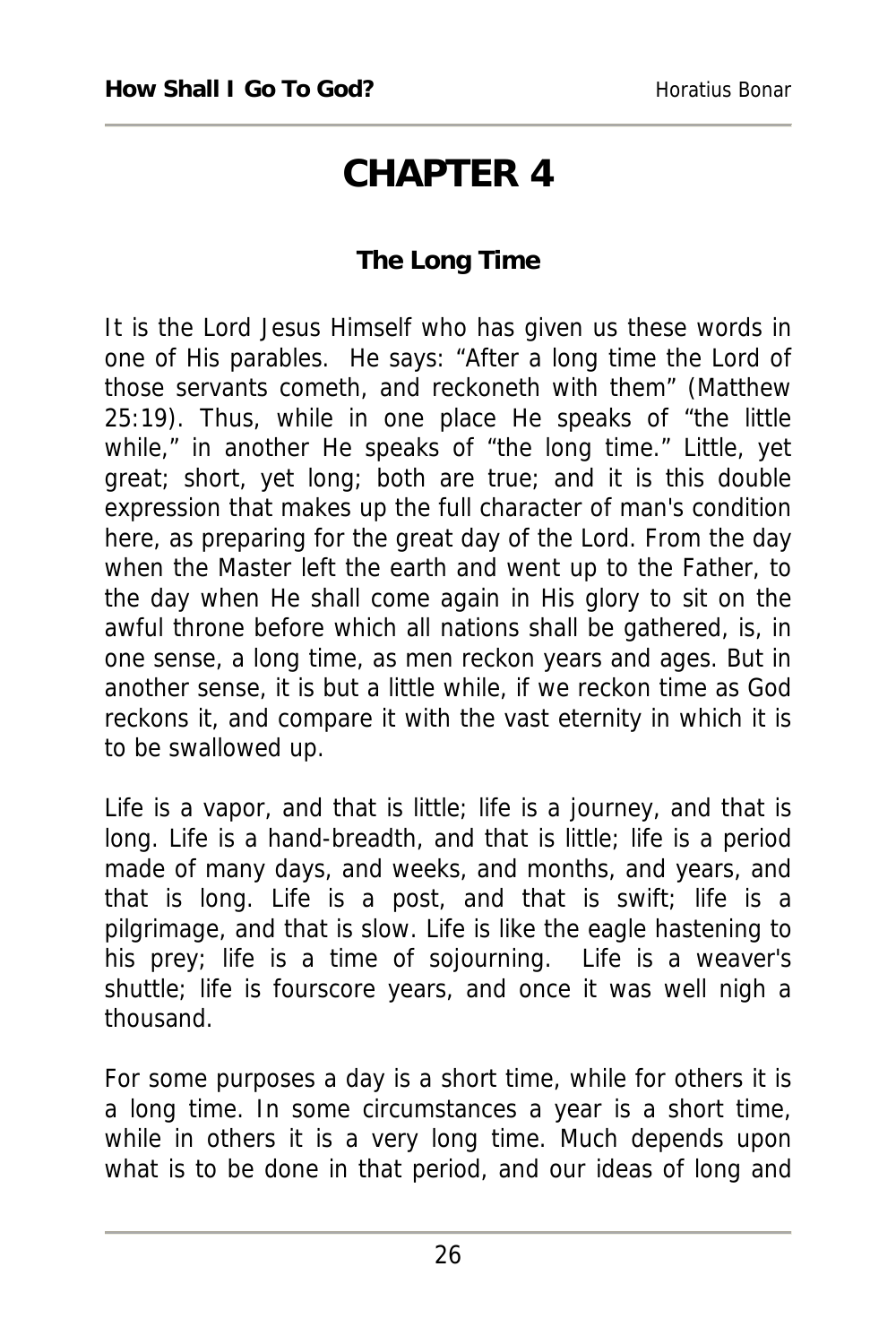# CHAPTER 4

### The Long Time

It is the Lord Jesus Himself who has given us these words in one of His parables. He says: "After a long time the Lord of those servants cometh, and reckoneth with them" (Matthew 25:19). Thus, while in one place He speaks of "the little while," in another He speaks of "the long time." Little, yet great; short, yet long; both are true; and it is this double expression that makes up the full character of man's condition here, as preparing for the great day of the Lord. From the day when the Master left the earth and went up to the Father, to the day when He shall come again in His glory to sit on the awful throne before which all nations shall be gathered, is, in one sense, a long time, as men reckon years and ages. But in another sense, it is but a little while, if we reckon time as God reckons it, and compare it with the vast eternity in which it is to be swallowed up.

Life is a vapor, and that is little; life is a journey, and that is long. Life is a hand-breadth, and that is little; life is a period made of many days, and weeks, and months, and years, and that is long. Life is a post, and that is swift; life is a pilgrimage, and that is slow. Life is like the eagle hastening to his prey; life is a time of sojourning. Life is a weaver's shuttle; life is fourscore years, and once it was well nigh a thousand.

For some purposes a day is a short time, while for others it is a long time. In some circumstances a year is a short time, while in others it is a very long time. Much depends upon what is to be done in that period, and our ideas of long and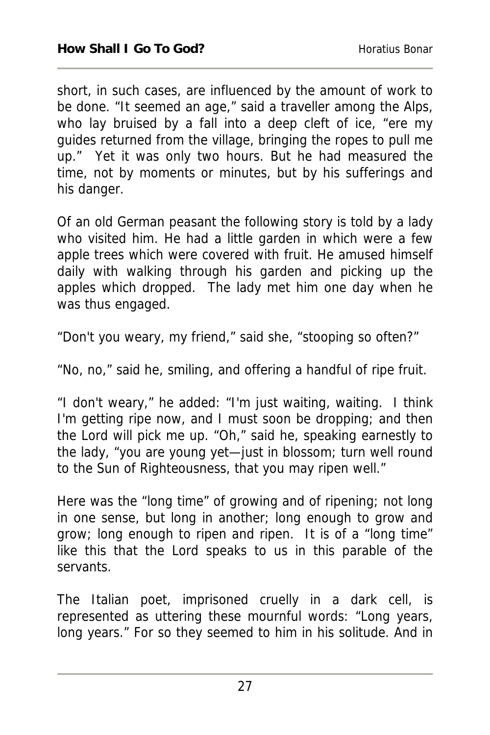short, in such cases, are influenced by the amount of work to be done. "It seemed an age," said a traveller among the Alps, who lay bruised by a fall into a deep cleft of ice, "ere my guides returned from the village, bringing the ropes to pull me up." Yet it was only two hours. But he had measured the time, not by moments or minutes, but by his sufferings and his danger.

Of an old German peasant the following story is told by a lady who visited him. He had a little garden in which were a few apple trees which were covered with fruit. He amused himself daily with walking through his garden and picking up the apples which dropped. The lady met him one day when he was thus engaged.

"Don't you weary, my friend," said she, "stooping so often?"

"No, no," said he, smiling, and offering a handful of ripe fruit.

"I don't weary," he added: "I'm just waiting, waiting. I think I'm getting ripe now, and I must soon be dropping; and then the Lord will pick me up. "Oh," said he, speaking earnestly to the lady, "you are young yet—just in blossom; turn well round to the Sun of Righteousness, that you may ripen well."

Here was the "long time" of growing and of ripening; not long in one sense, but long in another; long enough to grow and grow; long enough to ripen and ripen. It is of a "long time" like this that the Lord speaks to us in this parable of the servants.

The Italian poet, imprisoned cruelly in a dark cell, is represented as uttering these mournful words: "Long years, long years." For so they seemed to him in his solitude. And in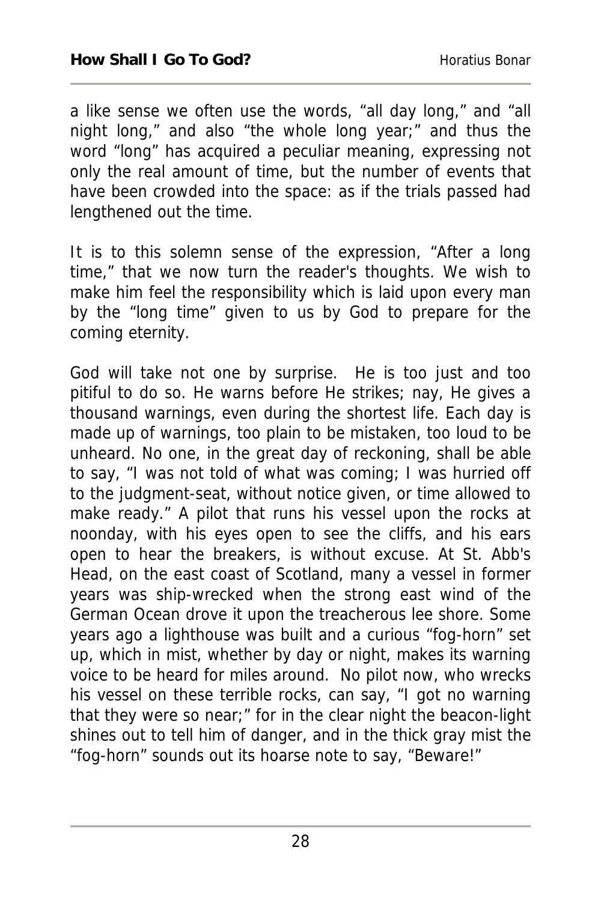a like sense we often use the words, “all day long,” and “all night long,” and also “the whole long year;” and thus the word “long” has acquired a peculiar meaning, expressing not only the real amount of time, but the number of events that have been crowded into the space: as if the trials passed had lengthened out the time.

It is to this solemn sense of the expression, “After a long time,” that we now turn the reader's thoughts. We wish to make him feel the responsibility which is laid upon every man by the “long time” given to us by God to prepare for the coming eternity.

God will take not one by surprise. He is too just and too pitiful to do so. He warns before He strikes; nay, He gives a thousand warnings, even during the shortest life. Each day is made up of warnings, too plain to be mistaken, too loud to be unheard. No one, in the great day of reckoning, shall be able to say, “I was not told of what was coming; I was hurried off to the judgment-seat, without notice given, or time allowed to make ready.” A pilot that runs his vessel upon the rocks at noonday, with his eyes open to see the cliffs, and his ears open to hear the breakers, is without excuse. At St. Abb's Head, on the east coast of Scotland, many a vessel in former years was ship-wrecked when the strong east wind of the German Ocean drove it upon the treacherous lee shore. Some years ago a lighthouse was built and a curious “fog-horn” set up, which in mist, whether by day or night, makes its warning voice to be heard for miles around. No pilot now, who wrecks his vessel on these terrible rocks, can say, “I got no warning that they were so near;” for in the clear night the beacon-light shines out to tell him of danger, and in the thick gray mist the “fog-horn” sounds out its hoarse note to say, “Beware!”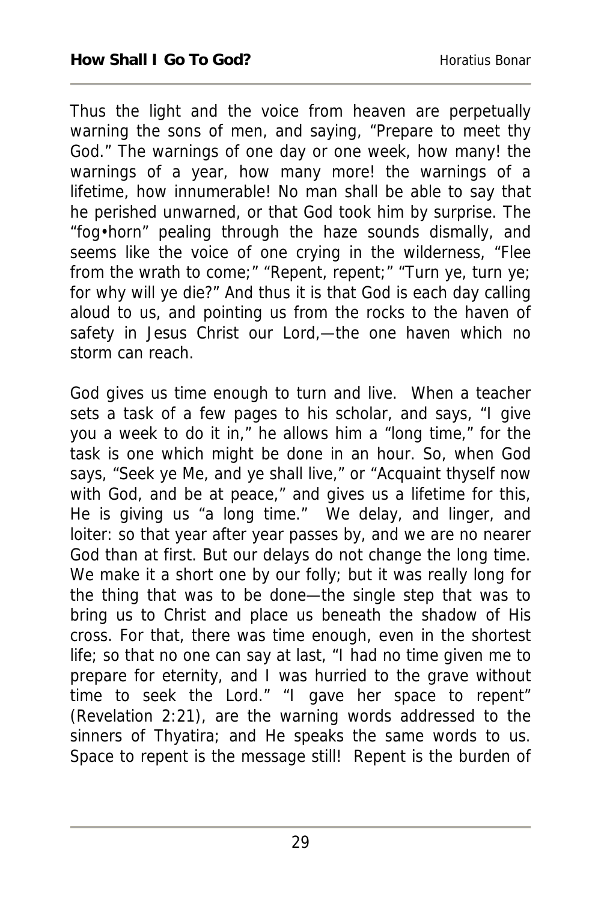Thus the light and the voice from heaven are perpetually warning the sons of men, and saying, "Prepare to meet thy God." The warnings of one day or one week, how many! the warnings of a year, how many more! the warnings of a lifetime, how innumerable! No man shall be able to say that he perished unwarned, or that God took him by surprise. The "fog•horn" pealing through the haze sounds dismally, and seems like the voice of one crying in the wilderness, "Flee from the wrath to come;" "Repent, repent;" "Turn ye, turn ye; for why will ye die?" And thus it is that God is each day calling aloud to us, and pointing us from the rocks to the haven of safety in Jesus Christ our Lord,—the one haven which no storm can reach.

God gives us time enough to turn and live. When a teacher sets a task of a few pages to his scholar, and says, "I give you a week to do it in," he allows him a "long time," for the task is one which might be done in an hour. So, when God says, "Seek ye Me, and ye shall live," or "Acquaint thyself now with God, and be at peace," and gives us a lifetime for this, He is giving us "a long time." We delay, and linger, and loiter: so that year after year passes by, and we are no nearer God than at first. But our delays do not change the long time. We make it a short one by our folly; but it was really long for the thing that was to be done—the single step that was to bring us to Christ and place us beneath the shadow of His cross. For that, there was time enough, even in the shortest life; so that no one can say at last, "I had no time given me to prepare for eternity, and I was hurried to the grave without time to seek the Lord." "I gave her space to repent" (Revelation 2:21), are the warning words addressed to the sinners of Thyatira; and He speaks the same words to us. Space to repent is the message still! Repent is the burden of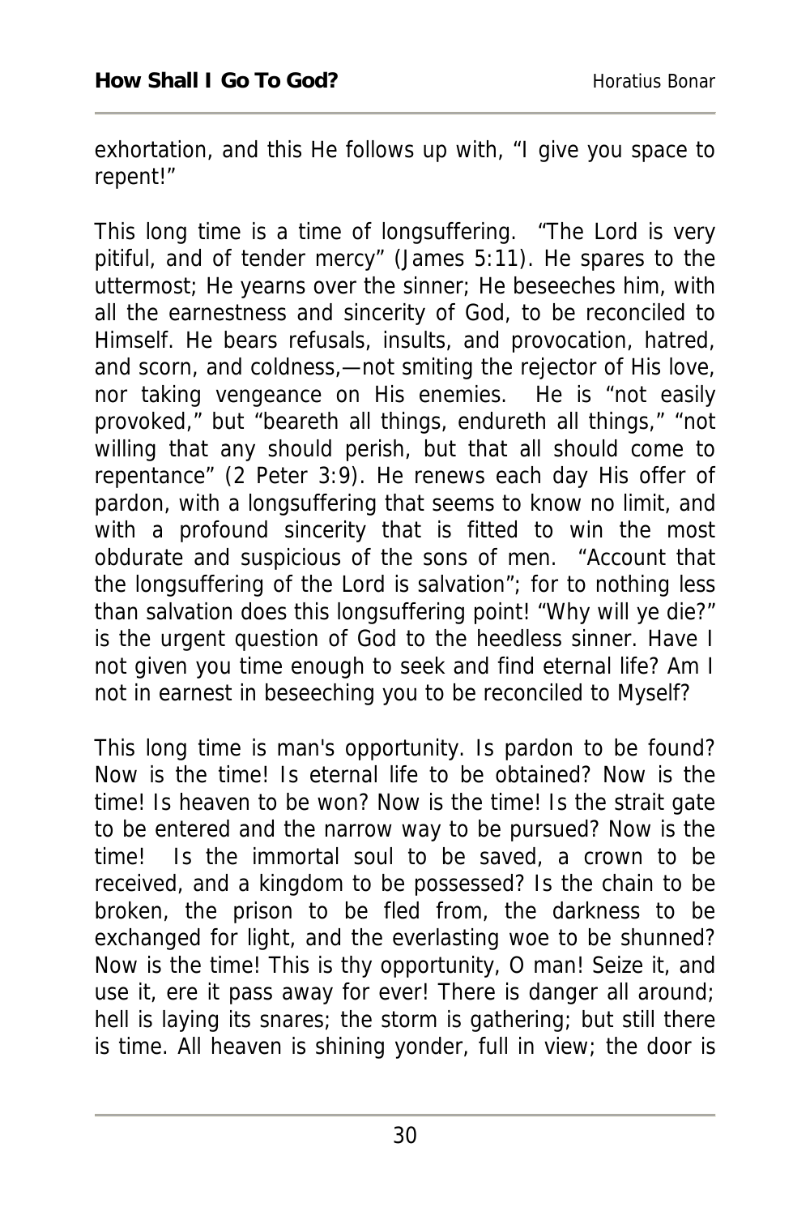exhortation, and this He follows up with, “I give you space to repent!”

This long time is a time of longsuffering. “The Lord is very pitiful, and of tender mercy” (James 5:11). He spares to the uttermost; He yearns over the sinner; He beseeches him, with all the earnestness and sincerity of God, to be reconciled to Himself. He bears refusals, insults, and provocation, hatred, and scorn, and coldness,—not smiting the rejector of His love, nor taking vengeance on His enemies. He is “not easily provoked,” but “beareth all things, endureth all things,” “not willing that any should perish, but that all should come to repentance” (2 Peter 3:9). He renews each day His offer of pardon, with a longsuffering that seems to know no limit, and with a profound sincerity that is fitted to win the most obdurate and suspicious of the sons of men. “Account that the longsuffering of the Lord is salvation”; for to nothing less than salvation does this longsuffering point! “Why will ye die?” is the urgent question of God to the heedless sinner. Have I not given you time enough to seek and find eternal life? Am I not in earnest in beseeching you to be reconciled to Myself?

This long time is man's opportunity. Is pardon to be found? Now is the time! Is eternal life to be obtained? Now is the time! Is heaven to be won? Now is the time! Is the strait gate to be entered and the narrow way to be pursued? Now is the time! Is the immortal soul to be saved, a crown to be received, and a kingdom to be possessed? Is the chain to be broken, the prison to be fled from, the darkness to be exchanged for light, and the everlasting woe to be shunned? Now is the time! This is thy opportunity, O man! Seize it, and use it, ere it pass away for ever! There is danger all around; hell is laying its snares; the storm is gathering; but still there is time. All heaven is shining yonder, full in view; the door is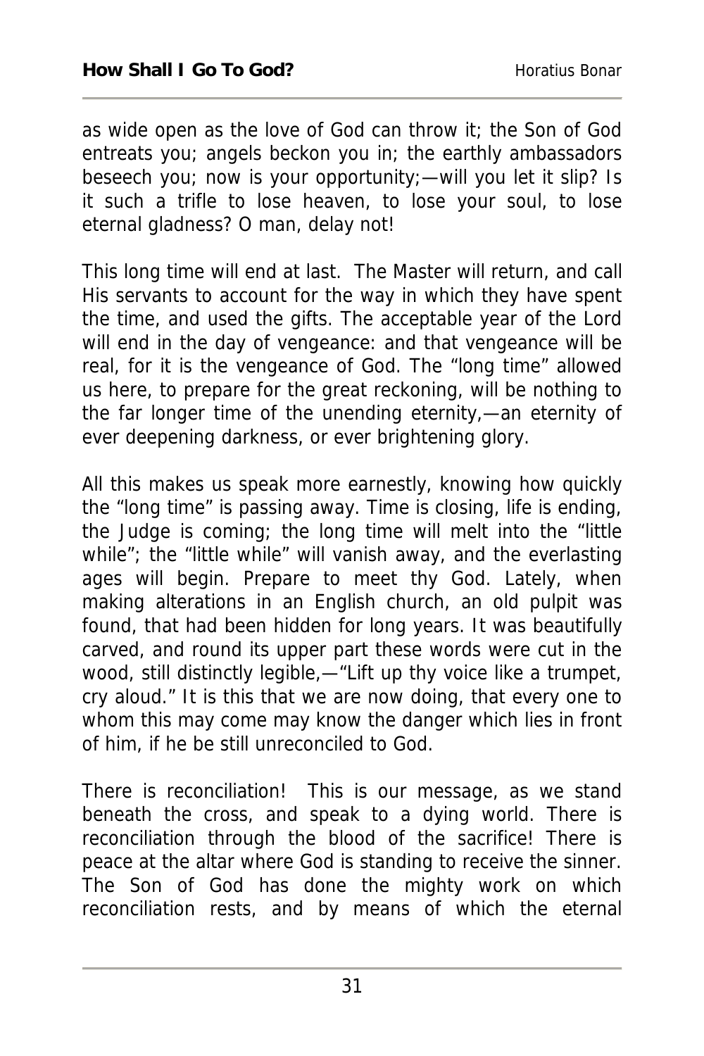as wide open as the love of God can throw it; the Son of God entreats you; angels beckon you in; the earthly ambassadors beseech you; now is your opportunity;—will you let it slip? Is it such a trifle to lose heaven, to lose your soul, to lose eternal gladness? O man, delay not!

This long time will end at last. The Master will return, and call His servants to account for the way in which they have spent the time, and used the gifts. The acceptable year of the Lord will end in the day of vengeance: and that vengeance will be real, for it is the vengeance of God. The "long time" allowed us here, to prepare for the great reckoning, will be nothing to the far longer time of the unending eternity,—an eternity of ever deepening darkness, or ever brightening glory.

All this makes us speak more earnestly, knowing how quickly the "long time" is passing away. Time is closing, life is ending, the Judge is coming; the long time will melt into the "little while"; the "little while" will vanish away, and the everlasting ages will begin. Prepare to meet thy God. Lately, when making alterations in an English church, an old pulpit was found, that had been hidden for long years. It was beautifully carved, and round its upper part these words were cut in the wood, still distinctly legible,—"Lift up thy voice like a trumpet, cry aloud." It is this that we are now doing, that every one to whom this may come may know the danger which lies in front of him, if he be still unreconciled to God.

There is reconciliation! This is our message, as we stand beneath the cross, and speak to a dying world. There is reconciliation through the blood of the sacrifice! There is peace at the altar where God is standing to receive the sinner. The Son of God has done the mighty work on which reconciliation rests, and by means of which the eternal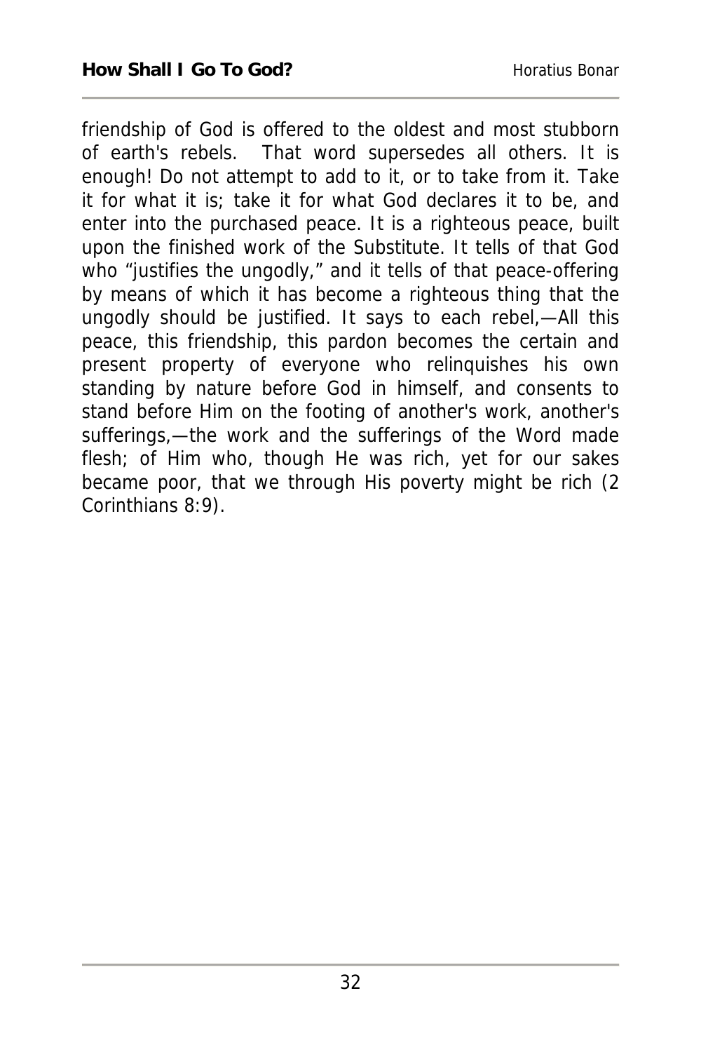friendship of God is offered to the oldest and most stubborn of earth's rebels. That word supersedes all others. It is enough! Do not attempt to add to it, or to take from it. Take it for what it is; take it for what God declares it to be, and enter into the purchased peace. It is a righteous peace, built upon the finished work of the Substitute. It tells of that God who "justifies the ungodly," and it tells of that peace-offering by means of which it has become a righteous thing that the ungodly should be justified. It says to each rebel,—All this peace, this friendship, this pardon becomes the certain and present property of everyone who relinquishes his own standing by nature before God in himself, and consents to stand before Him on the footing of another's work, another's sufferings,—the work and the sufferings of the Word made flesh; of Him who, though He was rich, yet for our sakes became poor, that we through His poverty might be rich (2 Corinthians 8:9).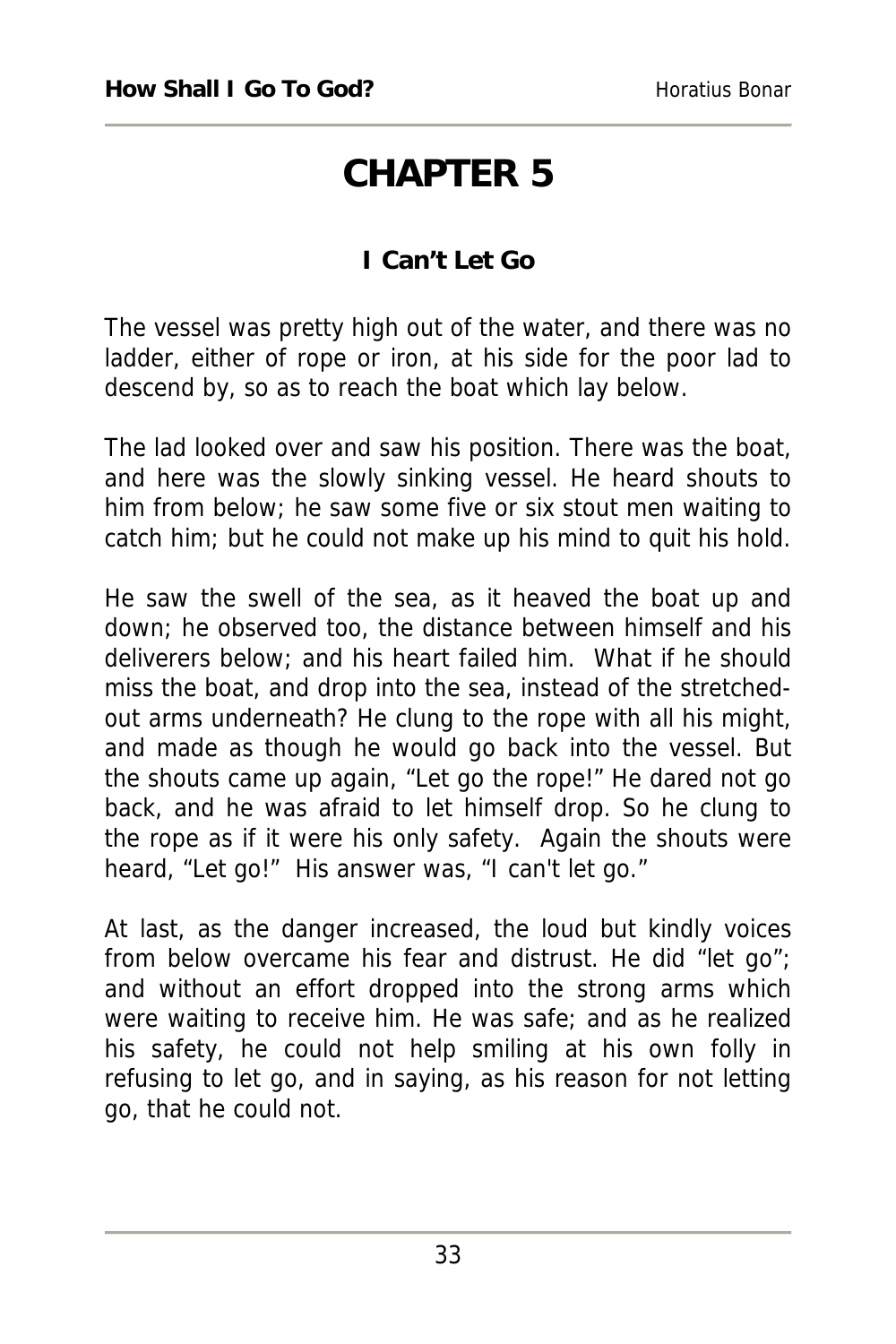# CHAPTER 5

## I Can't Let Go

The vessel was pretty high out of the water, and there was no ladder, either of rope or iron, at his side for the poor lad to descend by, so as to reach the boat which lay below.

The lad looked over and saw his position. There was the boat, and here was the slowly sinking vessel. He heard shouts to him from below; he saw some five or six stout men waiting to catch him; but he could not make up his mind to quit his hold.

He saw the swell of the sea, as it heaved the boat up and down; he observed too, the distance between himself and his deliverers below; and his heart failed him. What if he should miss the boat, and drop into the sea, instead of the stretched-out arms underneath? He clung to the rope with all his might, and made as though he would go back into the vessel. But the shouts came up again, "Let go the rope!" He dared not go back, and he was afraid to let himself drop. So he clung to the rope as if it were his only safety. Again the shouts were heard, "Let go!" His answer was, "I can't let go."

At last, as the danger increased, the loud but kindly voices from below overcame his fear and distrust. He did "let go"; and without an effort dropped into the strong arms which were waiting to receive him. He was safe; and as he realized his safety, he could not help smiling at his own folly in refusing to let go, and in saying, as his reason for not letting go, that he could not.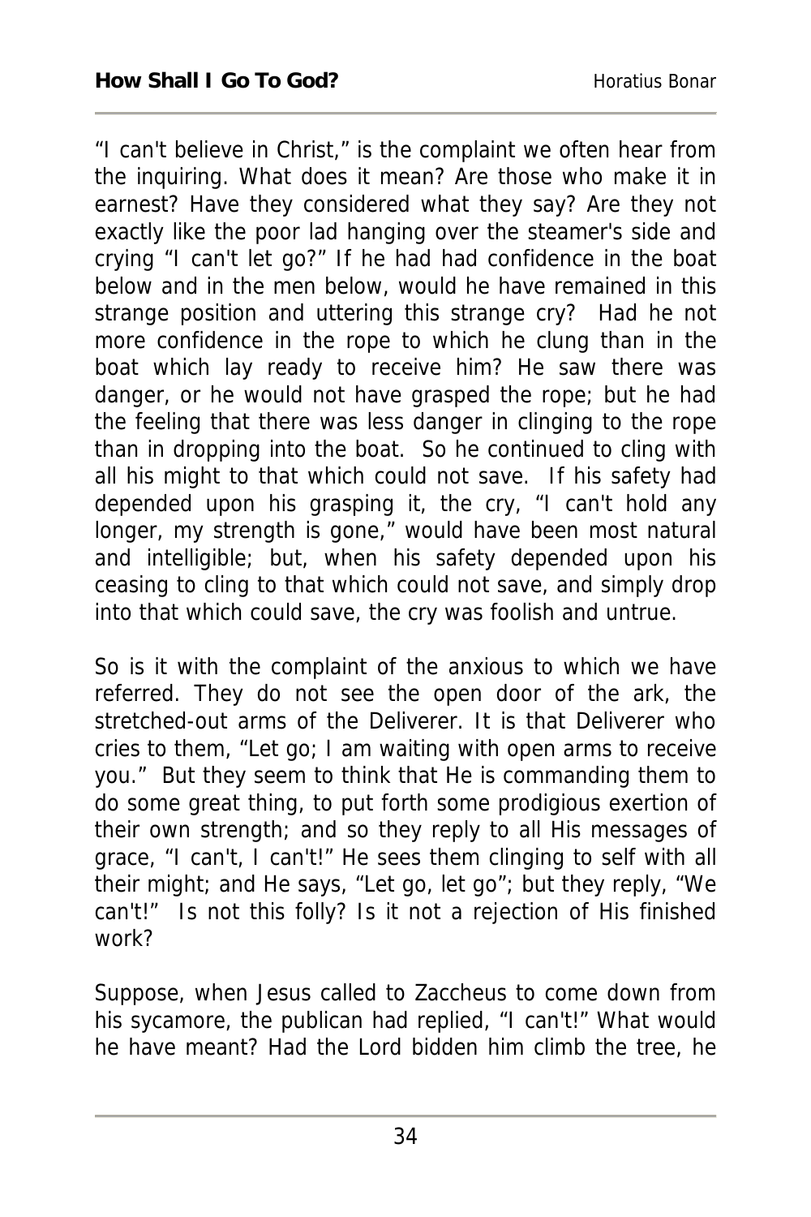“I can't believe in Christ,” is the complaint we often hear from the inquiring. What does it mean? Are those who make it in earnest? Have they considered what they say? Are they not exactly like the poor lad hanging over the steamer's side and crying “I can't let go?” If he had had confidence in the boat below and in the men below, would he have remained in this strange position and uttering this strange cry? Had he not more confidence in the rope to which he clung than in the boat which lay ready to receive him? He saw there was danger, or he would not have grasped the rope; but he had the feeling that there was less danger in clinging to the rope than in dropping into the boat. So he continued to cling with all his might to that which could not save. If his safety had depended upon his grasping it, the cry, “I can't hold any longer, my strength is gone,” would have been most natural and intelligible; but, when his safety depended upon his ceasing to cling to that which could not save, and simply drop into that which could save, the cry was foolish and untrue.

So is it with the complaint of the anxious to which we have referred. They do not see the open door of the ark, the stretched-out arms of the Deliverer. It is that Deliverer who cries to them, “Let go; I am waiting with open arms to receive you.” But they seem to think that He is commanding them to do some great thing, to put forth some prodigious exertion of their own strength; and so they reply to all His messages of grace, “I can't, I can't!” He sees them clinging to self with all their might; and He says, “Let go, let go”; but they reply, “We can't!” Is not this folly? Is it not a rejection of His finished work?

Suppose, when Jesus called to Zaccheus to come down from his sycamore, the publican had replied, “I can't!” What would he have meant? Had the Lord bidden him climb the tree, he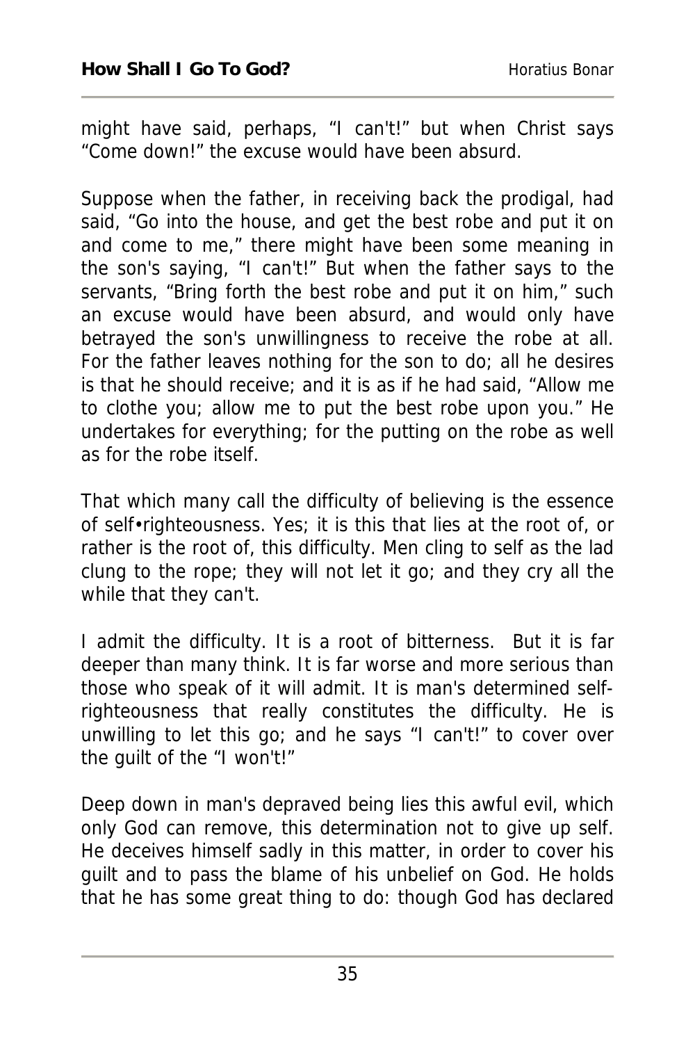might have said, perhaps, "I can't!" but when Christ says "Come down!" the excuse would have been absurd.

Suppose when the father, in receiving back the prodigal, had said, "Go into the house, and get the best robe and put it on and come to me," there might have been some meaning in the son's saying, "I can't!" But when the father says to the servants, "Bring forth the best robe and put it on him," such an excuse would have been absurd, and would only have betrayed the son's unwillingness to receive the robe at all. For the father leaves nothing for the son to do; all he desires is that he should receive; and it is as if he had said, "Allow me to clothe you; allow me to put the best robe upon you." He undertakes for everything; for the putting on the robe as well as for the robe itself.

That which many call the difficulty of believing is the essence of self•righteousness. Yes; it is this that lies at the root of, or rather is the root of, this difficulty. Men cling to self as the lad clung to the rope; they will not let it go; and they cry all the while that they can't.

I admit the difficulty. It is a root of bitterness. But it is far deeper than many think. It is far worse and more serious than those who speak of it will admit. It is man's determined self-righteousness that really constitutes the difficulty. He is unwilling to let this go; and he says "I can't!" to cover over the guilt of the "I won't!"

Deep down in man's depraved being lies this awful evil, which only God can remove, this determination not to give up self. He deceives himself sadly in this matter, in order to cover his guilt and to pass the blame of his unbelief on God. He holds that he has some great thing to do: though God has declared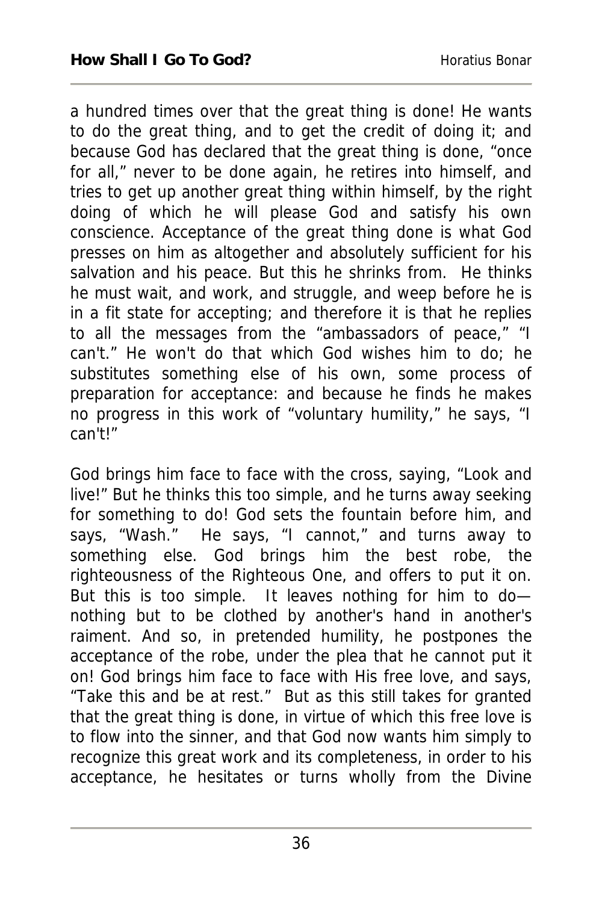a hundred times over that the great thing is done! He wants to do the great thing, and to get the credit of doing it; and because God has declared that the great thing is done, "once for all," never to be done again, he retires into himself, and tries to get up another great thing within himself, by the right doing of which he will please God and satisfy his own conscience. Acceptance of the great thing done is what God presses on him as altogether and absolutely sufficient for his salvation and his peace. But this he shrinks from. He thinks he must wait, and work, and struggle, and weep before he is in a fit state for accepting; and therefore it is that he replies to all the messages from the "ambassadors of peace," "I can't." He won't do that which God wishes him to do; he substitutes something else of his own, some process of preparation for acceptance: and because he finds he makes no progress in this work of "voluntary humility," he says, "I can't!"

God brings him face to face with the cross, saying, "Look and live!" But he thinks this too simple, and he turns away seeking for something to do! God sets the fountain before him, and says, "Wash." He says, "I cannot," and turns away to something else. God brings him the best robe, the righteousness of the Righteous One, and offers to put it on. But this is too simple. It leaves nothing for him to do—nothing but to be clothed by another's hand in another's raiment. And so, in pretended humility, he postpones the acceptance of the robe, under the plea that he cannot put it on! God brings him face to face with His free love, and says, "Take this and be at rest." But as this still takes for granted that the great thing is done, in virtue of which this free love is to flow into the sinner, and that God now wants him simply to recognize this great work and its completeness, in order to his acceptance, he hesitates or turns wholly from the Divine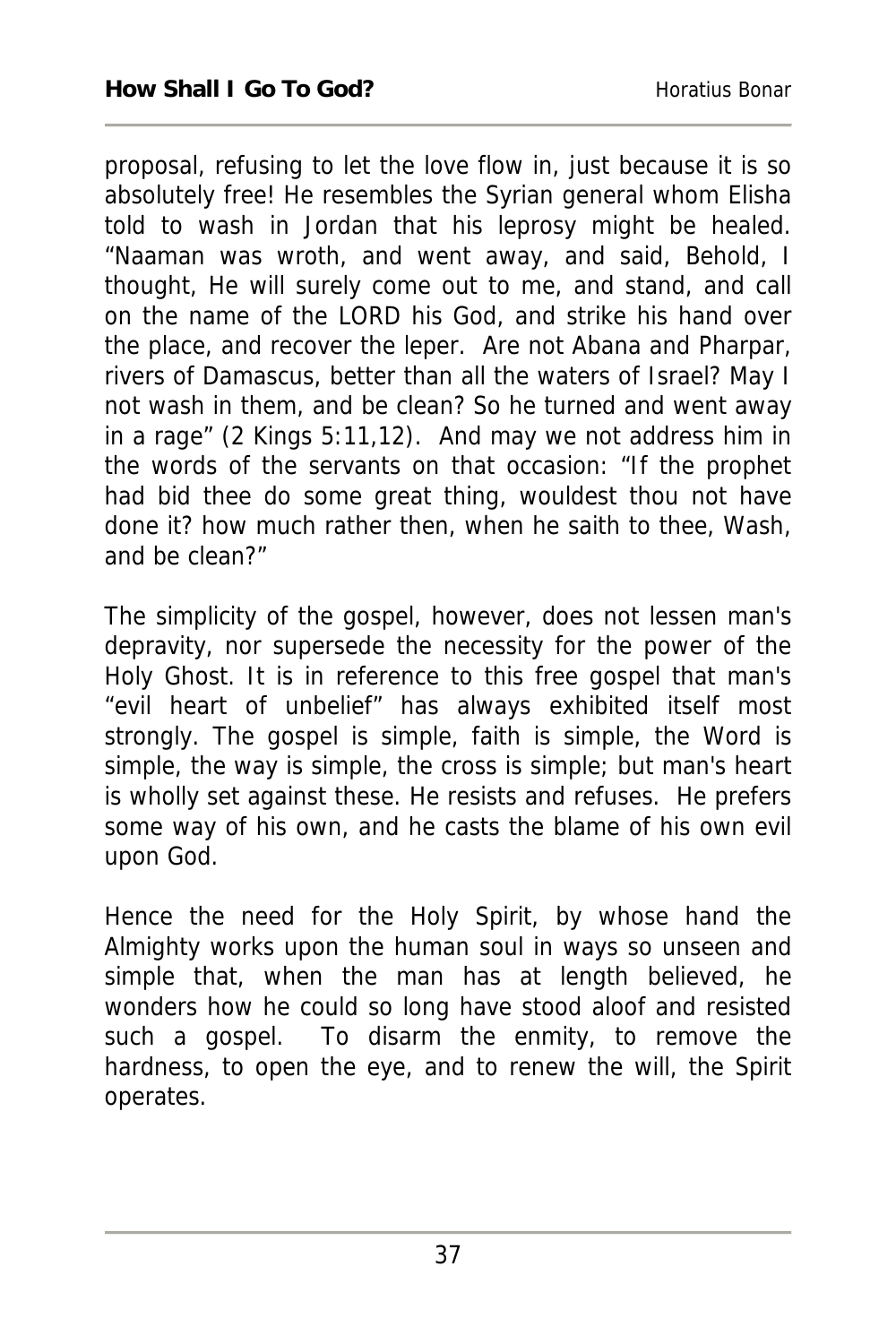proposal, refusing to let the love flow in, just because it is so absolutely free! He resembles the Syrian general whom Elisha told to wash in Jordan that his leprosy might be healed. "Naaman was wroth, and went away, and said, Behold, I thought, He will surely come out to me, and stand, and call on the name of the LORD his God, and strike his hand over the place, and recover the leper. Are not Abana and Pharpar, rivers of Damascus, better than all the waters of Israel? May I not wash in them, and be clean? So he turned and went away in a rage" (2 Kings 5:11,12). And may we not address him in the words of the servants on that occasion: "If the prophet had bid thee do some great thing, wouldest thou not have done it? how much rather then, when he saith to thee, Wash, and be clean?"

The simplicity of the gospel, however, does not lessen man's depravity, nor supersede the necessity for the power of the Holy Ghost. It is in reference to this free gospel that man's "evil heart of unbelief" has always exhibited itself most strongly. The gospel is simple, faith is simple, the Word is simple, the way is simple, the cross is simple; but man's heart is wholly set against these. He resists and refuses. He prefers some way of his own, and he casts the blame of his own evil upon God.

Hence the need for the Holy Spirit, by whose hand the Almighty works upon the human soul in ways so unseen and simple that, when the man has at length believed, he wonders how he could so long have stood aloof and resisted such a gospel. To disarm the enmity, to remove the hardness, to open the eye, and to renew the will, the Spirit operates.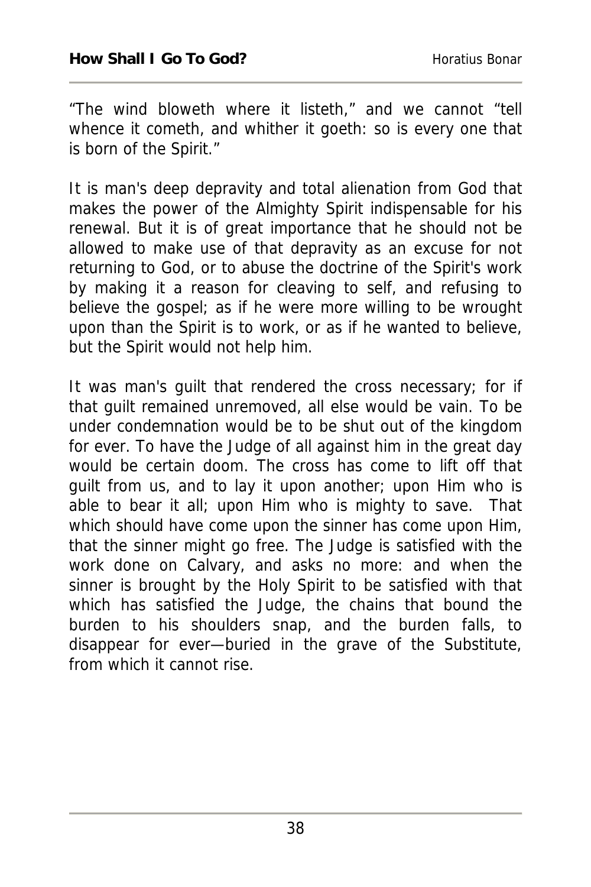"The wind bloweth where it listeth," and we cannot "tell whence it cometh, and whither it goeth: so is every one that is born of the Spirit."

It is man's deep depravity and total alienation from God that makes the power of the Almighty Spirit indispensable for his renewal. But it is of great importance that he should not be allowed to make use of that depravity as an excuse for not returning to God, or to abuse the doctrine of the Spirit's work by making it a reason for cleaving to self, and refusing to believe the gospel; as if he were more willing to be wrought upon than the Spirit is to work, or as if he wanted to believe, but the Spirit would not help him.

It was man's guilt that rendered the cross necessary; for if that guilt remained unremoved, all else would be vain. To be under condemnation would be to be shut out of the kingdom for ever. To have the Judge of all against him in the great day would be certain doom. The cross has come to lift off that guilt from us, and to lay it upon another; upon Him who is able to bear it all; upon Him who is mighty to save. That which should have come upon the sinner has come upon Him, that the sinner might go free. The Judge is satisfied with the work done on Calvary, and asks no more: and when the sinner is brought by the Holy Spirit to be satisfied with that which has satisfied the Judge, the chains that bound the burden to his shoulders snap, and the burden falls, to disappear for ever—buried in the grave of the Substitute, from which it cannot rise.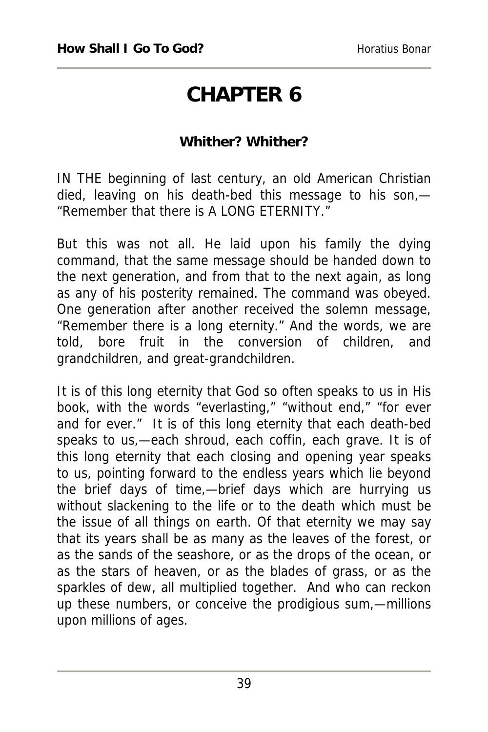# CHAPTER 6

### Whither? Whither?

IN THE beginning of last century, an old American Christian died, leaving on his death-bed this message to his son,—"Remember that there is A LONG ETERNITY."

But this was not all. He laid upon his family the dying command, that the same message should be handed down to the next generation, and from that to the next again, as long as any of his posterity remained. The command was obeyed. One generation after another received the solemn message, "Remember there is a long eternity." And the words, we are told, bore fruit in the conversion of children, and grandchildren, and great-grandchildren.

It is of this long eternity that God so often speaks to us in His book, with the words "everlasting," "without end," "for ever and for ever." It is of this long eternity that each death-bed speaks to us,—each shroud, each coffin, each grave. It is of this long eternity that each closing and opening year speaks to us, pointing forward to the endless years which lie beyond the brief days of time,—brief days which are hurrying us without slackening to the life or to the death which must be the issue of all things on earth. Of that eternity we may say that its years shall be as many as the leaves of the forest, or as the sands of the seashore, or as the drops of the ocean, or as the stars of heaven, or as the blades of grass, or as the sparkles of dew, all multiplied together. And who can reckon up these numbers, or conceive the prodigious sum,—millions upon millions of ages.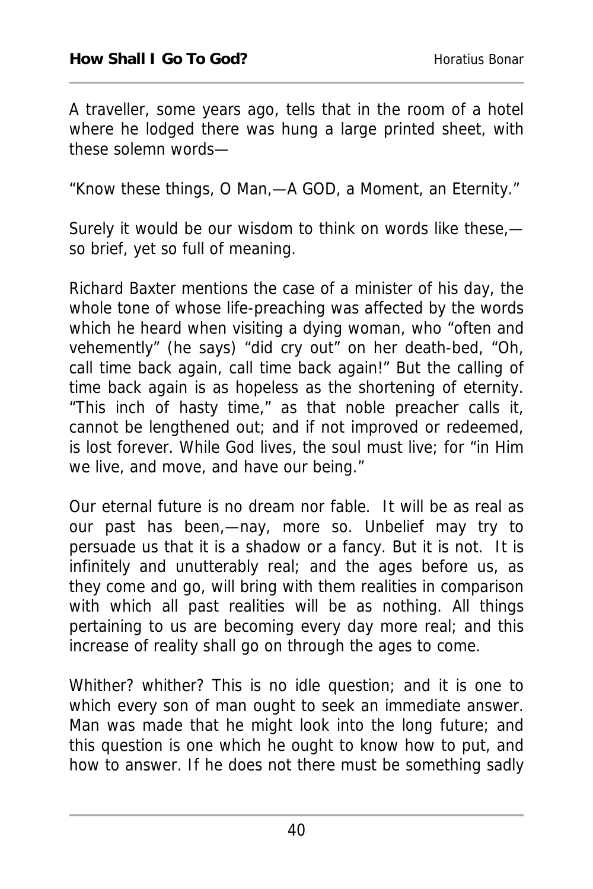A traveller, some years ago, tells that in the room of a hotel where he lodged there was hung a large printed sheet, with these solemn words—

"Know these things, O Man,—A GOD, a Moment, an Eternity."

Surely it would be our wisdom to think on words like these,—so brief, yet so full of meaning.

Richard Baxter mentions the case of a minister of his day, the whole tone of whose life-preaching was affected by the words which he heard when visiting a dying woman, who "often and vehemently" (he says) "did cry out" on her death-bed, "Oh, call time back again, call time back again!" But the calling of time back again is as hopeless as the shortening of eternity. "This inch of hasty time," as that noble preacher calls it, cannot be lengthened out; and if not improved or redeemed, is lost forever. While God lives, the soul must live; for "in Him we live, and move, and have our being."

Our eternal future is no dream nor fable. It will be as real as our past has been,—nay, more so. Unbelief may try to persuade us that it is a shadow or a fancy. But it is not. It is infinitely and unutterably real; and the ages before us, as they come and go, will bring with them realities in comparison with which all past realities will be as nothing. All things pertaining to us are becoming every day more real; and this increase of reality shall go on through the ages to come.

Whither? whither? This is no idle question; and it is one to which every son of man ought to seek an immediate answer. Man was made that he might look into the long future; and this question is one which he ought to know how to put, and how to answer. If he does not there must be something sadly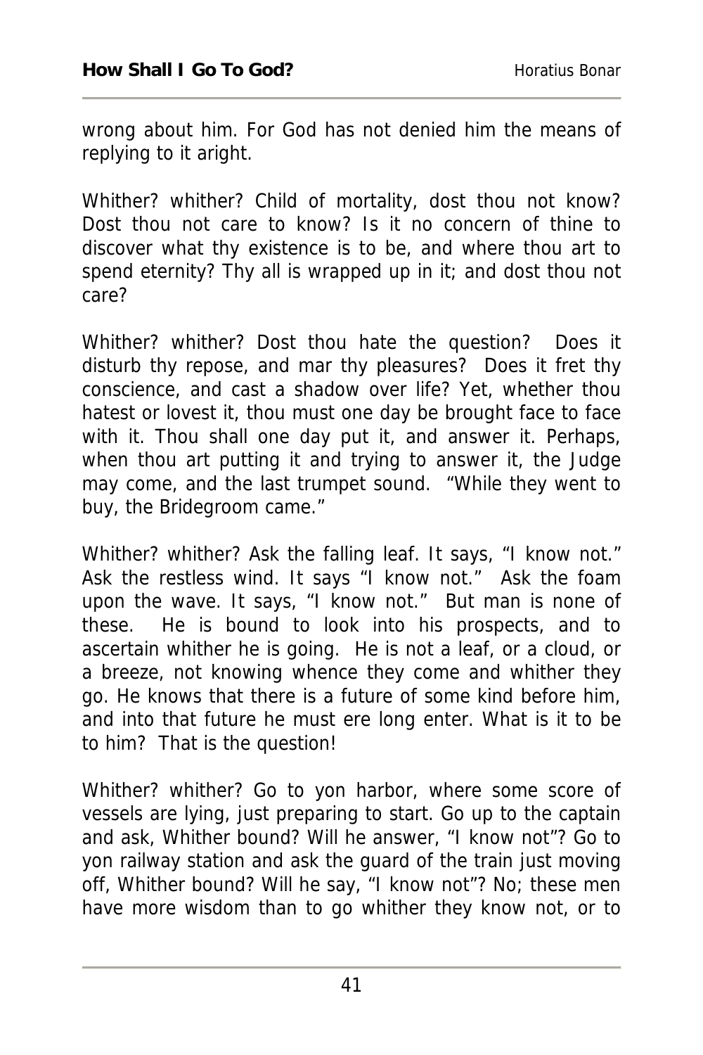wrong about him. For God has not denied him the means of replying to it aright.

Whither? whither? Child of mortality, dost thou not know? Dost thou not care to know? Is it no concern of thine to discover what thy existence is to be, and where thou art to spend eternity? Thy all is wrapped up in it; and dost thou not care?

Whither? whither? Dost thou hate the question? Does it disturb thy repose, and mar thy pleasures? Does it fret thy conscience, and cast a shadow over life? Yet, whether thou hatest or lovest it, thou must one day be brought face to face with it. Thou shall one day put it, and answer it. Perhaps, when thou art putting it and trying to answer it, the Judge may come, and the last trumpet sound. "While they went to buy, the Bridegroom came."

Whither? whither? Ask the falling leaf. It says, "I know not." Ask the restless wind. It says "I know not." Ask the foam upon the wave. It says, "I know not." But man is none of these. He is bound to look into his prospects, and to ascertain whither he is going. He is not a leaf, or a cloud, or a breeze, not knowing whence they come and whither they go. He knows that there is a future of some kind before him, and into that future he must ere long enter. What is it to be to him? That is the question!

Whither? whither? Go to yon harbor, where some score of vessels are lying, just preparing to start. Go up to the captain and ask, Whither bound? Will he answer, "I know not"? Go to yon railway station and ask the guard of the train just moving off, Whither bound? Will he say, "I know not"? No; these men have more wisdom than to go whither they know not, or to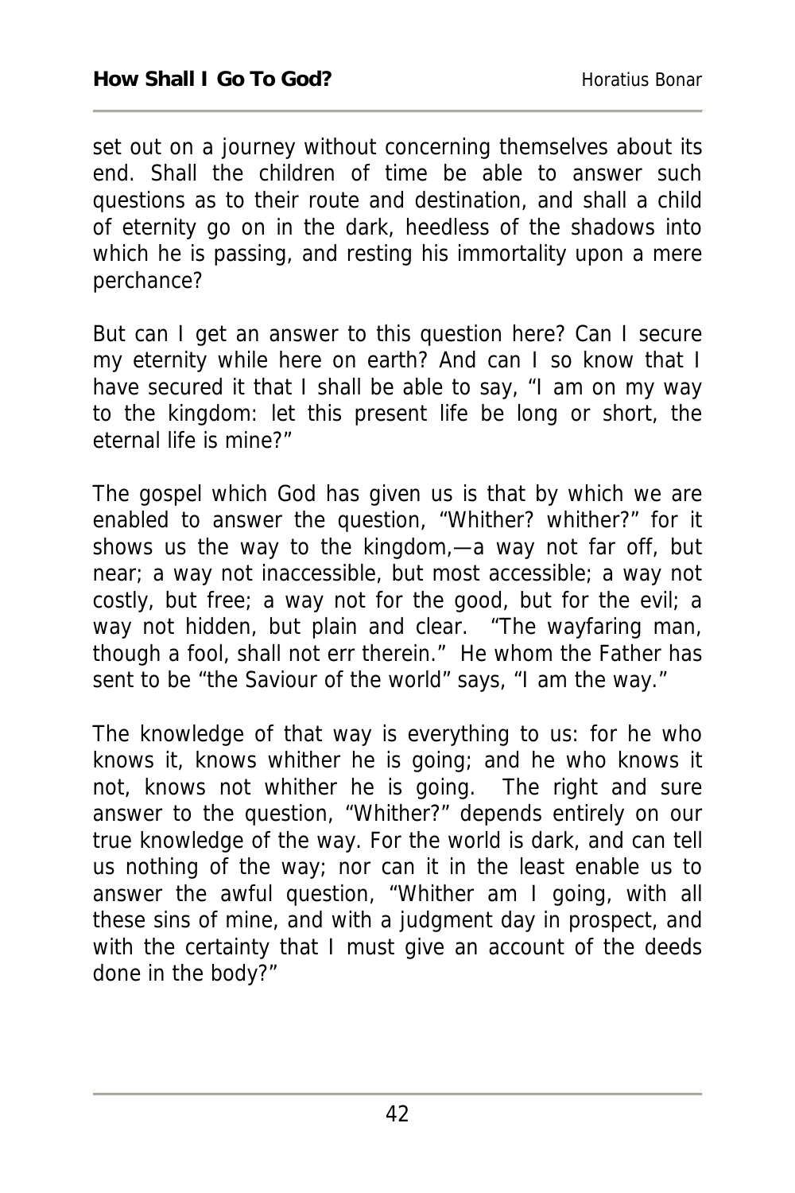set out on a journey without concerning themselves about its end. Shall the children of time be able to answer such questions as to their route and destination, and shall a child of eternity go on in the dark, heedless of the shadows into which he is passing, and resting his immortality upon a mere perchance?

But can I get an answer to this question here? Can I secure my eternity while here on earth? And can I so know that I have secured it that I shall be able to say, "I am on my way to the kingdom: let this present life be long or short, the eternal life is mine?"

The gospel which God has given us is that by which we are enabled to answer the question, "Whither? whither?" for it shows us the way to the kingdom,—a way not far off, but near; a way not inaccessible, but most accessible; a way not costly, but free; a way not for the good, but for the evil; a way not hidden, but plain and clear. "The wayfaring man, though a fool, shall not err therein." He whom the Father has sent to be "the Saviour of the world" says, "I am the way."

The knowledge of that way is everything to us: for he who knows it, knows whither he is going; and he who knows it not, knows not whither he is going. The right and sure answer to the question, "Whither?" depends entirely on our true knowledge of the way. For the world is dark, and can tell us nothing of the way; nor can it in the least enable us to answer the awful question, "Whither am I going, with all these sins of mine, and with a judgment day in prospect, and with the certainty that I must give an account of the deeds done in the body?"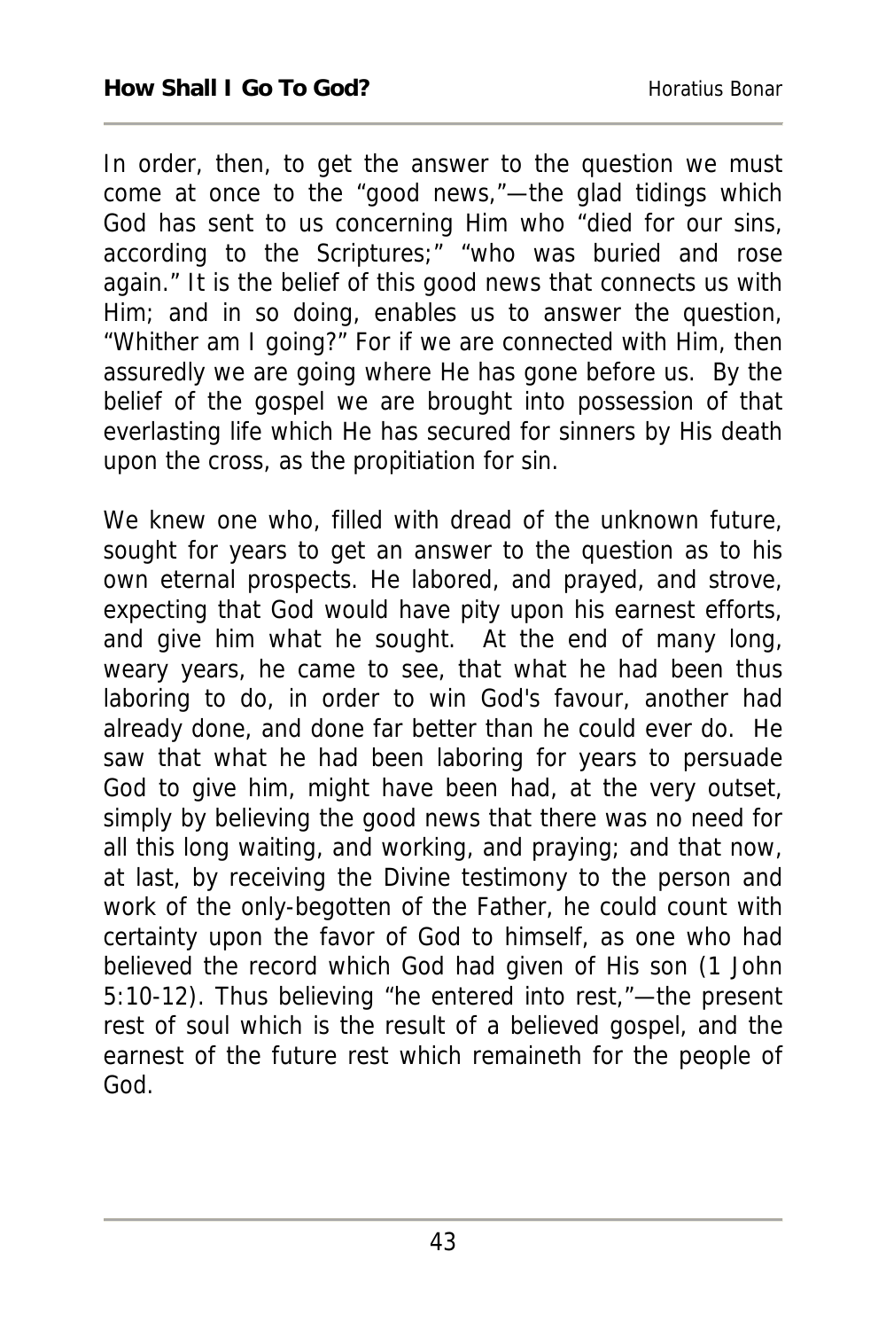In order, then, to get the answer to the question we must come at once to the “good news,”—the glad tidings which God has sent to us concerning Him who “died for our sins, according to the Scriptures;” “who was buried and rose again.” It is the belief of this good news that connects us with Him; and in so doing, enables us to answer the question, “Whither am I going?” For if we are connected with Him, then assuredly we are going where He has gone before us. By the belief of the gospel we are brought into possession of that everlasting life which He has secured for sinners by His death upon the cross, as the propitiation for sin.

We knew one who, filled with dread of the unknown future, sought for years to get an answer to the question as to his own eternal prospects. He labored, and prayed, and strove, expecting that God would have pity upon his earnest efforts, and give him what he sought. At the end of many long, weary years, he came to see, that what he had been thus laboring to do, in order to win God's favour, another had already done, and done far better than he could ever do. He saw that what he had been laboring for years to persuade God to give him, might have been had, at the very outset, simply by believing the good news that there was no need for all this long waiting, and working, and praying; and that now, at last, by receiving the Divine testimony to the person and work of the only-begotten of the Father, he could count with certainty upon the favor of God to himself, as one who had believed the record which God had given of His son (1 John 5:10-12). Thus believing “he entered into rest,”—the present rest of soul which is the result of a believed gospel, and the earnest of the future rest which remaineth for the people of God.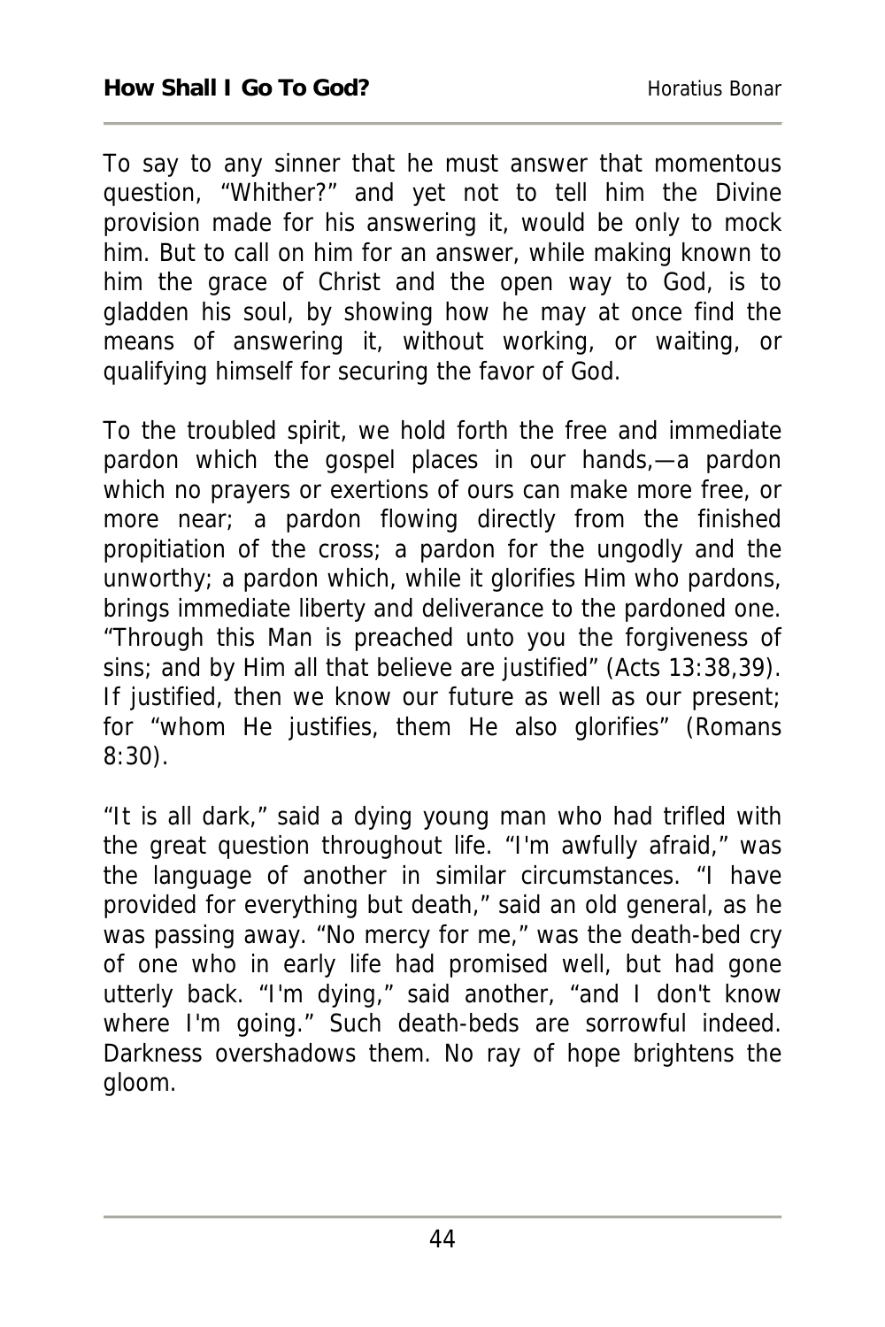To say to any sinner that he must answer that momentous question, "Whither?" and yet not to tell him the Divine provision made for his answering it, would be only to mock him. But to call on him for an answer, while making known to him the grace of Christ and the open way to God, is to gladden his soul, by showing how he may at once find the means of answering it, without working, or waiting, or qualifying himself for securing the favor of God.

To the troubled spirit, we hold forth the free and immediate pardon which the gospel places in our hands,—a pardon which no prayers or exertions of ours can make more free, or more near; a pardon flowing directly from the finished propitiation of the cross; a pardon for the ungodly and the unworthy; a pardon which, while it glorifies Him who pardons, brings immediate liberty and deliverance to the pardoned one. "Through this Man is preached unto you the forgiveness of sins; and by Him all that believe are justified" (Acts 13:38,39). If justified, then we know our future as well as our present; for "whom He justifies, them He also glorifies" (Romans 8:30).

"It is all dark," said a dying young man who had trifled with the great question throughout life. "I'm awfully afraid," was the language of another in similar circumstances. "I have provided for everything but death," said an old general, as he was passing away. "No mercy for me," was the death-bed cry of one who in early life had promised well, but had gone utterly back. "I'm dying," said another, "and I don't know where I'm going." Such death-beds are sorrowful indeed. Darkness overshadows them. No ray of hope brightens the gloom.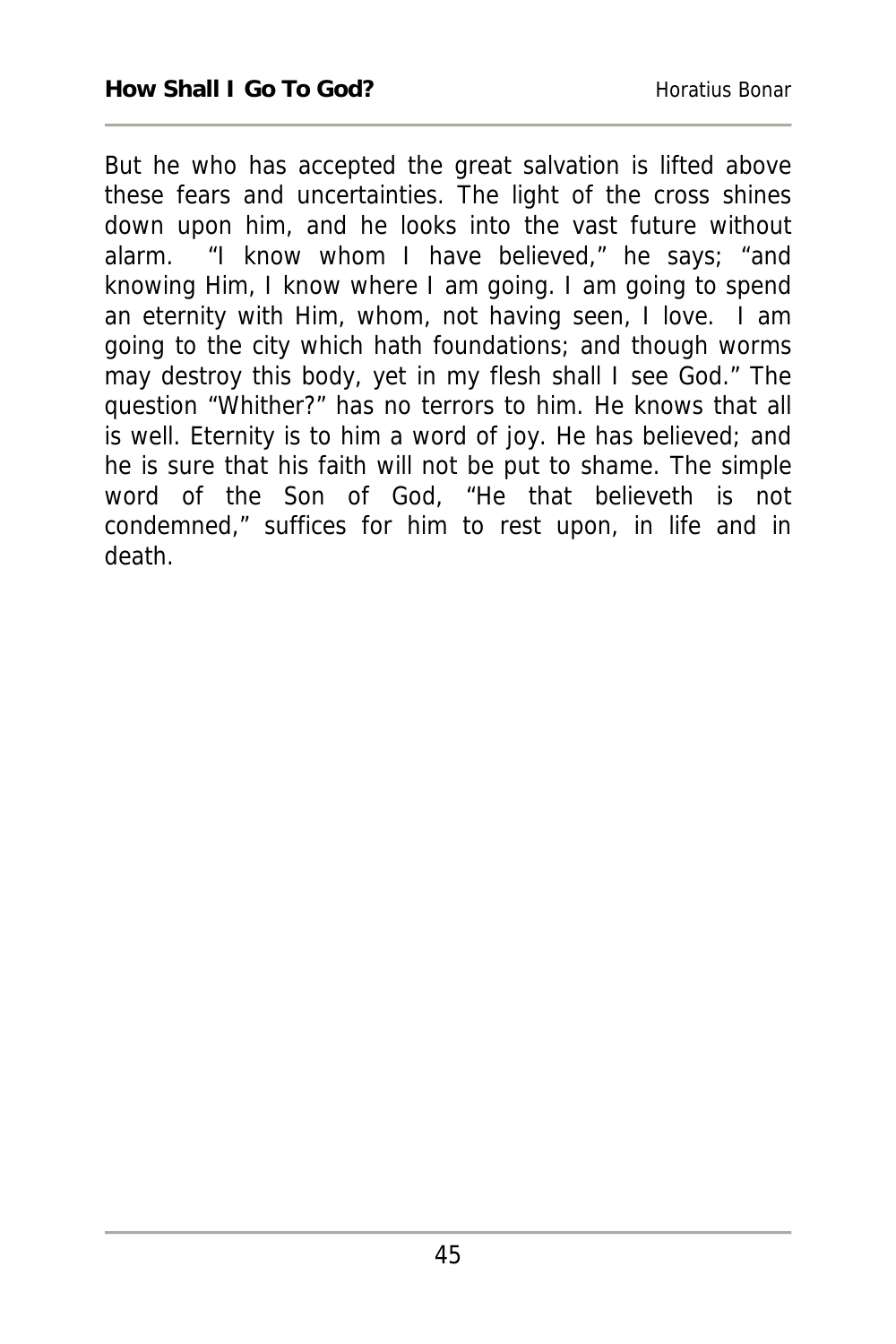But he who has accepted the great salvation is lifted above these fears and uncertainties. The light of the cross shines down upon him, and he looks into the vast future without alarm. "I know whom I have believed," he says; "and knowing Him, I know where I am going. I am going to spend an eternity with Him, whom, not having seen, I love. I am going to the city which hath foundations; and though worms may destroy this body, yet in my flesh shall I see God." The question "Whither?" has no terrors to him. He knows that all is well. Eternity is to him a word of joy. He has believed; and he is sure that his faith will not be put to shame. The simple word of the Son of God, "He that believeth is not condemned," suffices for him to rest upon, in life and in death.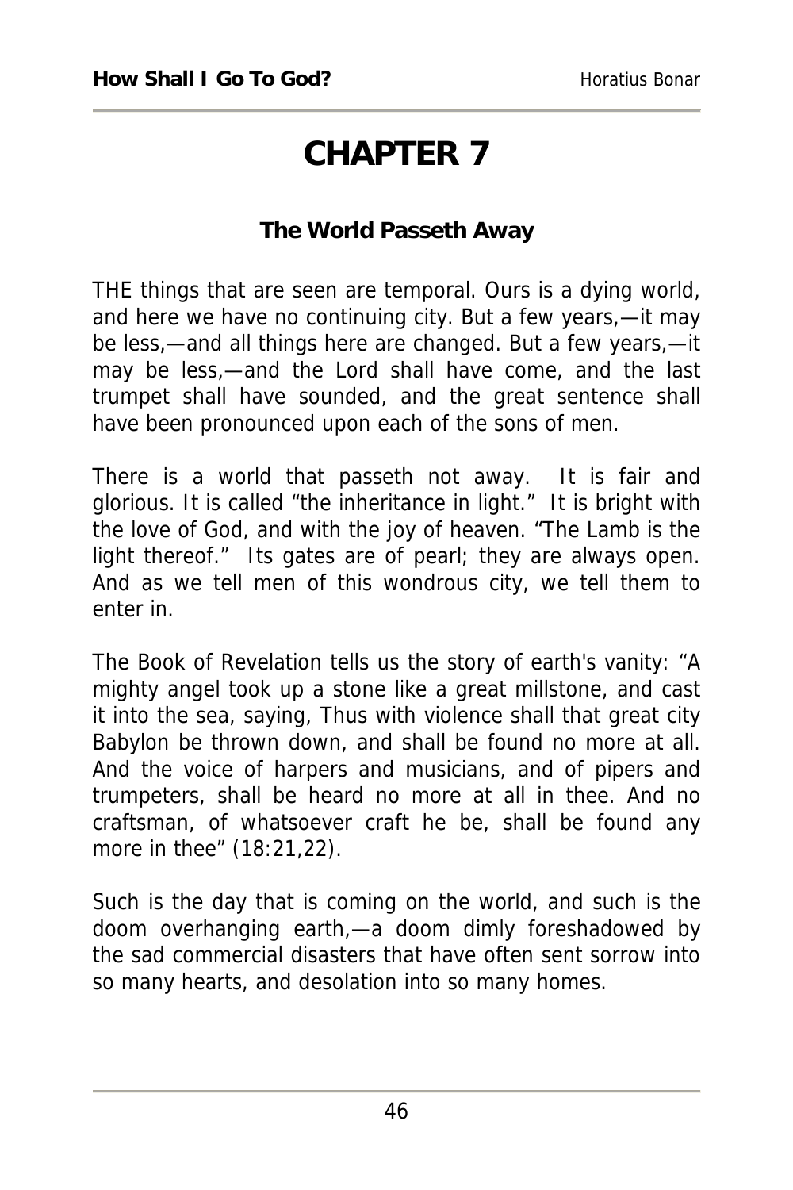# CHAPTER 7

## The World Passeth Away

THE things that are seen are temporal. Ours is a dying world, and here we have no continuing city. But a few years,—it may be less,—and all things here are changed. But a few years,—it may be less,—and the Lord shall have come, and the last trumpet shall have sounded, and the great sentence shall have been pronounced upon each of the sons of men.

There is a world that passeth not away. It is fair and glorious. It is called "the inheritance in light." It is bright with the love of God, and with the joy of heaven. "The Lamb is the light thereof." Its gates are of pearl; they are always open. And as we tell men of this wondrous city, we tell them to enter in.

The Book of Revelation tells us the story of earth's vanity: "A mighty angel took up a stone like a great millstone, and cast it into the sea, saying, Thus with violence shall that great city Babylon be thrown down, and shall be found no more at all. And the voice of harpers and musicians, and of pipers and trumpeters, shall be heard no more at all in thee. And no craftsman, of whatsoever craft he be, shall be found any more in thee" (18:21,22).

Such is the day that is coming on the world, and such is the doom overhanging earth,—a doom dimly foreshadowed by the sad commercial disasters that have often sent sorrow into so many hearts, and desolation into so many homes.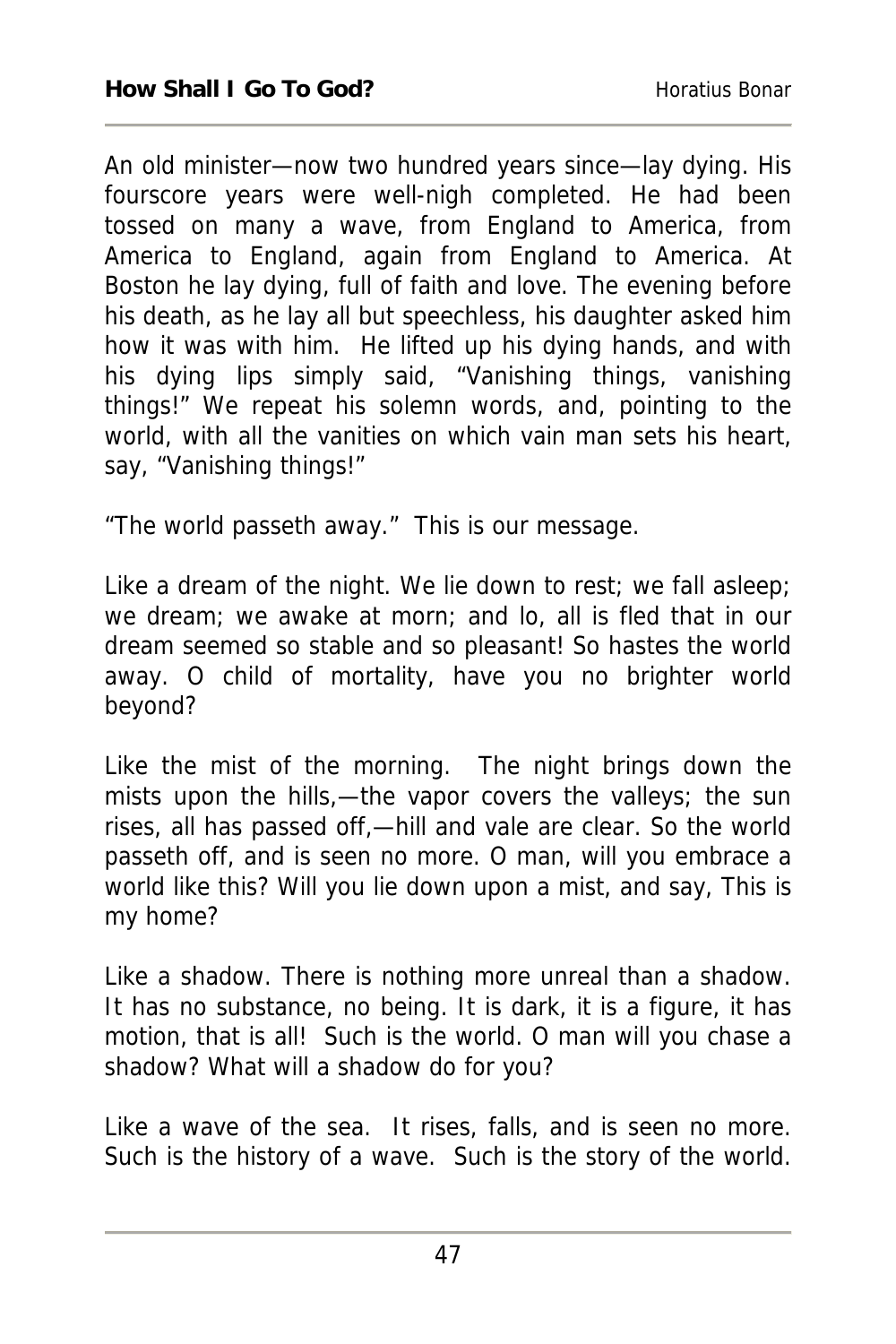An old minister—now two hundred years since—lay dying. His fourscore years were well-nigh completed. He had been tossed on many a wave, from England to America, from America to England, again from England to America. At Boston he lay dying, full of faith and love. The evening before his death, as he lay all but speechless, his daughter asked him how it was with him. He lifted up his dying hands, and with his dying lips simply said, "Vanishing things, vanishing things!" We repeat his solemn words, and, pointing to the world, with all the vanities on which vain man sets his heart, say, "Vanishing things!"

"The world passeth away." This is our message.

Like a dream of the night. We lie down to rest; we fall asleep; we dream; we awake at morn; and lo, all is fled that in our dream seemed so stable and so pleasant! So hastes the world away. O child of mortality, have you no brighter world beyond?

Like the mist of the morning. The night brings down the mists upon the hills,—the vapor covers the valleys; the sun rises, all has passed off,—hill and vale are clear. So the world passeth off, and is seen no more. O man, will you embrace a world like this? Will you lie down upon a mist, and say, This is my home?

Like a shadow. There is nothing more unreal than a shadow. It has no substance, no being. It is dark, it is a figure, it has motion, that is all! Such is the world. O man will you chase a shadow? What will a shadow do for you?

Like a wave of the sea. It rises, falls, and is seen no more. Such is the history of a wave. Such is the story of the world.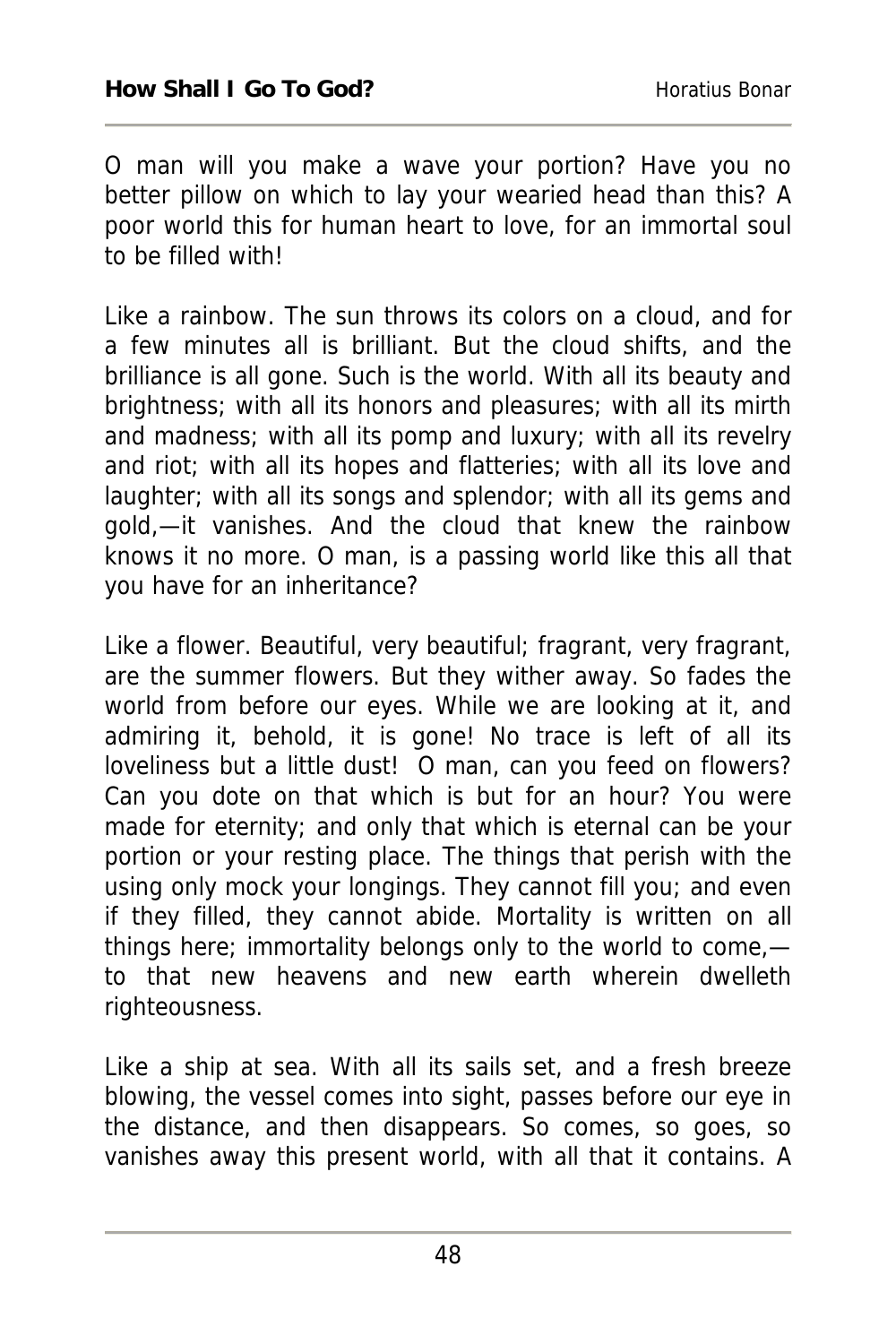O man will you make a wave your portion? Have you no better pillow on which to lay your wearied head than this? A poor world this for human heart to love, for an immortal soul to be filled with!

Like a rainbow. The sun throws its colors on a cloud, and for a few minutes all is brilliant. But the cloud shifts, and the brilliance is all gone. Such is the world. With all its beauty and brightness; with all its honors and pleasures; with all its mirth and madness; with all its pomp and luxury; with all its revelry and riot; with all its hopes and flatteries; with all its love and laughter; with all its songs and splendor; with all its gems and gold,—it vanishes. And the cloud that knew the rainbow knows it no more. O man, is a passing world like this all that you have for an inheritance?

Like a flower. Beautiful, very beautiful; fragrant, very fragrant, are the summer flowers. But they wither away. So fades the world from before our eyes. While we are looking at it, and admiring it, behold, it is gone! No trace is left of all its loveliness but a little dust! O man, can you feed on flowers? Can you dote on that which is but for an hour? You were made for eternity; and only that which is eternal can be your portion or your resting place. The things that perish with the using only mock your longings. They cannot fill you; and even if they filled, they cannot abide. Mortality is written on all things here; immortality belongs only to the world to come,—to that new heavens and new earth wherein dwelleth righteousness.

Like a ship at sea. With all its sails set, and a fresh breeze blowing, the vessel comes into sight, passes before our eye in the distance, and then disappears. So comes, so goes, so vanishes away this present world, with all that it contains. A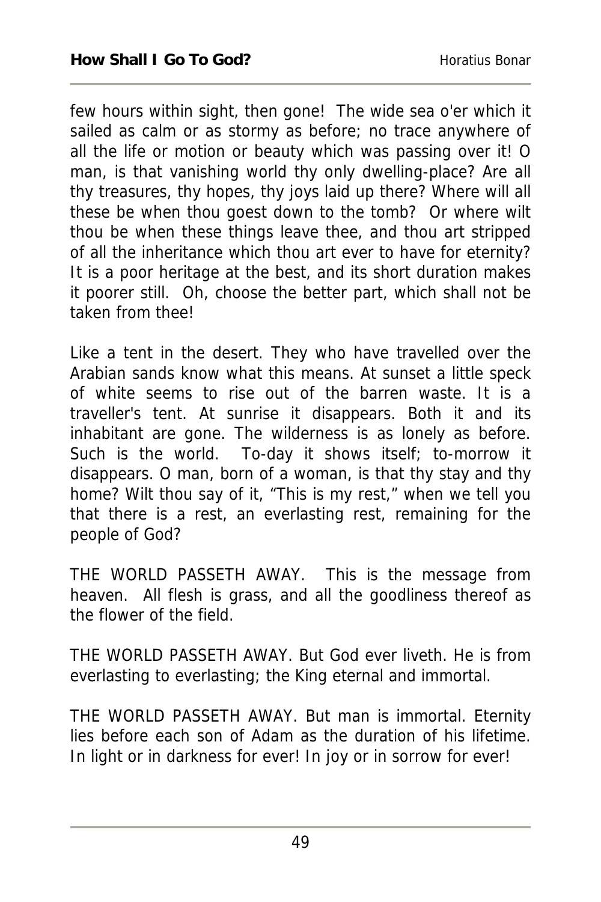few hours within sight, then gone! The wide sea o'er which it sailed as calm or as stormy as before; no trace anywhere of all the life or motion or beauty which was passing over it! O man, is that vanishing world thy only dwelling-place? Are all thy treasures, thy hopes, thy joys laid up there? Where will all these be when thou goest down to the tomb? Or where wilt thou be when these things leave thee, and thou art stripped of all the inheritance which thou art ever to have for eternity? It is a poor heritage at the best, and its short duration makes it poorer still. Oh, choose the better part, which shall not be taken from thee!

Like a tent in the desert. They who have travelled over the Arabian sands know what this means. At sunset a little speck of white seems to rise out of the barren waste. It is a traveller's tent. At sunrise it disappears. Both it and its inhabitant are gone. The wilderness is as lonely as before. Such is the world. To-day it shows itself; to-morrow it disappears. O man, born of a woman, is that thy stay and thy home? Wilt thou say of it, "This is my rest," when we tell you that there is a rest, an everlasting rest, remaining for the people of God?

THE WORLD PASSETH AWAY. This is the message from heaven. All flesh is grass, and all the goodliness thereof as the flower of the field.

THE WORLD PASSETH AWAY. But God ever liveth. He is from everlasting to everlasting; the King eternal and immortal.

THE WORLD PASSETH AWAY. But man is immortal. Eternity lies before each son of Adam as the duration of his lifetime. In light or in darkness for ever! In joy or in sorrow for ever!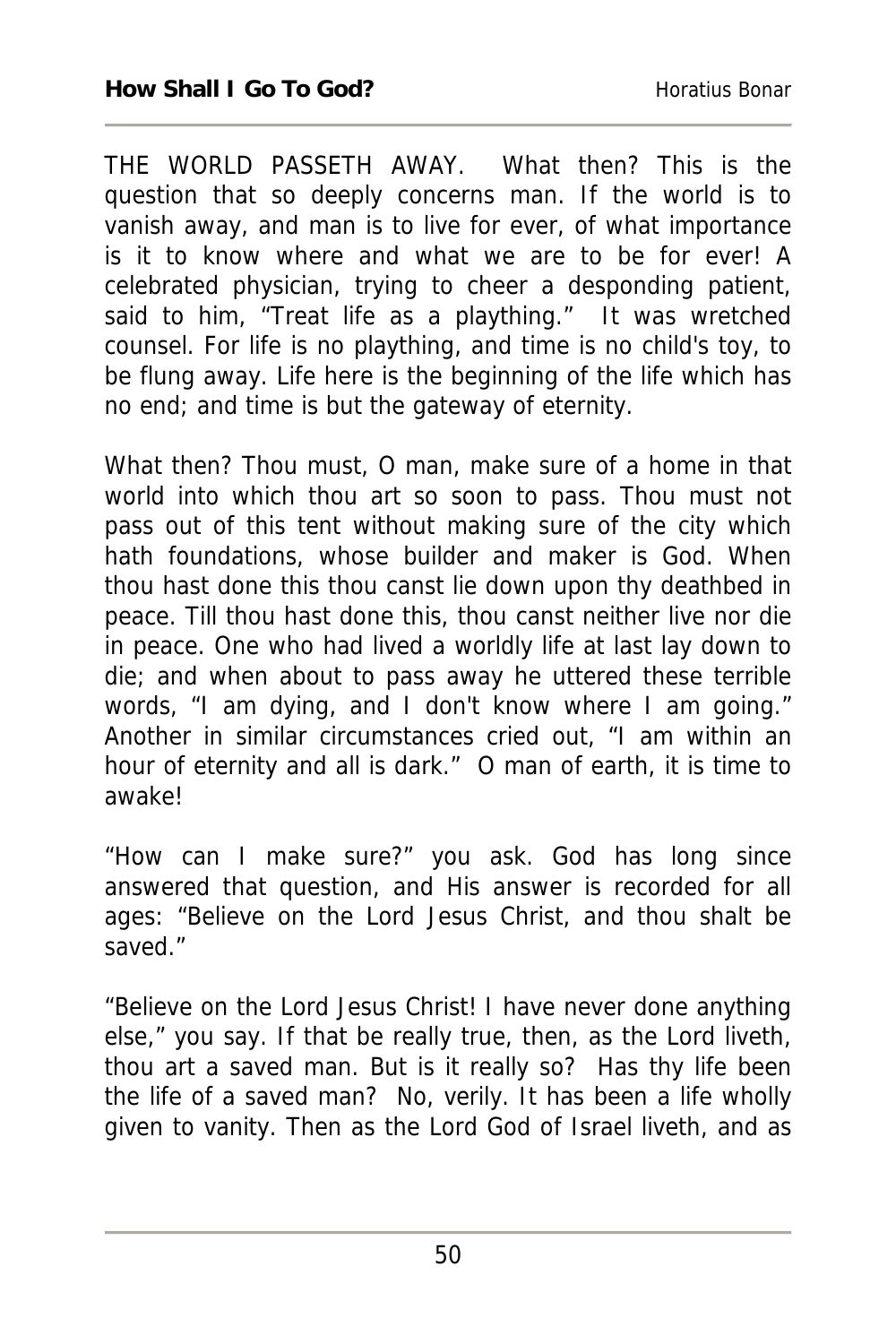THE WORLD PASSETH AWAY. What then? This is the question that so deeply concerns man. If the world is to vanish away, and man is to live for ever, of what importance is it to know where and what we are to be for ever! A celebrated physician, trying to cheer a desponding patient, said to him, "Treat life as a plaything." It was wretched counsel. For life is no plaything, and time is no child's toy, to be flung away. Life here is the beginning of the life which has no end; and time is but the gateway of eternity.

What then? Thou must, O man, make sure of a home in that world into which thou art so soon to pass. Thou must not pass out of this tent without making sure of the city which hath foundations, whose builder and maker is God. When thou hast done this thou canst lie down upon thy deathbed in peace. Till thou hast done this, thou canst neither live nor die in peace. One who had lived a worldly life at last lay down to die; and when about to pass away he uttered these terrible words, "I am dying, and I don't know where I am going." Another in similar circumstances cried out, "I am within an hour of eternity and all is dark." O man of earth, it is time to awake!

"How can I make sure?" you ask. God has long since answered that question, and His answer is recorded for all ages: "Believe on the Lord Jesus Christ, and thou shalt be saved."

"Believe on the Lord Jesus Christ! I have never done anything else," you say. If that be really true, then, as the Lord liveth, thou art a saved man. But is it really so? Has thy life been the life of a saved man? No, verily. It has been a life wholly given to vanity. Then as the Lord God of Israel liveth, and as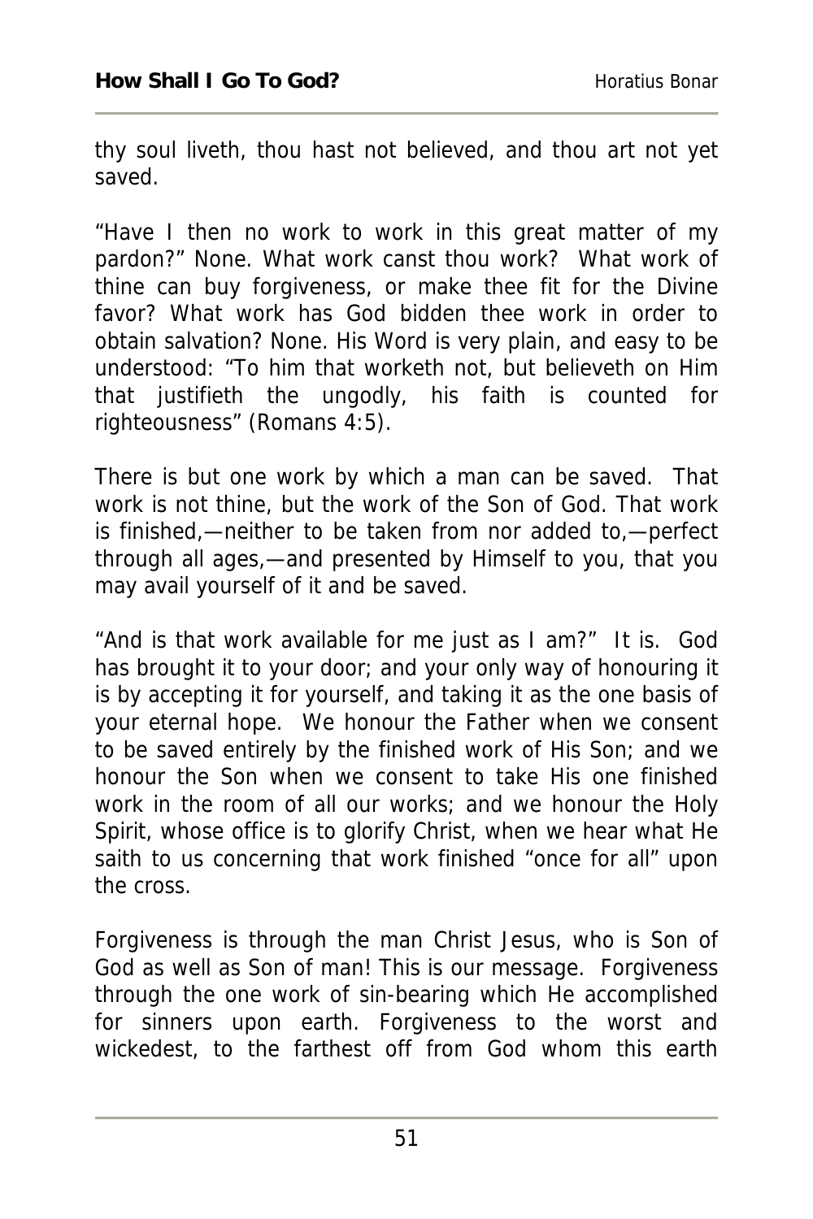thy soul liveth, thou hast not believed, and thou art not yet saved.

"Have I then no work to work in this great matter of my pardon?" None. What work canst thou work? What work of thine can buy forgiveness, or make thee fit for the Divine favor? What work has God bidden thee work in order to obtain salvation? None. His Word is very plain, and easy to be understood: "To him that worketh not, but believeth on Him that justifieth the ungodly, his faith is counted for righteousness" (Romans 4:5).

There is but one work by which a man can be saved. That work is not thine, but the work of the Son of God. That work is finished,—neither to be taken from nor added to,—perfect through all ages,—and presented by Himself to you, that you may avail yourself of it and be saved.

"And is that work available for me just as I am?" It is. God has brought it to your door; and your only way of honouring it is by accepting it for yourself, and taking it as the one basis of your eternal hope. We honour the Father when we consent to be saved entirely by the finished work of His Son; and we honour the Son when we consent to take His one finished work in the room of all our works; and we honour the Holy Spirit, whose office is to glorify Christ, when we hear what He saith to us concerning that work finished "once for all" upon the cross.

Forgiveness is through the man Christ Jesus, who is Son of God as well as Son of man! This is our message. Forgiveness through the one work of sin-bearing which He accomplished for sinners upon earth. Forgiveness to the worst and wickedest, to the farthest off from God whom this earth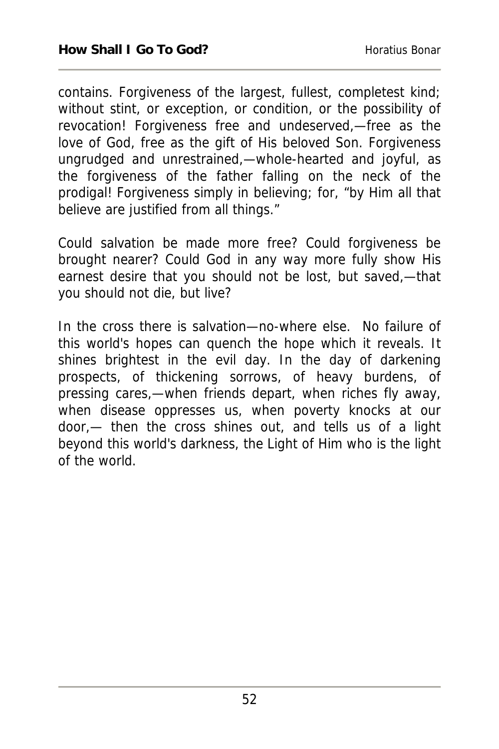contains. Forgiveness of the largest, fullest, completest kind; without stint, or exception, or condition, or the possibility of revocation! Forgiveness free and undeserved,—free as the love of God, free as the gift of His beloved Son. Forgiveness ungrudged and unrestrained,—whole-hearted and joyful, as the forgiveness of the father falling on the neck of the prodigal! Forgiveness simply in believing; for, "by Him all that believe are justified from all things."

Could salvation be made more free? Could forgiveness be brought nearer? Could God in any way more fully show His earnest desire that you should not be lost, but saved,—that you should not die, but live?

In the cross there is salvation—no-where else. No failure of this world's hopes can quench the hope which it reveals. It shines brightest in the evil day. In the day of darkening prospects, of thickening sorrows, of heavy burdens, of pressing cares,—when friends depart, when riches fly away, when disease oppresses us, when poverty knocks at our door,— then the cross shines out, and tells us of a light beyond this world's darkness, the Light of Him who is the light of the world.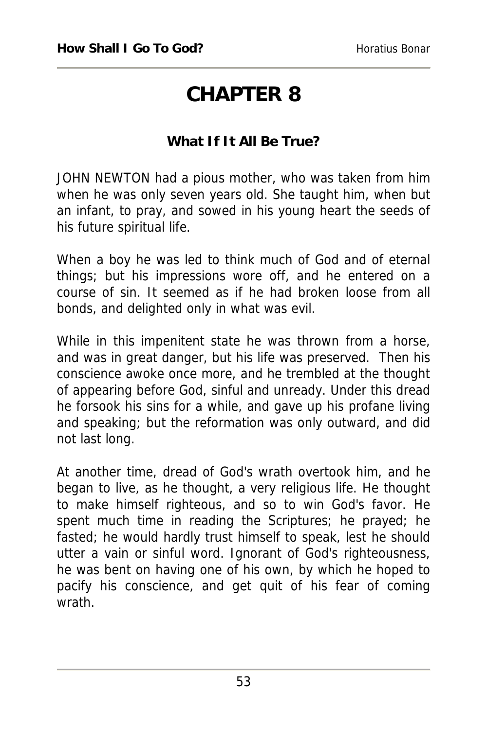# CHAPTER 8

**What If It All Be True?**

JOHN NEWTON had a pious mother, who was taken from him when he was only seven years old. She taught him, when but an infant, to pray, and sowed in his young heart the seeds of his future spiritual life.

When a boy he was led to think much of God and of eternal things; but his impressions wore off, and he entered on a course of sin. It seemed as if he had broken loose from all bonds, and delighted only in what was evil.

While in this impenitent state he was thrown from a horse, and was in great danger, but his life was preserved. Then his conscience awoke once more, and he trembled at the thought of appearing before God, sinful and unready. Under this dread he forsook his sins for a while, and gave up his profane living and speaking; but the reformation was only outward, and did not last long.

At another time, dread of God's wrath overtook him, and he began to live, as he thought, a very religious life. He thought to make himself righteous, and so to win God's favor. He spent much time in reading the Scriptures; he prayed; he fasted; he would hardly trust himself to speak, lest he should utter a vain or sinful word. Ignorant of God's righteousness, he was bent on having one of his own, by which he hoped to pacify his conscience, and get quit of his fear of coming wrath.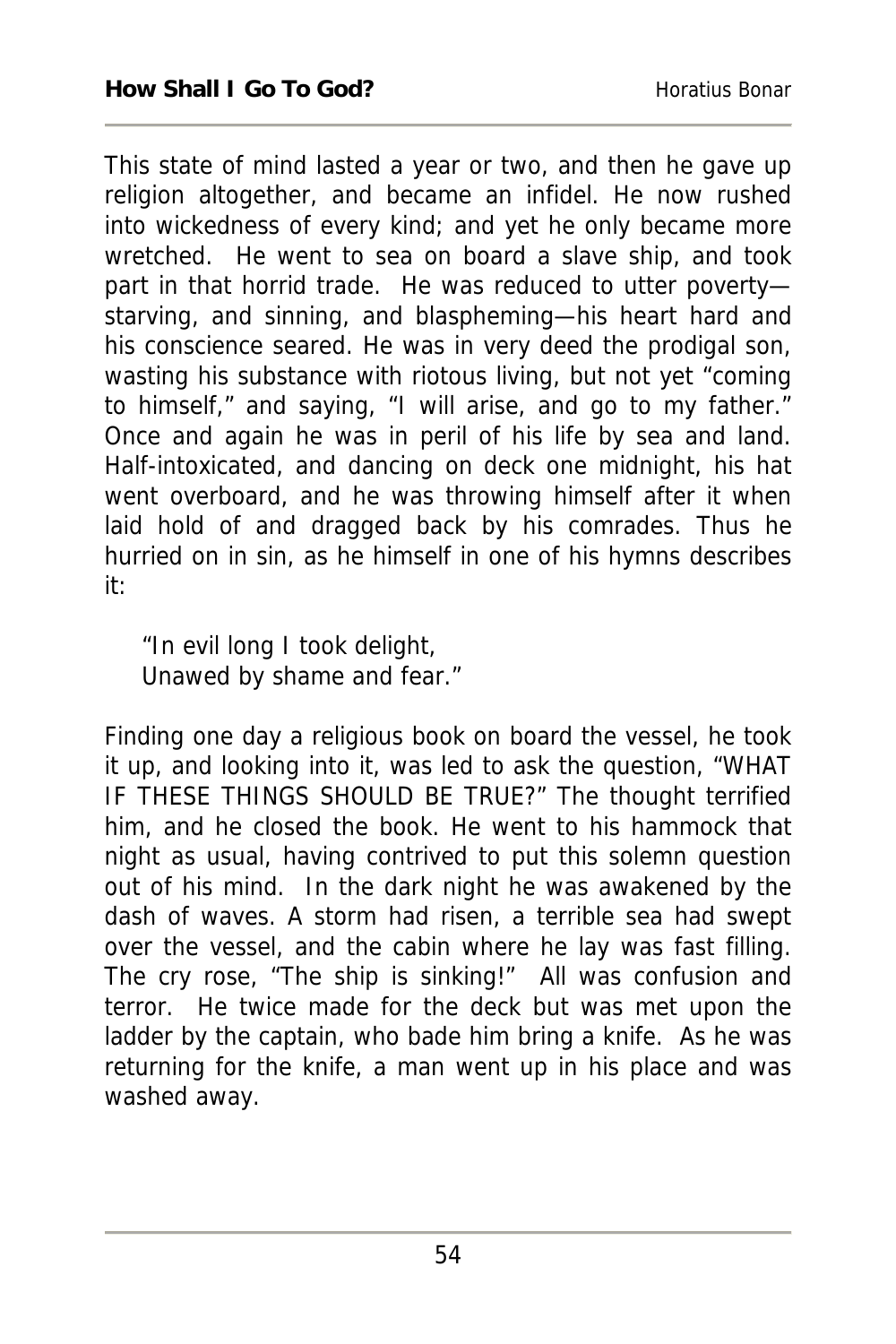This state of mind lasted a year or two, and then he gave up religion altogether, and became an infidel. He now rushed into wickedness of every kind; and yet he only became more wretched. He went to sea on board a slave ship, and took part in that horrid trade. He was reduced to utter poverty—starving, and sinning, and blaspheming—his heart hard and his conscience seared. He was in very deed the prodigal son, wasting his substance with riotous living, but not yet "coming to himself," and saying, "I will arise, and go to my father." Once and again he was in peril of his life by sea and land. Half-intoxicated, and dancing on deck one midnight, his hat went overboard, and he was throwing himself after it when laid hold of and dragged back by his comrades. Thus he hurried on in sin, as he himself in one of his hymns describes it:

> "In evil long I took delight,
> Unawed by shame and fear."

Finding one day a religious book on board the vessel, he took it up, and looking into it, was led to ask the question, "WHAT IF THESE THINGS SHOULD BE TRUE?" The thought terrified him, and he closed the book. He went to his hammock that night as usual, having contrived to put this solemn question out of his mind. In the dark night he was awakened by the dash of waves. A storm had risen, a terrible sea had swept over the vessel, and the cabin where he lay was fast filling. The cry rose, "The ship is sinking!" All was confusion and terror. He twice made for the deck but was met upon the ladder by the captain, who bade him bring a knife. As he was returning for the knife, a man went up in his place and was washed away.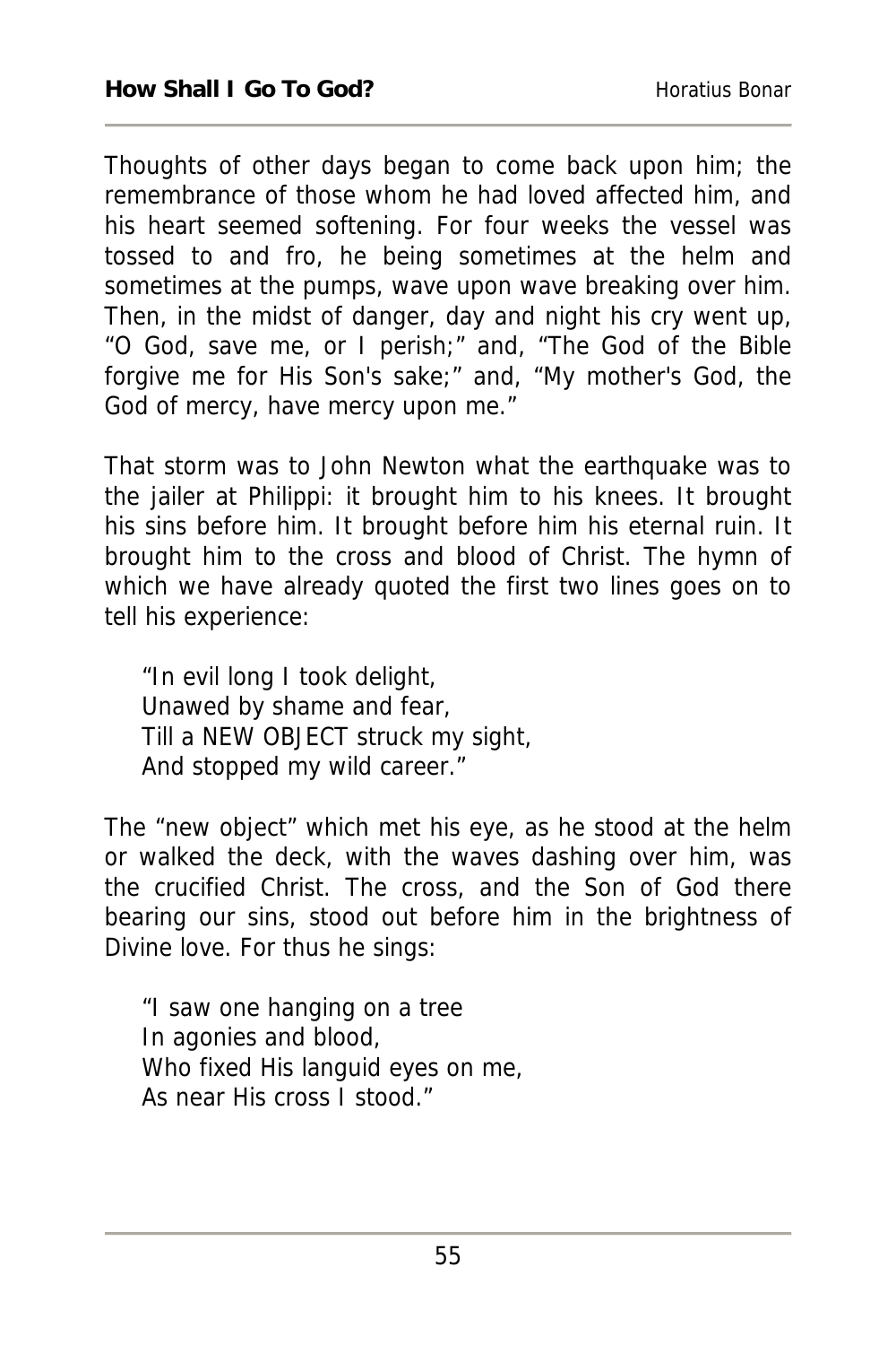Thoughts of other days began to come back upon him; the remembrance of those whom he had loved affected him, and his heart seemed softening. For four weeks the vessel was tossed to and fro, he being sometimes at the helm and sometimes at the pumps, wave upon wave breaking over him. Then, in the midst of danger, day and night his cry went up, "O God, save me, or I perish;" and, "The God of the Bible forgive me for His Son's sake;" and, "My mother's God, the God of mercy, have mercy upon me."

That storm was to John Newton what the earthquake was to the jailer at Philippi: it brought him to his knees. It brought his sins before him. It brought before him his eternal ruin. It brought him to the cross and blood of Christ. The hymn of which we have already quoted the first two lines goes on to tell his experience:

> "In evil long I took delight,  
> Unawed by shame and fear,  
> Till a NEW OBJECT struck my sight,  
> And stopped my wild career."

The "new object" which met his eye, as he stood at the helm or walked the deck, with the waves dashing over him, was the crucified Christ. The cross, and the Son of God there bearing our sins, stood out before him in the brightness of Divine love. For thus he sings:

> "I saw one hanging on a tree  
> In agonies and blood,  
> Who fixed His languid eyes on me,  
> As near His cross I stood."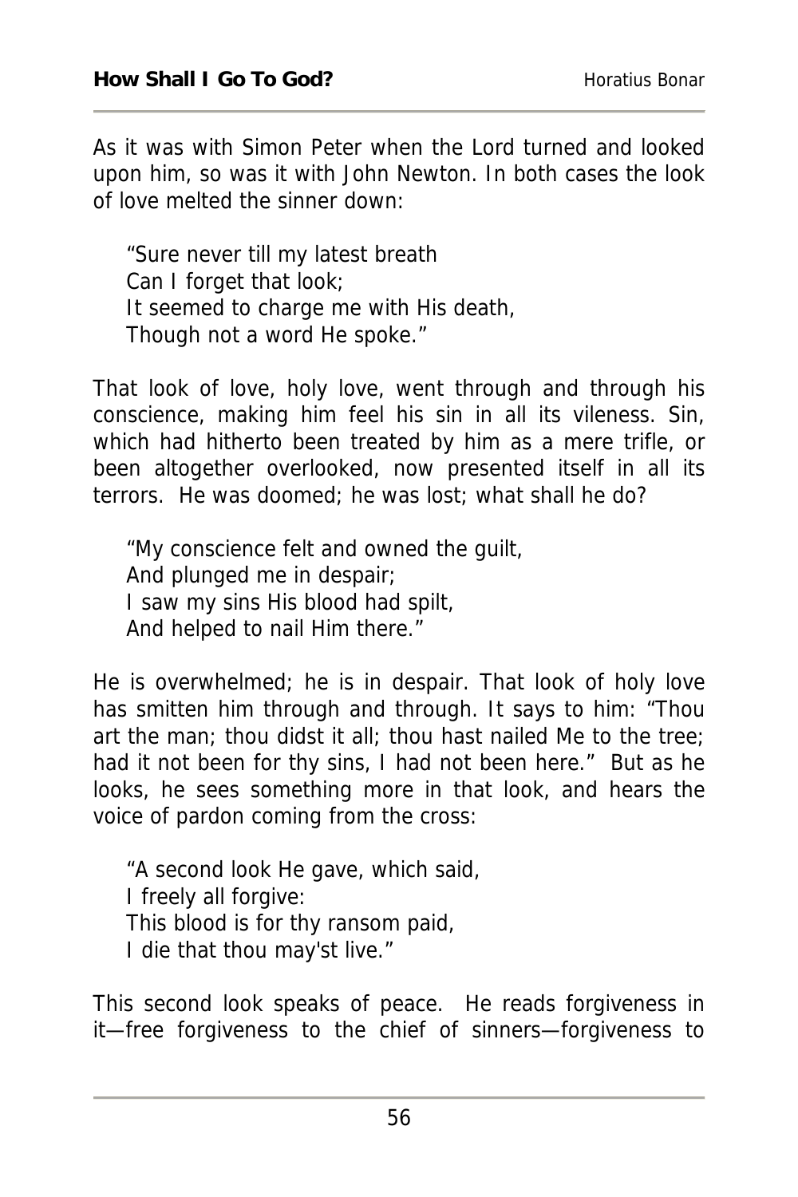As it was with Simon Peter when the Lord turned and looked upon him, so was it with John Newton. In both cases the look of love melted the sinner down:

> "Sure never till my latest breath
> Can I forget that look;
> It seemed to charge me with His death,
> Though not a word He spoke."

That look of love, holy love, went through and through his conscience, making him feel his sin in all its vileness. Sin, which had hitherto been treated by him as a mere trifle, or been altogether overlooked, now presented itself in all its terrors. He was doomed; he was lost; what shall he do?

> "My conscience felt and owned the guilt,
> And plunged me in despair;
> I saw my sins His blood had spilt,
> And helped to nail Him there."

He is overwhelmed; he is in despair. That look of holy love has smitten him through and through. It says to him: "Thou art the man; thou didst it all; thou hast nailed Me to the tree; had it not been for thy sins, I had not been here." But as he looks, he sees something more in that look, and hears the voice of pardon coming from the cross:

> "A second look He gave, which said,
> I freely all forgive:
> This blood is for thy ransom paid,
> I die that thou may'st live."

This second look speaks of peace. He reads forgiveness in it—free forgiveness to the chief of sinners—forgiveness to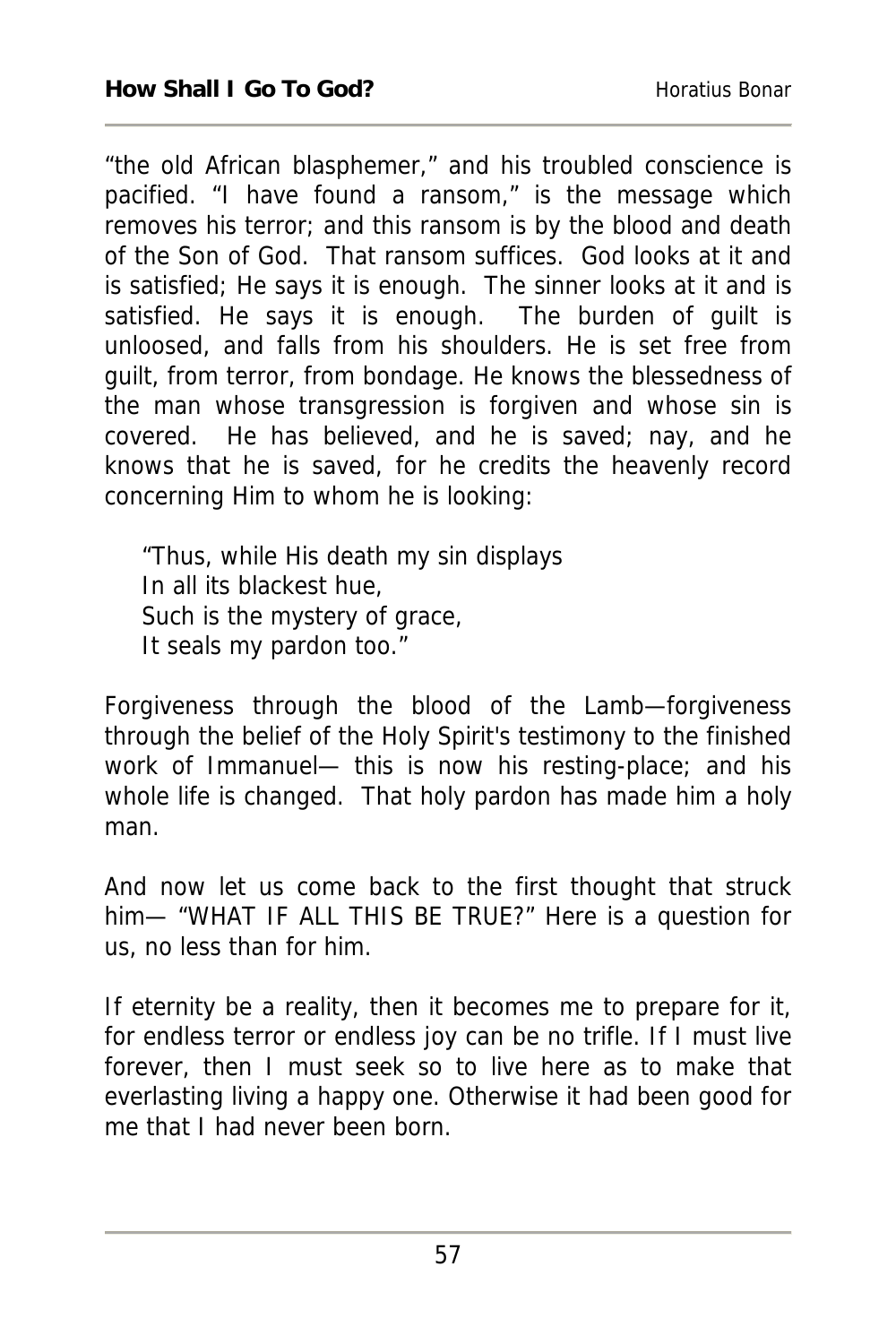"the old African blasphemer," and his troubled conscience is pacified. "I have found a ransom," is the message which removes his terror; and this ransom is by the blood and death of the Son of God. That ransom suffices. God looks at it and is satisfied; He says it is enough. The sinner looks at it and is satisfied. He says it is enough. The burden of guilt is unloosed, and falls from his shoulders. He is set free from guilt, from terror, from bondage. He knows the blessedness of the man whose transgression is forgiven and whose sin is covered. He has believed, and he is saved; nay, and he knows that he is saved, for he credits the heavenly record concerning Him to whom he is looking:

> "Thus, while His death my sin displays
> In all its blackest hue,
> Such is the mystery of grace,
> It seals my pardon too."

Forgiveness through the blood of the Lamb—forgiveness through the belief of the Holy Spirit's testimony to the finished work of Immanuel— this is now his resting-place; and his whole life is changed. That holy pardon has made him a holy man.

And now let us come back to the first thought that struck him— "WHAT IF ALL THIS BE TRUE?" Here is a question for us, no less than for him.

If eternity be a reality, then it becomes me to prepare for it, for endless terror or endless joy can be no trifle. If I must live forever, then I must seek so to live here as to make that everlasting living a happy one. Otherwise it had been good for me that I had never been born.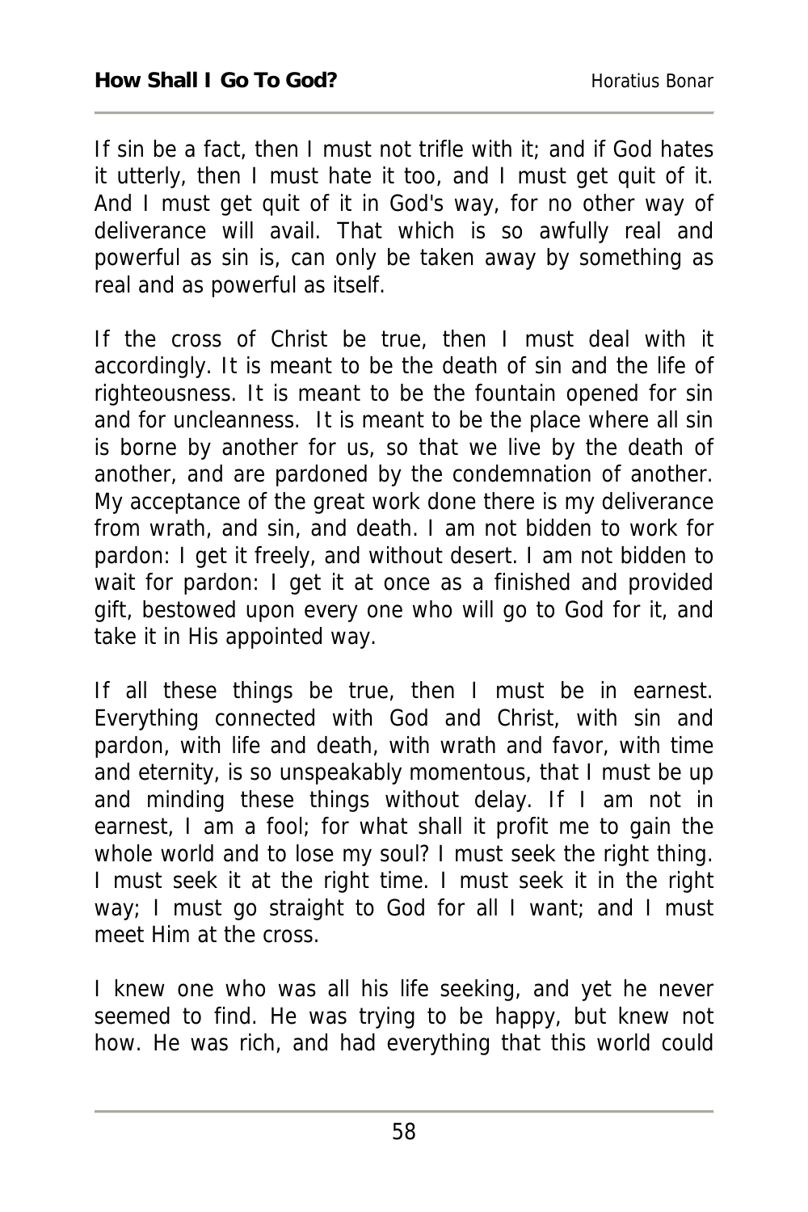If sin be a fact, then I must not trifle with it; and if God hates it utterly, then I must hate it too, and I must get quit of it. And I must get quit of it in God's way, for no other way of deliverance will avail. That which is so awfully real and powerful as sin is, can only be taken away by something as real and as powerful as itself.

If the cross of Christ be true, then I must deal with it accordingly. It is meant to be the death of sin and the life of righteousness. It is meant to be the fountain opened for sin and for uncleanness. It is meant to be the place where all sin is borne by another for us, so that we live by the death of another, and are pardoned by the condemnation of another. My acceptance of the great work done there is my deliverance from wrath, and sin, and death. I am not bidden to work for pardon: I get it freely, and without desert. I am not bidden to wait for pardon: I get it at once as a finished and provided gift, bestowed upon every one who will go to God for it, and take it in His appointed way.

If all these things be true, then I must be in earnest. Everything connected with God and Christ, with sin and pardon, with life and death, with wrath and favor, with time and eternity, is so unspeakably momentous, that I must be up and minding these things without delay. If I am not in earnest, I am a fool; for what shall it profit me to gain the whole world and to lose my soul? I must seek the right thing. I must seek it at the right time. I must seek it in the right way; I must go straight to God for all I want; and I must meet Him at the cross.

I knew one who was all his life seeking, and yet he never seemed to find. He was trying to be happy, but knew not how. He was rich, and had everything that this world could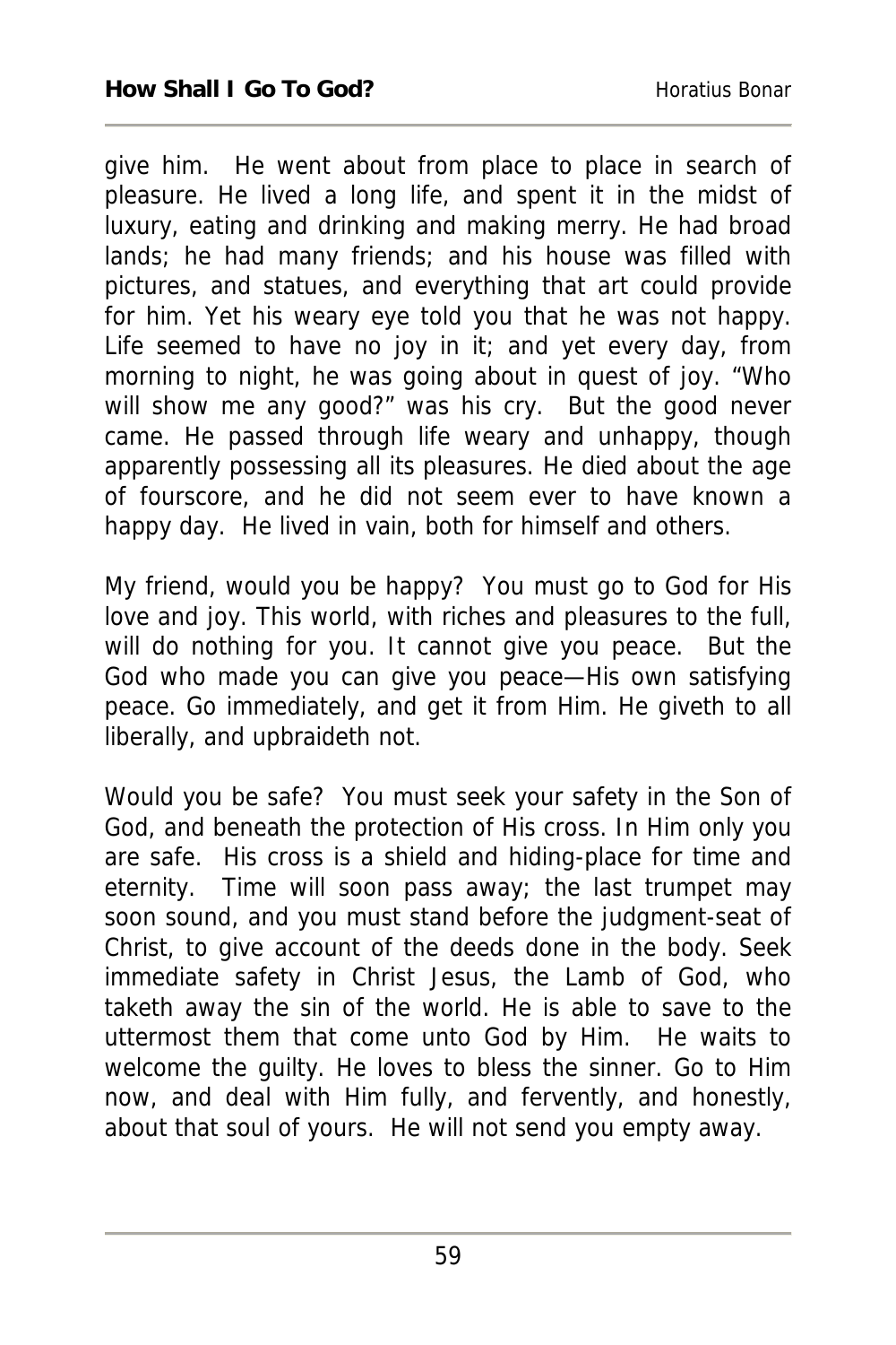give him. He went about from place to place in search of pleasure. He lived a long life, and spent it in the midst of luxury, eating and drinking and making merry. He had broad lands; he had many friends; and his house was filled with pictures, and statues, and everything that art could provide for him. Yet his weary eye told you that he was not happy. Life seemed to have no joy in it; and yet every day, from morning to night, he was going about in quest of joy. "Who will show me any good?" was his cry. But the good never came. He passed through life weary and unhappy, though apparently possessing all its pleasures. He died about the age of fourscore, and he did not seem ever to have known a happy day. He lived in vain, both for himself and others.

My friend, would you be happy? You must go to God for His love and joy. This world, with riches and pleasures to the full, will do nothing for you. It cannot give you peace. But the God who made you can give you peace—His own satisfying peace. Go immediately, and get it from Him. He giveth to all liberally, and upbraideth not.

Would you be safe? You must seek your safety in the Son of God, and beneath the protection of His cross. In Him only you are safe. His cross is a shield and hiding-place for time and eternity. Time will soon pass away; the last trumpet may soon sound, and you must stand before the judgment-seat of Christ, to give account of the deeds done in the body. Seek immediate safety in Christ Jesus, the Lamb of God, who taketh away the sin of the world. He is able to save to the uttermost them that come unto God by Him. He waits to welcome the guilty. He loves to bless the sinner. Go to Him now, and deal with Him fully, and fervently, and honestly, about that soul of yours. He will not send you empty away.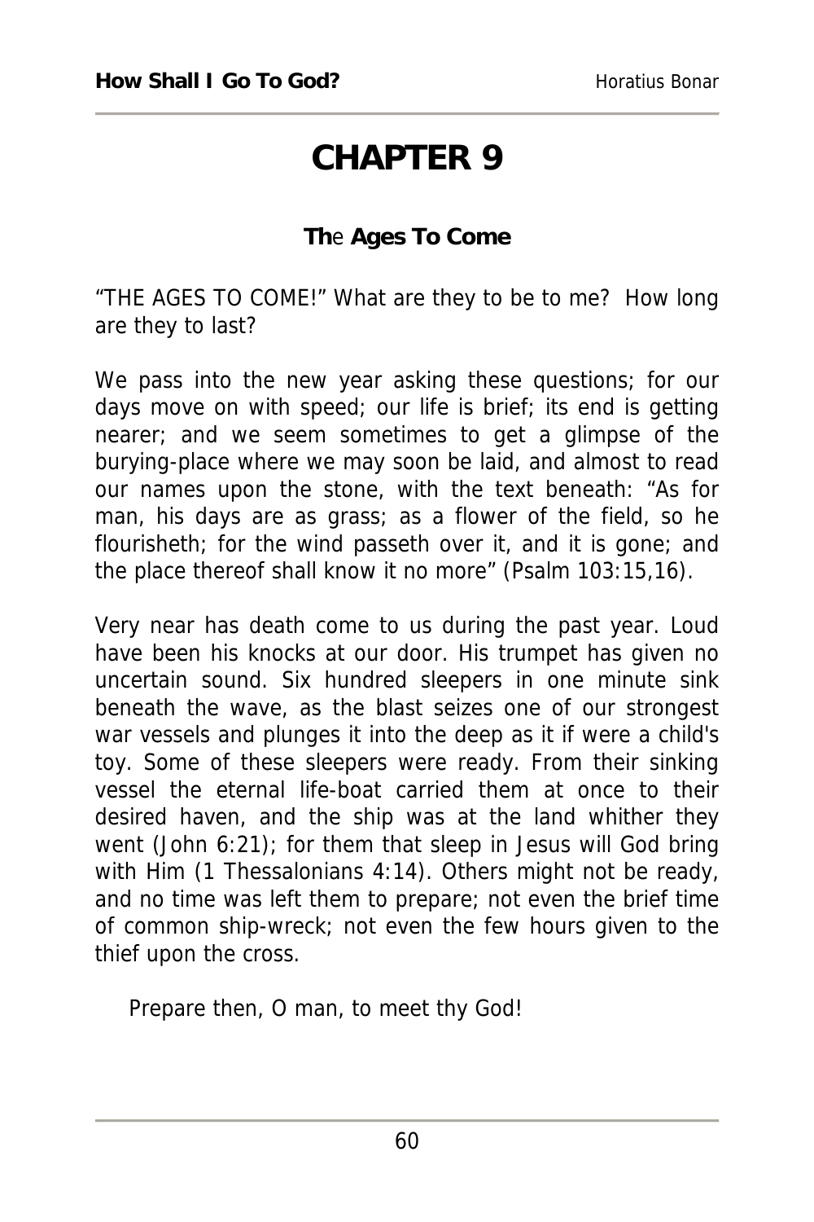# CHAPTER 9

## The Ages To Come

"THE AGES TO COME!" What are they to be to me? How long are they to last?

We pass into the new year asking these questions; for our days move on with speed; our life is brief; its end is getting nearer; and we seem sometimes to get a glimpse of the burying-place where we may soon be laid, and almost to read our names upon the stone, with the text beneath: "As for man, his days are as grass; as a flower of the field, so he flourisheth; for the wind passeth over it, and it is gone; and the place thereof shall know it no more" (Psalm 103:15,16).

Very near has death come to us during the past year. Loud have been his knocks at our door. His trumpet has given no uncertain sound. Six hundred sleepers in one minute sink beneath the wave, as the blast seizes one of our strongest war vessels and plunges it into the deep as it if were a child's toy. Some of these sleepers were ready. From their sinking vessel the eternal life-boat carried them at once to their desired haven, and the ship was at the land whither they went (John 6:21); for them that sleep in Jesus will God bring with Him (1 Thessalonians 4:14). Others might not be ready, and no time was left them to prepare; not even the brief time of common ship-wreck; not even the few hours given to the thief upon the cross.

Prepare then, O man, to meet thy God!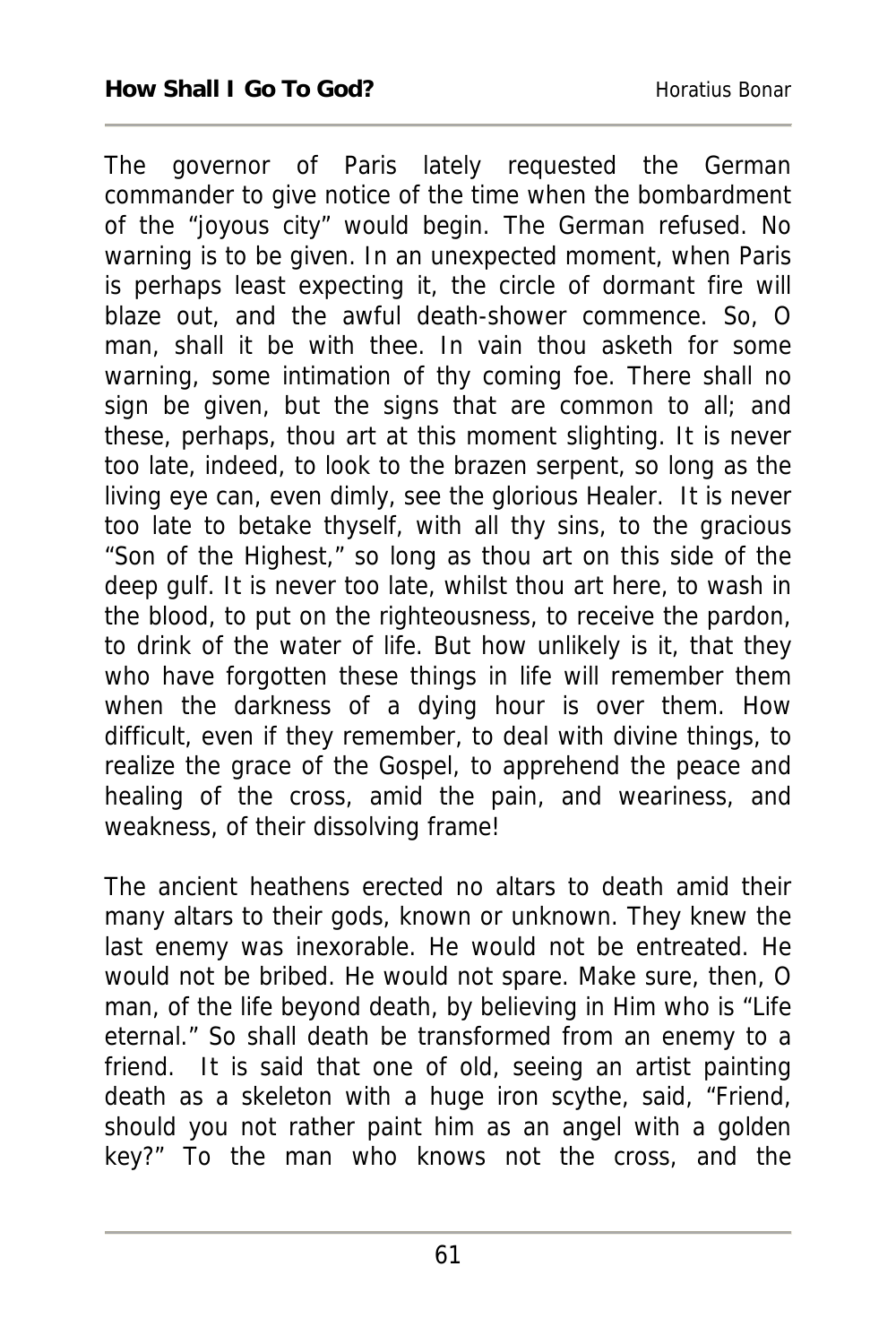The governor of Paris lately requested the German commander to give notice of the time when the bombardment of the "joyous city" would begin. The German refused. No warning is to be given. In an unexpected moment, when Paris is perhaps least expecting it, the circle of dormant fire will blaze out, and the awful death-shower commence. So, O man, shall it be with thee. In vain thou asketh for some warning, some intimation of thy coming foe. There shall no sign be given, but the signs that are common to all; and these, perhaps, thou art at this moment slighting. It is never too late, indeed, to look to the brazen serpent, so long as the living eye can, even dimly, see the glorious Healer. It is never too late to betake thyself, with all thy sins, to the gracious "Son of the Highest," so long as thou art on this side of the deep gulf. It is never too late, whilst thou art here, to wash in the blood, to put on the righteousness, to receive the pardon, to drink of the water of life. But how unlikely is it, that they who have forgotten these things in life will remember them when the darkness of a dying hour is over them. How difficult, even if they remember, to deal with divine things, to realize the grace of the Gospel, to apprehend the peace and healing of the cross, amid the pain, and weariness, and weakness, of their dissolving frame!

The ancient heathens erected no altars to death amid their many altars to their gods, known or unknown. They knew the last enemy was inexorable. He would not be entreated. He would not be bribed. He would not spare. Make sure, then, O man, of the life beyond death, by believing in Him who is "Life eternal." So shall death be transformed from an enemy to a friend. It is said that one of old, seeing an artist painting death as a skeleton with a huge iron scythe, said, "Friend, should you not rather paint him as an angel with a golden key?" To the man who knows not the cross, and the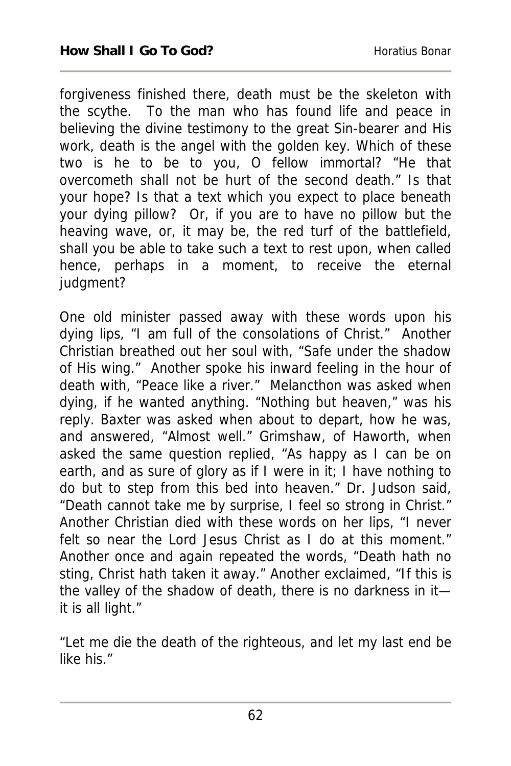forgiveness finished there, death must be the skeleton with the scythe. To the man who has found life and peace in believing the divine testimony to the great Sin-bearer and His work, death is the angel with the golden key. Which of these two is he to be to you, O fellow immortal? "He that overcometh shall not be hurt of the second death." Is that your hope? Is that a text which you expect to place beneath your dying pillow? Or, if you are to have no pillow but the heaving wave, or, it may be, the red turf of the battlefield, shall you be able to take such a text to rest upon, when called hence, perhaps in a moment, to receive the eternal judgment?

One old minister passed away with these words upon his dying lips, "I am full of the consolations of Christ." Another Christian breathed out her soul with, "Safe under the shadow of His wing." Another spoke his inward feeling in the hour of death with, "Peace like a river." Melancthon was asked when dying, if he wanted anything. "Nothing but heaven," was his reply. Baxter was asked when about to depart, how he was, and answered, "Almost well." Grimshaw, of Haworth, when asked the same question replied, "As happy as I can be on earth, and as sure of glory as if I were in it; I have nothing to do but to step from this bed into heaven." Dr. Judson said, "Death cannot take me by surprise, I feel so strong in Christ." Another Christian died with these words on her lips, "I never felt so near the Lord Jesus Christ as I do at this moment." Another once and again repeated the words, "Death hath no sting, Christ hath taken it away." Another exclaimed, "If this is the valley of the shadow of death, there is no darkness in it—it is all light."

"Let me die the death of the righteous, and let my last end be like his."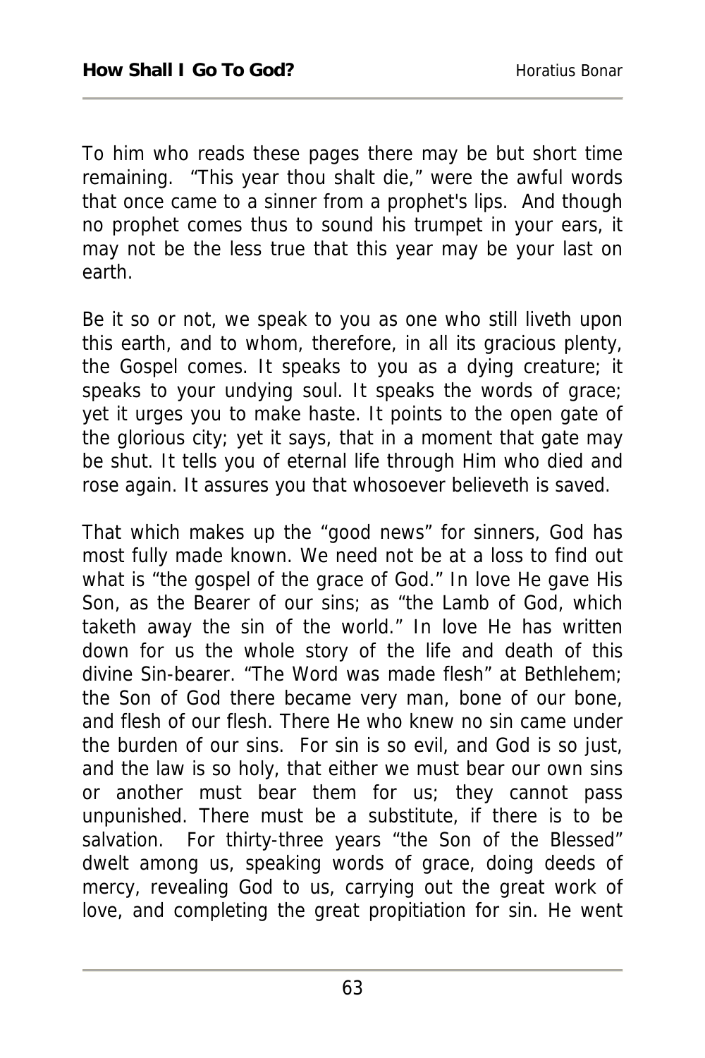To him who reads these pages there may be but short time remaining. "This year thou shalt die," were the awful words that once came to a sinner from a prophet's lips. And though no prophet comes thus to sound his trumpet in your ears, it may not be the less true that this year may be your last on earth.

Be it so or not, we speak to you as one who still liveth upon this earth, and to whom, therefore, in all its gracious plenty, the Gospel comes. It speaks to you as a dying creature; it speaks to your undying soul. It speaks the words of grace; yet it urges you to make haste. It points to the open gate of the glorious city; yet it says, that in a moment that gate may be shut. It tells you of eternal life through Him who died and rose again. It assures you that whosoever believeth is saved.

That which makes up the "good news" for sinners, God has most fully made known. We need not be at a loss to find out what is "the gospel of the grace of God." In love He gave His Son, as the Bearer of our sins; as "the Lamb of God, which taketh away the sin of the world." In love He has written down for us the whole story of the life and death of this divine Sin-bearer. "The Word was made flesh" at Bethlehem; the Son of God there became very man, bone of our bone, and flesh of our flesh. There He who knew no sin came under the burden of our sins. For sin is so evil, and God is so just, and the law is so holy, that either we must bear our own sins or another must bear them for us; they cannot pass unpunished. There must be a substitute, if there is to be salvation. For thirty-three years "the Son of the Blessed" dwelt among us, speaking words of grace, doing deeds of mercy, revealing God to us, carrying out the great work of love, and completing the great propitiation for sin. He went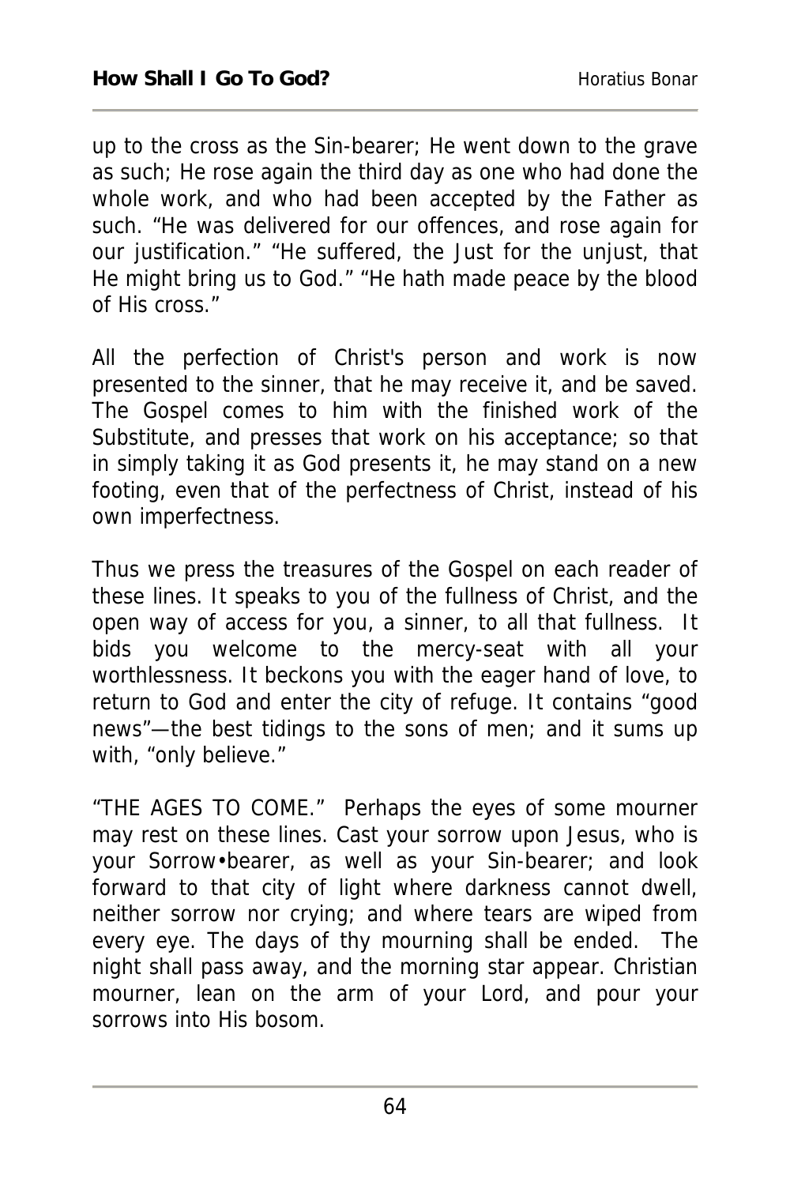up to the cross as the Sin-bearer; He went down to the grave as such; He rose again the third day as one who had done the whole work, and who had been accepted by the Father as such. "He was delivered for our offences, and rose again for our justification." "He suffered, the Just for the unjust, that He might bring us to God." "He hath made peace by the blood of His cross."

All the perfection of Christ's person and work is now presented to the sinner, that he may receive it, and be saved. The Gospel comes to him with the finished work of the Substitute, and presses that work on his acceptance; so that in simply taking it as God presents it, he may stand on a new footing, even that of the perfectness of Christ, instead of his own imperfectness.

Thus we press the treasures of the Gospel on each reader of these lines. It speaks to you of the fullness of Christ, and the open way of access for you, a sinner, to all that fullness. It bids you welcome to the mercy-seat with all your worthlessness. It beckons you with the eager hand of love, to return to God and enter the city of refuge. It contains "good news"—the best tidings to the sons of men; and it sums up with, "only believe."

"THE AGES TO COME." Perhaps the eyes of some mourner may rest on these lines. Cast your sorrow upon Jesus, who is your Sorrow•bearer, as well as your Sin-bearer; and look forward to that city of light where darkness cannot dwell, neither sorrow nor crying; and where tears are wiped from every eye. The days of thy mourning shall be ended. The night shall pass away, and the morning star appear. Christian mourner, lean on the arm of your Lord, and pour your sorrows into His bosom.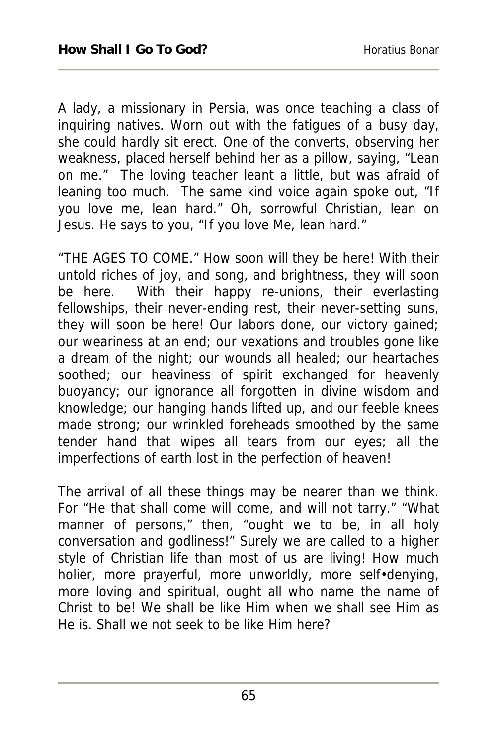A lady, a missionary in Persia, was once teaching a class of inquiring natives. Worn out with the fatigues of a busy day, she could hardly sit erect. One of the converts, observing her weakness, placed herself behind her as a pillow, saying, "Lean on me." The loving teacher leant a little, but was afraid of leaning too much. The same kind voice again spoke out, "If you love me, lean hard." Oh, sorrowful Christian, lean on Jesus. He says to you, "If you love Me, lean hard."

"THE AGES TO COME." How soon will they be here! With their untold riches of joy, and song, and brightness, they will soon be here. With their happy re-unions, their everlasting fellowships, their never-ending rest, their never-setting suns, they will soon be here! Our labors done, our victory gained; our weariness at an end; our vexations and troubles gone like a dream of the night; our wounds all healed; our heartaches soothed; our heaviness of spirit exchanged for heavenly buoyancy; our ignorance all forgotten in divine wisdom and knowledge; our hanging hands lifted up, and our feeble knees made strong; our wrinkled foreheads smoothed by the same tender hand that wipes all tears from our eyes; all the imperfections of earth lost in the perfection of heaven!

The arrival of all these things may be nearer than we think. For "He that shall come will come, and will not tarry." "What manner of persons," then, "ought we to be, in all holy conversation and godliness!" Surely we are called to a higher style of Christian life than most of us are living! How much holier, more prayerful, more unworldly, more self•denying, more loving and spiritual, ought all who name the name of Christ to be! We shall be like Him when we shall see Him as He is. Shall we not seek to be like Him here?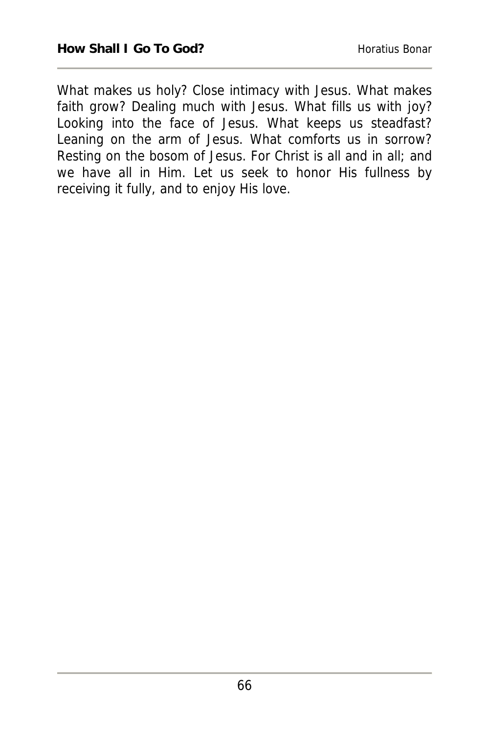What makes us holy? Close intimacy with Jesus. What makes faith grow? Dealing much with Jesus. What fills us with joy? Looking into the face of Jesus. What keeps us steadfast? Leaning on the arm of Jesus. What comforts us in sorrow? Resting on the bosom of Jesus. For Christ is all and in all; and we have all in Him. Let us seek to honor His fullness by receiving it fully, and to enjoy His love.